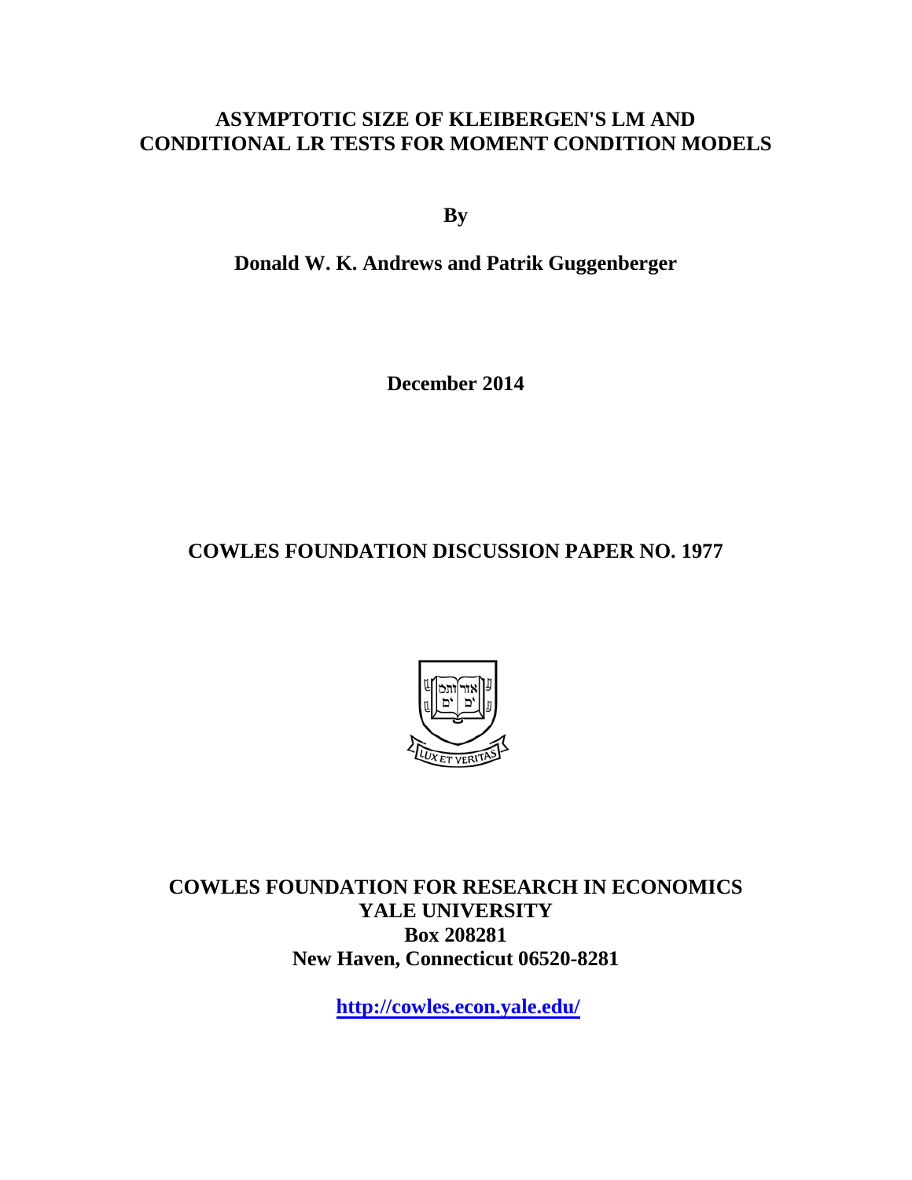# ASYMPTOTIC SIZE OF KLEIBERGEN'S LM AND CONDITIONAL LR TESTS FOR MOMENT CONDITION MODELS

**By**

**Donald W. K. Andrews and Patrik Guggenberger**

**December 2014**

## COWLES FOUNDATION DISCUSSION PAPER NO. 1977

**COWLES FOUNDATION FOR RESEARCH IN ECONOMICS**
**YALE UNIVERSITY**
**Box 208281**
**New Haven, Connecticut 06520-8281**

**http://cowles.econ.yale.edu/**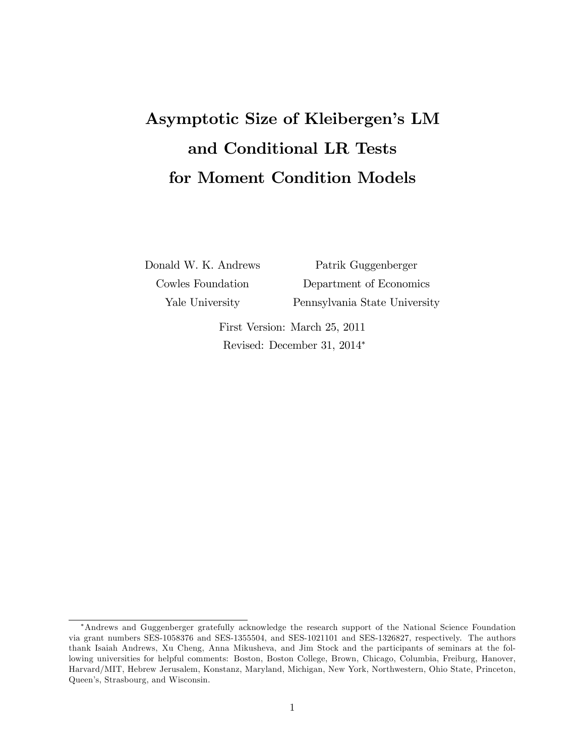# Asymptotic Size of Kleibergen's LM and Conditional LR Tests for Moment Condition Models

Donald W. K. Andrews
Cowles Foundation
Yale University

Patrik Guggenberger
Department of Economics
Pennsylvania State University

First Version: March 25, 2011

Revised: December 31, 2014*

---

*Andrews and Guggenberger gratefully acknowledge the research support of the National Science Foundation via grant numbers SES-1058376 and SES-1355504, and SES-1021101 and SES-1326827, respectively. The authors thank Isaiah Andrews, Xu Cheng, Anna Mikusheva, and Jim Stock and the participants of seminars at the following universities for helpful comments: Boston, Boston College, Brown, Chicago, Columbia, Freiburg, Hanover, Harvard/MIT, Hebrew Jerusalem, Konstanz, Maryland, Michigan, New York, Northwestern, Ohio State, Princeton, Queen's, Strasbourg, and Wisconsin.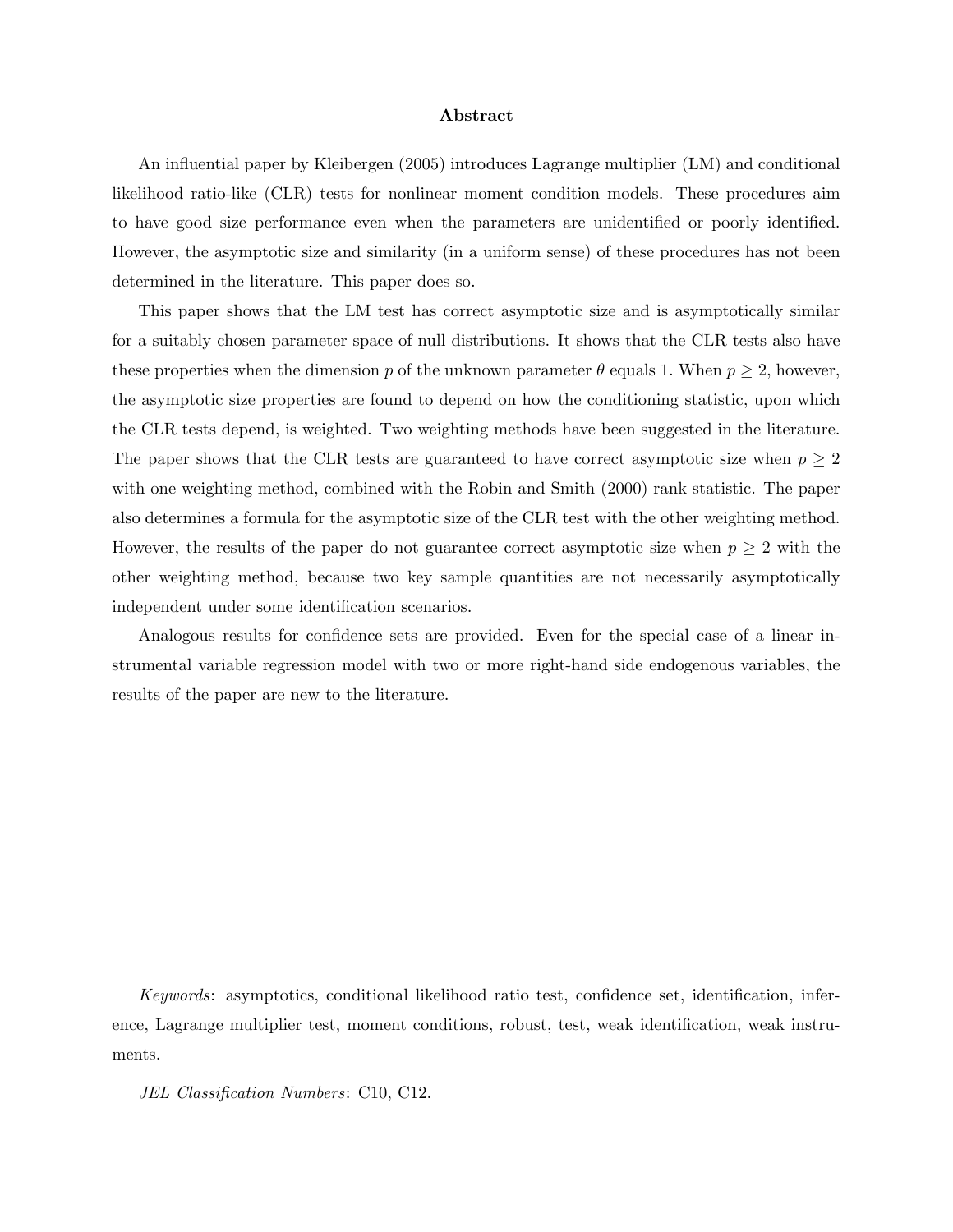## Abstract

An influential paper by Kleibergen (2005) introduces Lagrange multiplier (LM) and conditional likelihood ratio-like (CLR) tests for nonlinear moment condition models. These procedures aim to have good size performance even when the parameters are unidentified or poorly identified. However, the asymptotic size and similarity (in a uniform sense) of these procedures has not been determined in the literature. This paper does so.

This paper shows that the LM test has correct asymptotic size and is asymptotically similar for a suitably chosen parameter space of null distributions. It shows that the CLR tests also have these properties when the dimension $p$ of the unknown parameter $\theta$ equals 1. When $p \geq 2$, however, the asymptotic size properties are found to depend on how the conditioning statistic, upon which the CLR tests depend, is weighted. Two weighting methods have been suggested in the literature. The paper shows that the CLR tests are guaranteed to have correct asymptotic size when $p \geq 2$ with one weighting method, combined with the Robin and Smith (2000) rank statistic. The paper also determines a formula for the asymptotic size of the CLR test with the other weighting method. However, the results of the paper do not guarantee correct asymptotic size when $p \geq 2$ with the other weighting method, because two key sample quantities are not necessarily asymptotically independent under some identification scenarios.

Analogous results for confidence sets are provided. Even for the special case of a linear instrumental variable regression model with two or more right-hand side endogenous variables, the results of the paper are new to the literature.

*Keywords*: asymptotics, conditional likelihood ratio test, confidence set, identification, inference, Lagrange multiplier test, moment conditions, robust, test, weak identification, weak instruments.

*JEL Classification Numbers*: C10, C12.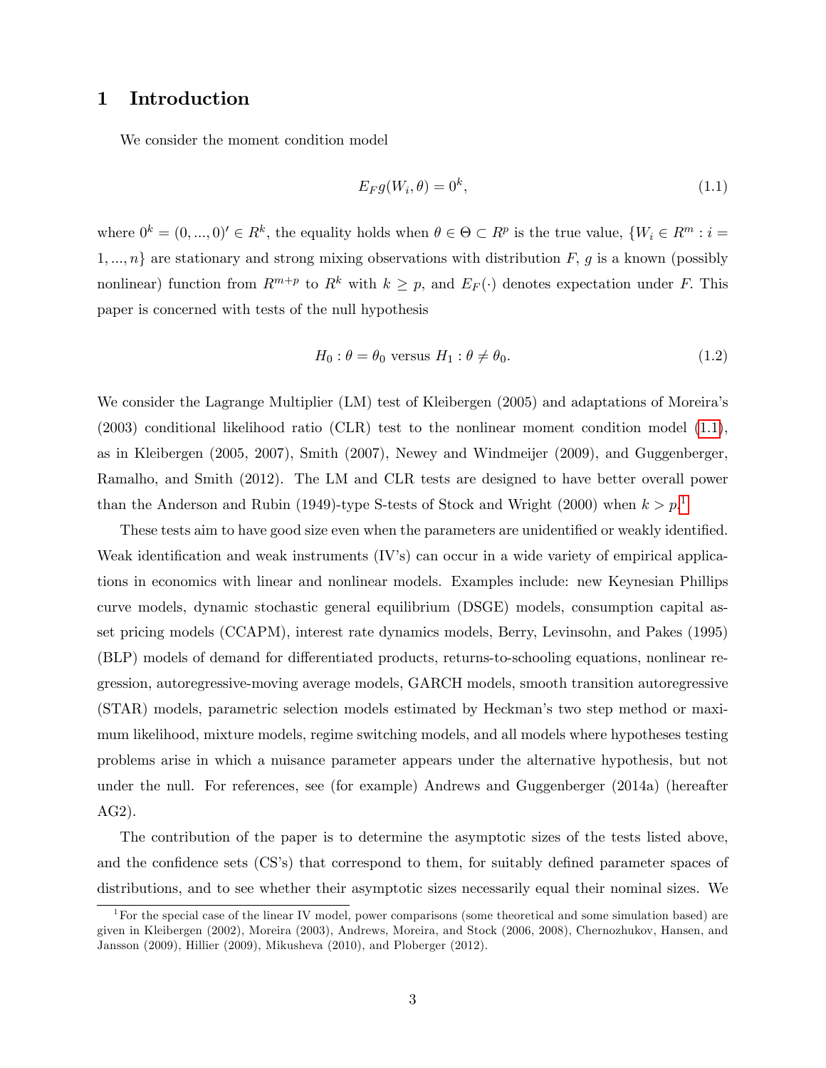# 1 Introduction

We consider the moment condition model

$$E_F g(W_i, \theta) = 0^k, \tag{1.1}$$

where $0^k = (0, ..., 0)' \in R^k$, the equality holds when $\theta \in \Theta \subset R^p$ is the true value, $\{W_i \in R^m : i = 1, ..., n\}$ are stationary and strong mixing observations with distribution $F$, $g$ is a known (possibly nonlinear) function from $R^{m+p}$ to $R^k$ with $k \geq p$, and $E_F(\cdot)$ denotes expectation under $F$. This paper is concerned with tests of the null hypothesis

$$H_0 : \theta = \theta_0 \text{ versus } H_1 : \theta \neq \theta_0. \tag{1.2}$$

We consider the Lagrange Multiplier (LM) test of Kleibergen (2005) and adaptations of Moreira's (2003) conditional likelihood ratio (CLR) test to the nonlinear moment condition model (1.1), as in Kleibergen (2005, 2007), Smith (2007), Newey and Windmeijer (2009), and Guggenberger, Ramalho, and Smith (2012). The LM and CLR tests are designed to have better overall power than the Anderson and Rubin (1949)-type S-tests of Stock and Wright (2000) when $k > p$.[1]

These tests aim to have good size even when the parameters are unidentified or weakly identified. Weak identification and weak instruments (IV's) can occur in a wide variety of empirical applications in economics with linear and nonlinear models. Examples include: new Keynesian Phillips curve models, dynamic stochastic general equilibrium (DSGE) models, consumption capital asset pricing models (CCAPM), interest rate dynamics models, Berry, Levinsohn, and Pakes (1995) (BLP) models of demand for differentiated products, returns-to-schooling equations, nonlinear regression, autoregressive-moving average models, GARCH models, smooth transition autoregressive (STAR) models, parametric selection models estimated by Heckman's two step method or maximum likelihood, mixture models, regime switching models, and all models where hypotheses testing problems arise in which a nuisance parameter appears under the alternative hypothesis, but not under the null. For references, see (for example) Andrews and Guggenberger (2014a) (hereafter AG2).

The contribution of the paper is to determine the asymptotic sizes of the tests listed above, and the confidence sets (CS's) that correspond to them, for suitably defined parameter spaces of distributions, and to see whether their asymptotic sizes necessarily equal their nominal sizes. We

[1] For the special case of the linear IV model, power comparisons (some theoretical and some simulation based) are given in Kleibergen (2002), Moreira (2003), Andrews, Moreira, and Stock (2006, 2008), Chernozhukov, Hansen, and Jansson (2009), Hillier (2009), Mikusheva (2010), and Ploberger (2012).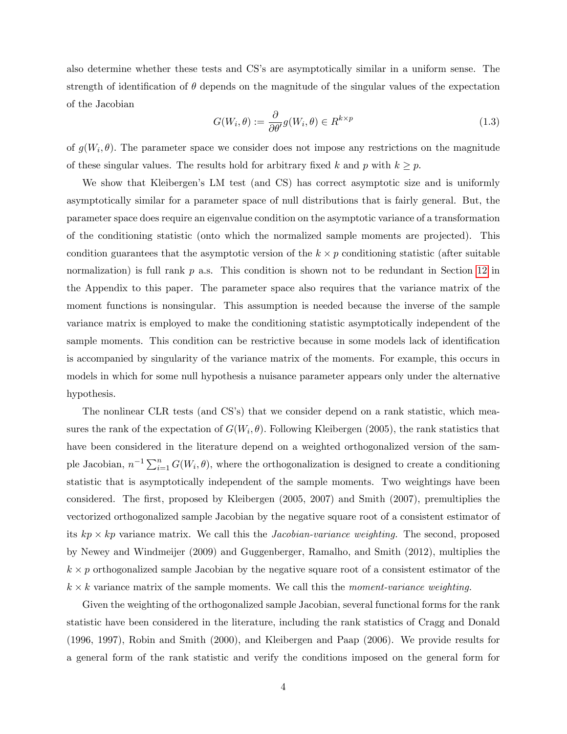also determine whether these tests and CS's are asymptotically similar in a uniform sense. The strength of identification of $\theta$ depends on the magnitude of the singular values of the expectation of the Jacobian

$$G(W_i, \theta) := \frac{\partial}{\partial \theta'} g(W_i, \theta) \in R^{k \times p} \tag{1.3}$$

of $g(W_i, \theta)$. The parameter space we consider does not impose any restrictions on the magnitude of these singular values. The results hold for arbitrary fixed $k$ and $p$ with $k \geq p$.

We show that Kleibergen's LM test (and CS) has correct asymptotic size and is uniformly asymptotically similar for a parameter space of null distributions that is fairly general. But, the parameter space does require an eigenvalue condition on the asymptotic variance of a transformation of the conditioning statistic (onto which the normalized sample moments are projected). This condition guarantees that the asymptotic version of the $k \times p$ conditioning statistic (after suitable normalization) is full rank $p$ a.s. This condition is shown not to be redundant in Section 12 in the Appendix to this paper. The parameter space also requires that the variance matrix of the moment functions is nonsingular. This assumption is needed because the inverse of the sample variance matrix is employed to make the conditioning statistic asymptotically independent of the sample moments. This condition can be restrictive because in some models lack of identification is accompanied by singularity of the variance matrix of the moments. For example, this occurs in models in which for some null hypothesis a nuisance parameter appears only under the alternative hypothesis.

The nonlinear CLR tests (and CS's) that we consider depend on a rank statistic, which measures the rank of the expectation of $G(W_i, \theta)$. Following Kleibergen (2005), the rank statistics that have been considered in the literature depend on a weighted orthogonalized version of the sample Jacobian, $n^{-1} \sum_{i=1}^{n} G(W_i, \theta)$, where the orthogonalization is designed to create a conditioning statistic that is asymptotically independent of the sample moments. Two weightings have been considered. The first, proposed by Kleibergen (2005, 2007) and Smith (2007), premultiplies the vectorized orthogonalized sample Jacobian by the negative square root of a consistent estimator of its $kp \times kp$ variance matrix. We call this the *Jacobian-variance weighting*. The second, proposed by Newey and Windmeijer (2009) and Guggenberger, Ramalho, and Smith (2012), multiplies the $k \times p$ orthogonalized sample Jacobian by the negative square root of a consistent estimator of the $k \times k$ variance matrix of the sample moments. We call this the *moment-variance weighting*.

Given the weighting of the orthogonalized sample Jacobian, several functional forms for the rank statistic have been considered in the literature, including the rank statistics of Cragg and Donald (1996, 1997), Robin and Smith (2000), and Kleibergen and Paap (2006). We provide results for a general form of the rank statistic and verify the conditions imposed on the general form for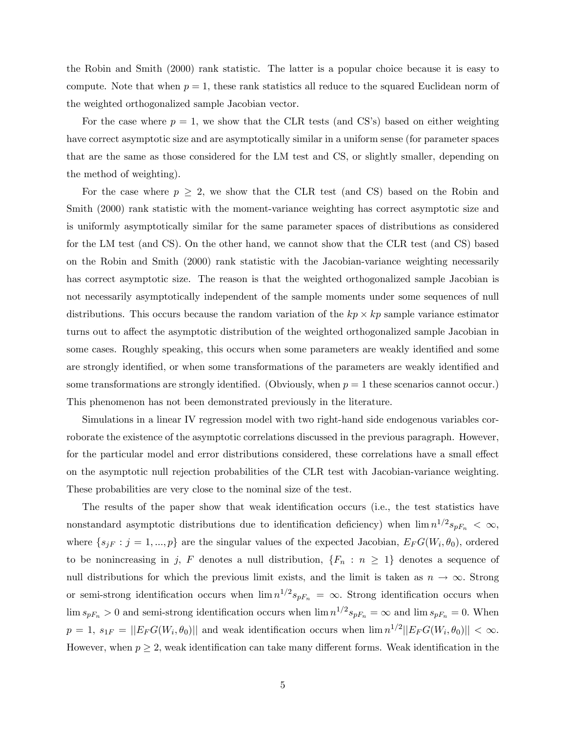the Robin and Smith (2000) rank statistic. The latter is a popular choice because it is easy to compute. Note that when $p = 1$, these rank statistics all reduce to the squared Euclidean norm of the weighted orthogonalized sample Jacobian vector.

For the case where $p = 1$, we show that the CLR tests (and CS's) based on either weighting have correct asymptotic size and are asymptotically similar in a uniform sense (for parameter spaces that are the same as those considered for the LM test and CS, or slightly smaller, depending on the method of weighting).

For the case where $p \geq 2$, we show that the CLR test (and CS) based on the Robin and Smith (2000) rank statistic with the moment-variance weighting has correct asymptotic size and is uniformly asymptotically similar for the same parameter spaces of distributions as considered for the LM test (and CS). On the other hand, we cannot show that the CLR test (and CS) based on the Robin and Smith (2000) rank statistic with the Jacobian-variance weighting necessarily has correct asymptotic size. The reason is that the weighted orthogonalized sample Jacobian is not necessarily asymptotically independent of the sample moments under some sequences of null distributions. This occurs because the random variation of the $kp \times kp$ sample variance estimator turns out to affect the asymptotic distribution of the weighted orthogonalized sample Jacobian in some cases. Roughly speaking, this occurs when some parameters are weakly identified and some are strongly identified, or when some transformations of the parameters are weakly identified and some transformations are strongly identified. (Obviously, when $p = 1$ these scenarios cannot occur.) This phenomenon has not been demonstrated previously in the literature.

Simulations in a linear IV regression model with two right-hand side endogenous variables corroborate the existence of the asymptotic correlations discussed in the previous paragraph. However, for the particular model and error distributions considered, these correlations have a small effect on the asymptotic null rejection probabilities of the CLR test with Jacobian-variance weighting. These probabilities are very close to the nominal size of the test.

The results of the paper show that weak identification occurs (i.e., the test statistics have nonstandard asymptotic distributions due to identification deficiency) when $\lim n^{1/2} s_{pF_n} < \infty$, where $\{s_{jF} : j = 1, ..., p\}$ are the singular values of the expected Jacobian, $E_F G(W_i, \theta_0)$, ordered to be nonincreasing in $j$, $F$ denotes a null distribution, $\{F_n : n \geq 1\}$ denotes a sequence of null distributions for which the previous limit exists, and the limit is taken as $n \to \infty$. Strong or semi-strong identification occurs when $\lim n^{1/2} s_{pF_n} = \infty$. Strong identification occurs when $\lim s_{pF_n} > 0$ and semi-strong identification occurs when $\lim n^{1/2} s_{pF_n} = \infty$ and $\lim s_{pF_n} = 0$. When $p = 1$, $s_{1F} = ||E_F G(W_i, \theta_0)||$ and weak identification occurs when $\lim n^{1/2} ||E_F G(W_i, \theta_0)|| < \infty$. However, when $p \geq 2$, weak identification can take many different forms. Weak identification in the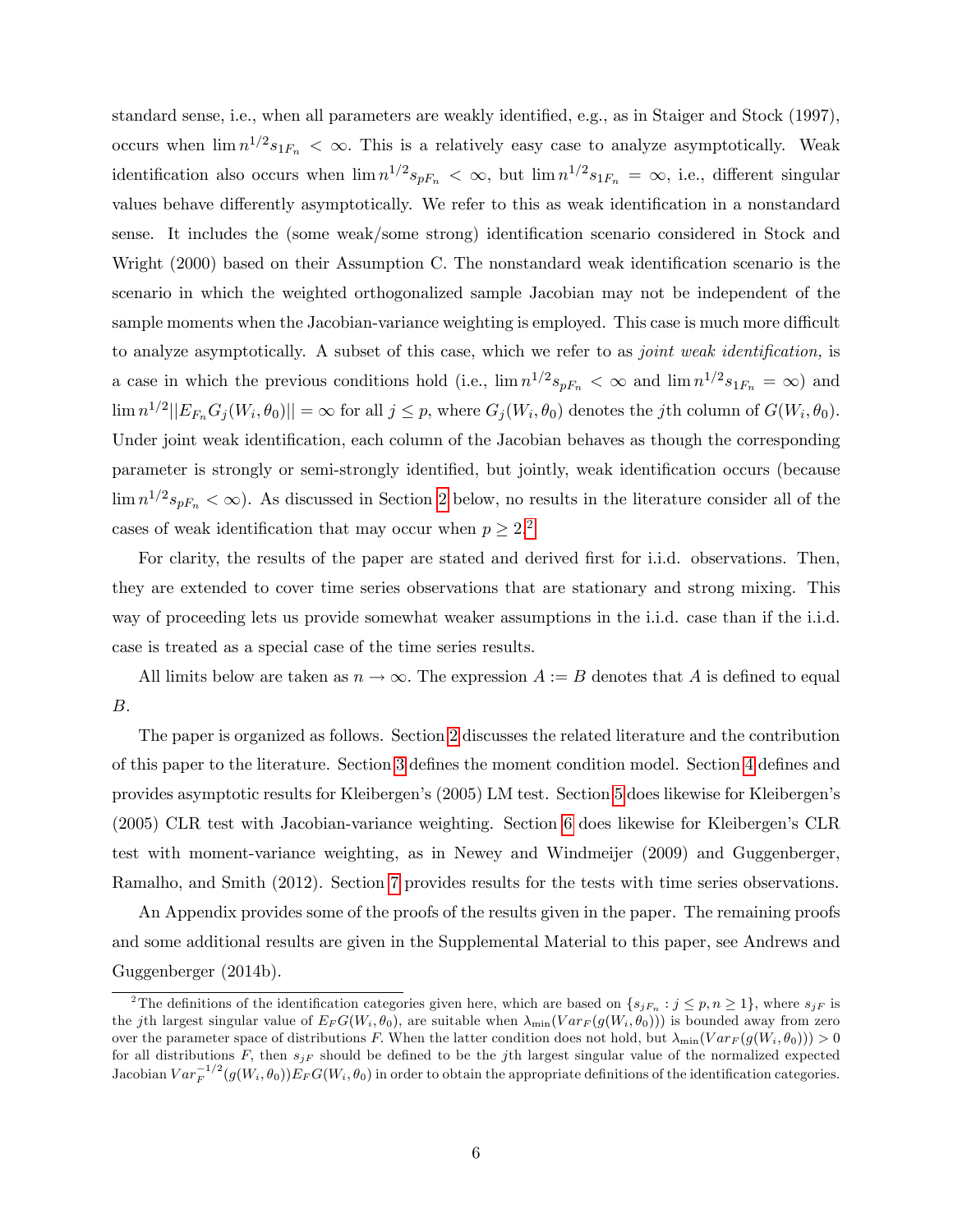standard sense, i.e., when all parameters are weakly identified, e.g., as in Staiger and Stock (1997), occurs when $\lim n^{1/2}s_{1F_n} < \infty$. This is a relatively easy case to analyze asymptotically. Weak identification also occurs when $\lim n^{1/2}s_{pF_n} < \infty$, but $\lim n^{1/2}s_{1F_n} = \infty$, i.e., different singular values behave differently asymptotically. We refer to this as weak identification in a nonstandard sense. It includes the (some weak/some strong) identification scenario considered in Stock and Wright (2000) based on their Assumption C. The nonstandard weak identification scenario is the scenario in which the weighted orthogonalized sample Jacobian may not be independent of the sample moments when the Jacobian-variance weighting is employed. This case is much more difficult to analyze asymptotically. A subset of this case, which we refer to as *joint weak identification,* is a case in which the previous conditions hold (i.e., $\lim n^{1/2}s_{pF_n} < \infty$ and $\lim n^{1/2}s_{1F_n} = \infty$) and $\lim n^{1/2}||E_{F_n}G_j(W_i,\theta_0)|| = \infty$ for all $j \leq p$, where $G_j(W_i,\theta_0)$ denotes the $j$th column of $G(W_i,\theta_0)$. Under joint weak identification, each column of the Jacobian behaves as though the corresponding parameter is strongly or semi-strongly identified, but jointly, weak identification occurs (because $\lim n^{1/2}s_{pF_n} < \infty$). As discussed in Section 2 below, no results in the literature consider all of the cases of weak identification that may occur when $p \geq 2$.[2]

For clarity, the results of the paper are stated and derived first for i.i.d. observations. Then, they are extended to cover time series observations that are stationary and strong mixing. This way of proceeding lets us provide somewhat weaker assumptions in the i.i.d. case than if the i.i.d. case is treated as a special case of the time series results.

All limits below are taken as $n \to \infty$. The expression $A := B$ denotes that $A$ is defined to equal $B$.

The paper is organized as follows. Section 2 discusses the related literature and the contribution of this paper to the literature. Section 3 defines the moment condition model. Section 4 defines and provides asymptotic results for Kleibergen's (2005) LM test. Section 5 does likewise for Kleibergen's (2005) CLR test with Jacobian-variance weighting. Section 6 does likewise for Kleibergen's CLR test with moment-variance weighting, as in Newey and Windmeijer (2009) and Guggenberger, Ramalho, and Smith (2012). Section 7 provides results for the tests with time series observations.

An Appendix provides some of the proofs of the results given in the paper. The remaining proofs and some additional results are given in the Supplemental Material to this paper, see Andrews and Guggenberger (2014b).

[2] The definitions of the identification categories given here, which are based on $\{s_{jF_n} : j \leq p, n \geq 1\}$, where $s_{jF}$ is the $j$th largest singular value of $E_FG(W_i,\theta_0)$, are suitable when $\lambda_{\min}(Var_F(g(W_i,\theta_0)))$ is bounded away from zero over the parameter space of distributions $F$. When the latter condition does not hold, but $\lambda_{\min}(Var_F(g(W_i,\theta_0))) > 0$ for all distributions $F$, then $s_{jF}$ should be defined to be the $j$th largest singular value of the normalized expected Jacobian $Var_F^{-1/2}(g(W_i,\theta_0))E_FG(W_i,\theta_0)$ in order to obtain the appropriate definitions of the identification categories.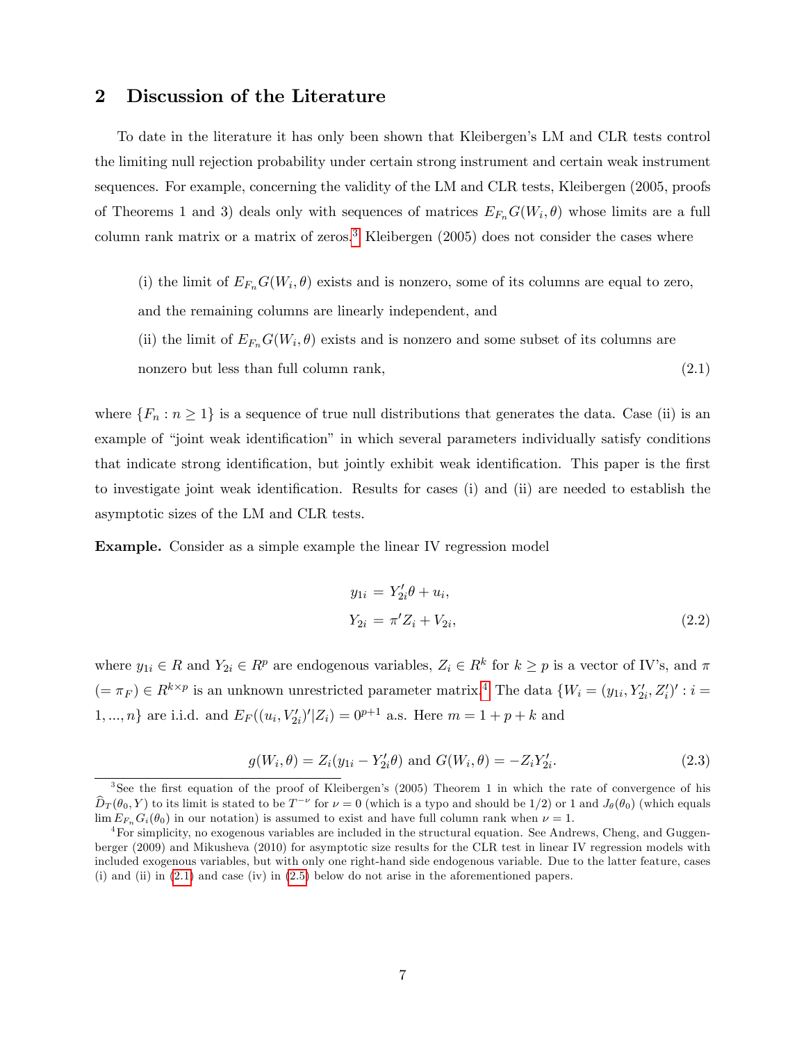## 2 Discussion of the Literature

To date in the literature it has only been shown that Kleibergen's LM and CLR tests control the limiting null rejection probability under certain strong instrument and certain weak instrument sequences. For example, concerning the validity of the LM and CLR tests, Kleibergen (2005, proofs of Theorems 1 and 3) deals only with sequences of matrices $E_{F_n}G(W_i, \theta)$ whose limits are a full column rank matrix or a matrix of zeros.[3] Kleibergen (2005) does not consider the cases where

(i) the limit of $E_{F_n}G(W_i, \theta)$ exists and is nonzero, some of its columns are equal to zero, and the remaining columns are linearly independent, and

(ii) the limit of $E_{F_n}G(W_i, \theta)$ exists and is nonzero and some subset of its columns are nonzero but less than full column rank, (2.1)

where $\{F_n : n \geq 1\}$ is a sequence of true null distributions that generates the data. Case (ii) is an example of "joint weak identification" in which several parameters individually satisfy conditions that indicate strong identification, but jointly exhibit weak identification. This paper is the first to investigate joint weak identification. Results for cases (i) and (ii) are needed to establish the asymptotic sizes of the LM and CLR tests.

**Example.** Consider as a simple example the linear IV regression model

$$
\begin{aligned}
y_{1i} &= Y_{2i}'\theta + u_i, \\
Y_{2i} &= \pi' Z_i + V_{2i},
\end{aligned} \tag{2.2}
$$

where $y_{1i} \in R$ and $Y_{2i} \in R^p$ are endogenous variables, $Z_i \in R^k$ for $k \geq p$ is a vector of IV's, and $\pi$ $(= \pi_F) \in R^{k \times p}$ is an unknown unrestricted parameter matrix.[4] The data $\{W_i = (y_{1i}, Y_{2i}', Z_i')' : i = 1, ..., n\}$ are i.i.d. and $E_F((u_i, V_{2i}')'|Z_i) = 0^{p+1}$ a.s. Here $m = 1 + p + k$ and

$$
g(W_i, \theta) = Z_i(y_{1i} - Y_{2i}'\theta) \text{ and } G(W_i, \theta) = -Z_i Y_{2i}'. \tag{2.3}
$$

[3] See the first equation of the proof of Kleibergen's (2005) Theorem 1 in which the rate of convergence of his $\widehat{D}_T(\theta_0, Y)$ to its limit is stated to be $T^{-\nu}$ for $\nu = 0$ (which is a typo and should be 1/2) or 1 and $J_\theta(\theta_0)$ (which equals $\lim E_{F_n} G_i(\theta_0)$ in our notation) is assumed to exist and have full column rank when $\nu = 1$.

[4] For simplicity, no exogenous variables are included in the structural equation. See Andrews, Cheng, and Guggenberger (2009) and Mikusheva (2010) for asymptotic size results for the CLR test in linear IV regression models with included exogenous variables, but with only one right-hand side endogenous variable. Due to the latter feature, cases (i) and (ii) in (2.1) and case (iv) in (2.5) below do not arise in the aforementioned papers.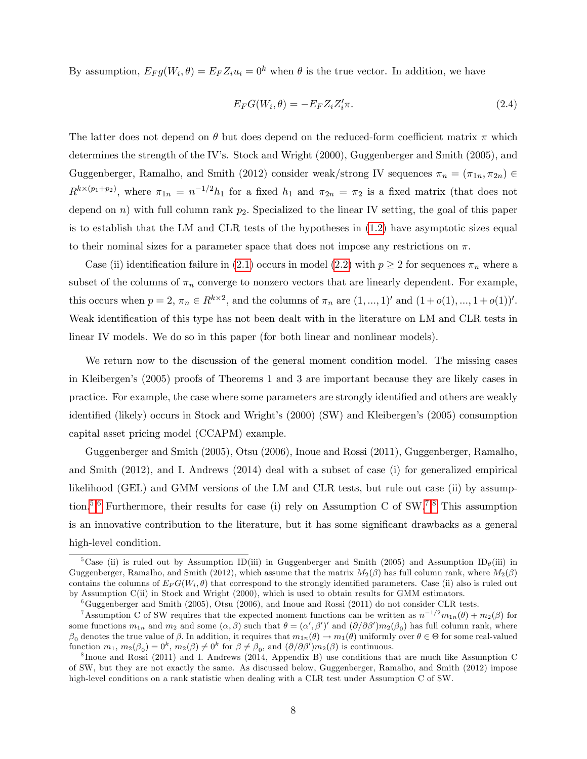By assumption, $E_F g(W_i, \theta) = E_F Z_i u_i = 0^k$ when $\theta$ is the true vector. In addition, we have

$$E_F G(W_i, \theta) = -E_F Z_i Z_i' \pi. \tag{2.4}$$

The latter does not depend on $\theta$ but does depend on the reduced-form coefficient matrix $\pi$ which determines the strength of the IV's. Stock and Wright (2000), Guggenberger and Smith (2005), and Guggenberger, Ramalho, and Smith (2012) consider weak/strong IV sequences $\pi_n = (\pi_{1n}, \pi_{2n}) \in R^{k \times (p_1 + p_2)}$, where $\pi_{1n} = n^{-1/2} h_1$ for a fixed $h_1$ and $\pi_{2n} = \pi_2$ is a fixed matrix (that does not depend on $n$) with full column rank $p_2$. Specialized to the linear IV setting, the goal of this paper is to establish that the LM and CLR tests of the hypotheses in (1.2) have asymptotic sizes equal to their nominal sizes for a parameter space that does not impose any restrictions on $\pi$.

Case (ii) identification failure in (2.1) occurs in model (2.2) with $p \geq 2$ for sequences $\pi_n$ where a subset of the columns of $\pi_n$ converge to nonzero vectors that are linearly dependent. For example, this occurs when $p = 2$, $\pi_n \in R^{k \times 2}$, and the columns of $\pi_n$ are $(1, ..., 1)'$ and $(1 + o(1), ..., 1 + o(1))'$. Weak identification of this type has not been dealt with in the literature on LM and CLR tests in linear IV models. We do so in this paper (for both linear and nonlinear models).

We return now to the discussion of the general moment condition model. The missing cases in Kleibergen's (2005) proofs of Theorems 1 and 3 are important because they are likely cases in practice. For example, the case where some parameters are strongly identified and others are weakly identified (likely) occurs in Stock and Wright's (2000) (SW) and Kleibergen's (2005) consumption capital asset pricing model (CCAPM) example.

Guggenberger and Smith (2005), Otsu (2006), Inoue and Rossi (2011), Guggenberger, Ramalho, and Smith (2012), and I. Andrews (2014) deal with a subset of case (i) for generalized empirical likelihood (GEL) and GMM versions of the LM and CLR tests, but rule out case (ii) by assumption.[5,6] Furthermore, their results for case (i) rely on Assumption C of SW.[7,8] This assumption is an innovative contribution to the literature, but it has some significant drawbacks as a general high-level condition.

[5] Case (ii) is ruled out by Assumption ID(iii) in Guggenberger and Smith (2005) and Assumption ID$_\theta$(iii) in Guggenberger, Ramalho, and Smith (2012), which assume that the matrix $M_2(\beta)$ has full column rank, where $M_2(\beta)$ contains the columns of $E_F G(W_i, \theta)$ that correspond to the strongly identified parameters. Case (ii) also is ruled out by Assumption C(ii) in Stock and Wright (2000), which is used to obtain results for GMM estimators.

[6] Guggenberger and Smith (2005), Otsu (2006), and Inoue and Rossi (2011) do not consider CLR tests.

[7] Assumption C of SW requires that the expected moment functions can be written as $n^{-1/2} m_{1n}(\theta) + m_2(\beta)$ for some functions $m_{1n}$ and $m_2$ and some $(\alpha, \beta)$ such that $\theta = (\alpha', \beta')'$ and $(\partial/\partial\beta')m_2(\beta_0)$ has full column rank, where $\beta_0$ denotes the true value of $\beta$. In addition, it requires that $m_{1n}(\theta) \to m_1(\theta)$ uniformly over $\theta \in \Theta$ for some real-valued function $m_1$, $m_2(\beta_0) = 0^k$, $m_2(\beta) \neq 0^k$ for $\beta \neq \beta_0$, and $(\partial/\partial\beta')m_2(\beta)$ is continuous.

[8] Inoue and Rossi (2011) and I. Andrews (2014, Appendix B) use conditions that are much like Assumption C of SW, but they are not exactly the same. As discussed below, Guggenberger, Ramalho, and Smith (2012) impose high-level conditions on a rank statistic when dealing with a CLR test under Assumption C of SW.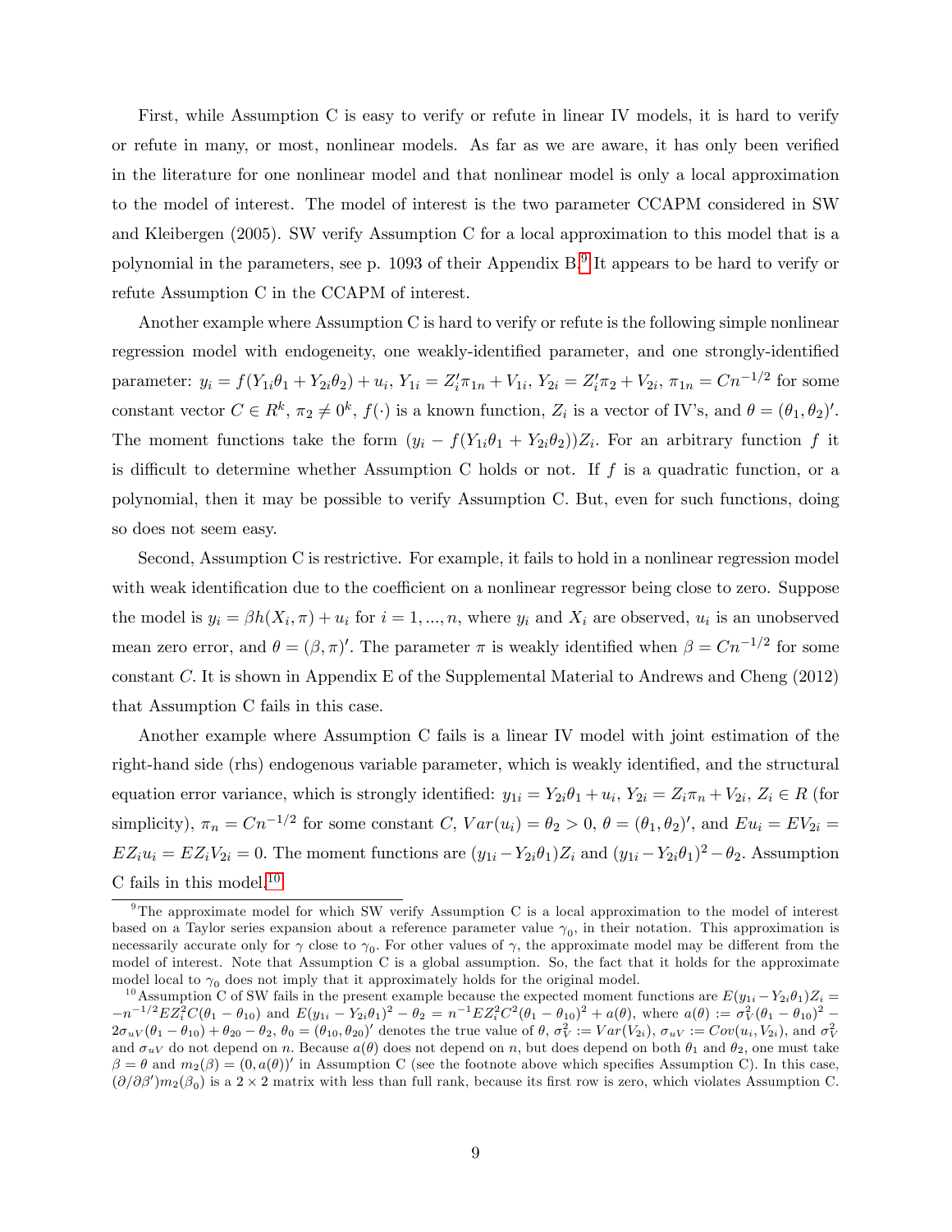First, while Assumption C is easy to verify or refute in linear IV models, it is hard to verify or refute in many, or most, nonlinear models. As far as we are aware, it has only been verified in the literature for one nonlinear model and that nonlinear model is only a local approximation to the model of interest. The model of interest is the two parameter CCAPM considered in SW and Kleibergen (2005). SW verify Assumption C for a local approximation to this model that is a polynomial in the parameters, see p. 1093 of their Appendix B.[9] It appears to be hard to verify or refute Assumption C in the CCAPM of interest.

Another example where Assumption C is hard to verify or refute is the following simple nonlinear regression model with endogeneity, one weakly-identified parameter, and one strongly-identified parameter: $y_i = f(Y_{1i}\theta_1 + Y_{2i}\theta_2) + u_i$, $Y_{1i} = Z_i'\pi_{1n} + V_{1i}$, $Y_{2i} = Z_i'\pi_2 + V_{2i}$, $\pi_{1n} = Cn^{-1/2}$ for some constant vector $C \in R^k$, $\pi_2 \neq 0^k$, $f(\cdot)$ is a known function, $Z_i$ is a vector of IV's, and $\theta = (\theta_1, \theta_2)'$. The moment functions take the form $(y_i - f(Y_{1i}\theta_1 + Y_{2i}\theta_2))Z_i$. For an arbitrary function $f$ it is difficult to determine whether Assumption C holds or not. If $f$ is a quadratic function, or a polynomial, then it may be possible to verify Assumption C. But, even for such functions, doing so does not seem easy.

Second, Assumption C is restrictive. For example, it fails to hold in a nonlinear regression model with weak identification due to the coefficient on a nonlinear regressor being close to zero. Suppose the model is $y_i = \beta h(X_i, \pi) + u_i$ for $i = 1, ..., n$, where $y_i$ and $X_i$ are observed, $u_i$ is an unobserved mean zero error, and $\theta = (\beta, \pi)'$. The parameter $\pi$ is weakly identified when $\beta = Cn^{-1/2}$ for some constant $C$. It is shown in Appendix E of the Supplemental Material to Andrews and Cheng (2012) that Assumption C fails in this case.

Another example where Assumption C fails is a linear IV model with joint estimation of the right-hand side (rhs) endogenous variable parameter, which is weakly identified, and the structural equation error variance, which is strongly identified: $y_{1i} = Y_{2i}\theta_1 + u_i$, $Y_{2i} = Z_i\pi_n + V_{2i}$, $Z_i \in R$ (for simplicity), $\pi_n = Cn^{-1/2}$ for some constant $C$, $Var(u_i) = \theta_2 > 0$, $\theta = (\theta_1, \theta_2)'$, and $Eu_i = EV_{2i} = EZ_iu_i = EZ_iV_{2i} = 0$. The moment functions are $(y_{1i} - Y_{2i}\theta_1)Z_i$ and $(y_{1i} - Y_{2i}\theta_1)^2 - \theta_2$. Assumption C fails in this model.[10]

[9] The approximate model for which SW verify Assumption C is a local approximation to the model of interest based on a Taylor series expansion about a reference parameter value $\gamma_0$, in their notation. This approximation is necessarily accurate only for $\gamma$ close to $\gamma_0$. For other values of $\gamma$, the approximate model may be different from the model of interest. Note that Assumption C is a global assumption. So, the fact that it holds for the approximate model local to $\gamma_0$ does not imply that it approximately holds for the original model.

[10] Assumption C of SW fails in the present example because the expected moment functions are $E(y_{1i} - Y_{2i}\theta_1)Z_i = -n^{-1/2}EZ_i^2C(\theta_1 - \theta_{10})$ and $E(y_{1i} - Y_{2i}\theta_1)^2 - \theta_2 = n^{-1}EZ_i^2C^2(\theta_1 - \theta_{10})^2 + a(\theta)$, where $a(\theta) := \sigma_V^2(\theta_1 - \theta_{10})^2 - 2\sigma_{uV}(\theta_1 - \theta_{10}) + \theta_{20} - \theta_2$, $\theta_0 = (\theta_{10}, \theta_{20})'$ denotes the true value of $\theta$, $\sigma_V^2 := Var(V_{2i})$, $\sigma_{uV} := Cov(u_i, V_{2i})$, and $\sigma_V^2$ and $\sigma_{uV}$ do not depend on $n$. Because $a(\theta)$ does not depend on $n$, but does depend on both $\theta_1$ and $\theta_2$, one must take $\beta = \theta$ and $m_2(\beta) = (0, a(\theta))'$ in Assumption C (see the footnote above which specifies Assumption C). In this case, $(\partial/\partial\beta')m_2(\beta_0)$ is a $2 \times 2$ matrix with less than full rank, because its first row is zero, which violates Assumption C.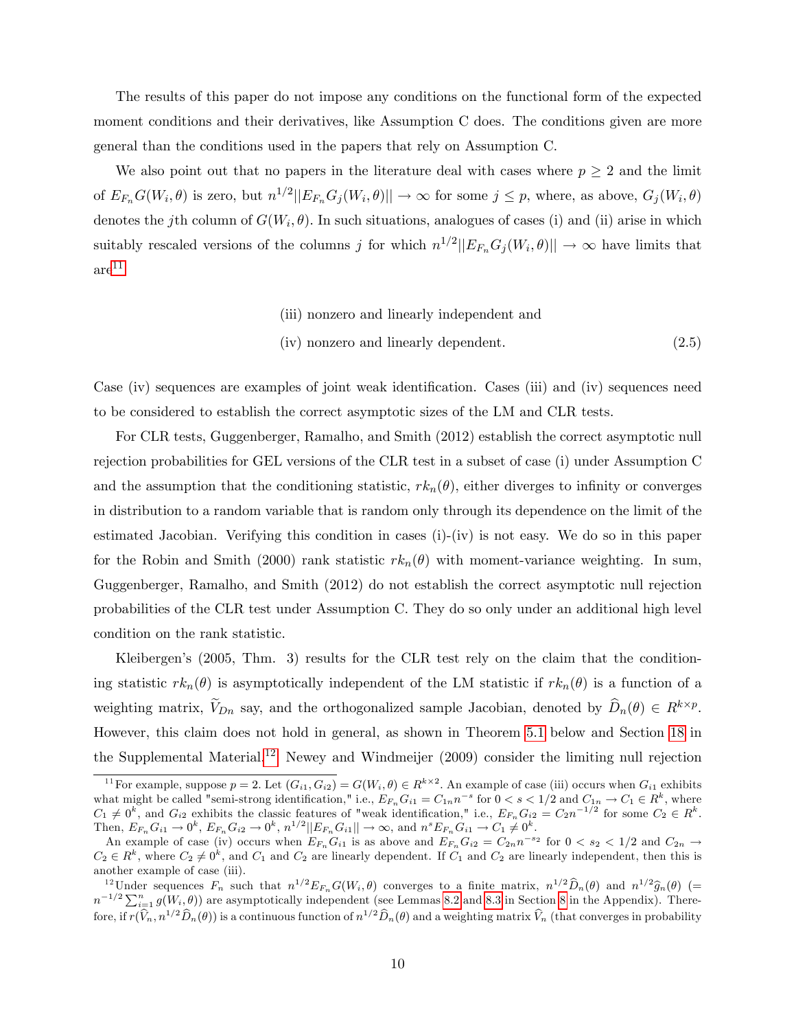The results of this paper do not impose any conditions on the functional form of the expected moment conditions and their derivatives, like Assumption C does. The conditions given are more general than the conditions used in the papers that rely on Assumption C.

We also point out that no papers in the literature deal with cases where $p \geq 2$ and the limit of $E_{F_n} G(W_i, \theta)$ is zero, but $n^{1/2}||E_{F_n} G_j(W_i, \theta)|| \to \infty$ for some $j \leq p$, where, as above, $G_j(W_i, \theta)$ denotes the $j$th column of $G(W_i, \theta)$. In such situations, analogues of cases (i) and (ii) arise in which suitably rescaled versions of the columns $j$ for which $n^{1/2}||E_{F_n} G_j(W_i, \theta)|| \to \infty$ have limits that are[11]

$$\begin{aligned} &\text{(iii) nonzero and linearly independent and} \\ &\text{(iv) nonzero and linearly dependent.} \end{aligned} \tag{2.5}$$

Case (iv) sequences are examples of joint weak identification. Cases (iii) and (iv) sequences need to be considered to establish the correct asymptotic sizes of the LM and CLR tests.

For CLR tests, Guggenberger, Ramalho, and Smith (2012) establish the correct asymptotic null rejection probabilities for GEL versions of the CLR test in a subset of case (i) under Assumption C and the assumption that the conditioning statistic, $rk_n(\theta)$, either diverges to infinity or converges in distribution to a random variable that is random only through its dependence on the limit of the estimated Jacobian. Verifying this condition in cases (i)-(iv) is not easy. We do so in this paper for the Robin and Smith (2000) rank statistic $rk_n(\theta)$ with moment-variance weighting. In sum, Guggenberger, Ramalho, and Smith (2012) do not establish the correct asymptotic null rejection probabilities of the CLR test under Assumption C. They do so only under an additional high level condition on the rank statistic.

Kleibergen's (2005, Thm. 3) results for the CLR test rely on the claim that the conditioning statistic $rk_n(\theta)$ is asymptotically independent of the LM statistic if $rk_n(\theta)$ is a function of a weighting matrix, $\widetilde{V}_{Dn}$ say, and the orthogonalized sample Jacobian, denoted by $\widehat{D}_n(\theta) \in R^{k \times p}$. However, this claim does not hold in general, as shown in Theorem 5.1 below and Section 18 in the Supplemental Material.[12] Newey and Windmeijer (2009) consider the limiting null rejection

---

[11] For example, suppose $p = 2$. Let $(G_{i1}, G_{i2}) = G(W_i, \theta) \in R^{k \times 2}$. An example of case (iii) occurs when $G_{i1}$ exhibits what might be called "semi-strong identification," i.e., $E_{F_n} G_{i1} = C_{1n} n^{-s}$ for $0 < s < 1/2$ and $C_{1n} \to C_1 \in R^k$, where $C_1 \neq 0^k$, and $G_{i2}$ exhibits the classic features of "weak identification," i.e., $E_{F_n} G_{i2} = C_2 n^{-1/2}$ for some $C_2 \in R^k$. Then, $E_{F_n} G_{i1} \to 0^k$, $E_{F_n} G_{i2} \to 0^k$, $n^{1/2}||E_{F_n} G_{i1}|| \to \infty$, and $n^s E_{F_n} G_{i1} \to C_1 \neq 0^k$.

An example of case (iv) occurs when $E_{F_n} G_{i1}$ is as above and $E_{F_n} G_{i2} = C_{2n} n^{-s_2}$ for $0 < s_2 < 1/2$ and $C_{2n} \to C_2 \in R^k$, where $C_2 \neq 0^k$, and $C_1$ and $C_2$ are linearly dependent. If $C_1$ and $C_2$ are linearly independent, then this is another example of case (iii).

[12] Under sequences $F_n$ such that $n^{1/2} E_{F_n} G(W_i, \theta)$ converges to a finite matrix, $n^{1/2} \widehat{D}_n(\theta)$ and $n^{1/2} \widehat{g}_n(\theta)$ $(= n^{-1/2} \sum_{i=1}^n g(W_i, \theta))$ are asymptotically independent (see Lemmas 8.2 and 8.3 in Section 8 in the Appendix). Therefore, if $r(\widehat{V}_n, n^{1/2} \widehat{D}_n(\theta))$ is a continuous function of $n^{1/2} \widehat{D}_n(\theta)$ and a weighting matrix $\widehat{V}_n$ (that converges in probability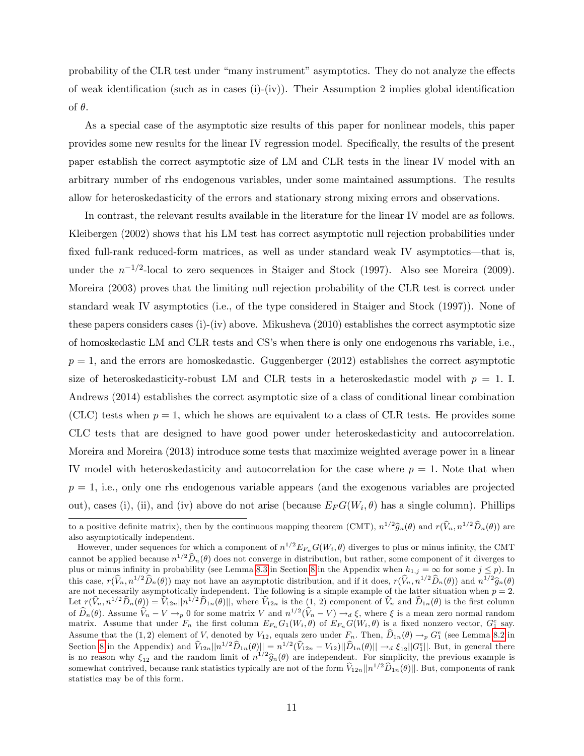probability of the CLR test under "many instrument" asymptotics. They do not analyze the effects of weak identification (such as in cases (i)-(iv)). Their Assumption 2 implies global identification of $\theta$.

As a special case of the asymptotic size results of this paper for nonlinear models, this paper provides some new results for the linear IV regression model. Specifically, the results of the present paper establish the correct asymptotic size of LM and CLR tests in the linear IV model with an arbitrary number of rhs endogenous variables, under some maintained assumptions. The results allow for heteroskedasticity of the errors and stationary strong mixing errors and observations.

In contrast, the relevant results available in the literature for the linear IV model are as follows. Kleibergen (2002) shows that his LM test has correct asymptotic null rejection probabilities under fixed full-rank reduced-form matrices, as well as under standard weak IV asymptotics—that is, under the $n^{-1/2}$-local to zero sequences in Staiger and Stock (1997). Also see Moreira (2009). Moreira (2003) proves that the limiting null rejection probability of the CLR test is correct under standard weak IV asymptotics (i.e., of the type considered in Staiger and Stock (1997)). None of these papers considers cases (i)-(iv) above. Mikusheva (2010) establishes the correct asymptotic size of homoskedastic LM and CLR tests and CS's when there is only one endogenous rhs variable, i.e., $p = 1$, and the errors are homoskedastic. Guggenberger (2012) establishes the correct asymptotic size of heteroskedasticity-robust LM and CLR tests in a heteroskedastic model with $p = 1$. I. Andrews (2014) establishes the correct asymptotic size of a class of conditional linear combination (CLC) tests when $p = 1$, which he shows are equivalent to a class of CLR tests. He provides some CLC tests that are designed to have good power under heteroskedasticity and autocorrelation. Moreira and Moreira (2013) introduce some tests that maximize weighted average power in a linear IV model with heteroskedasticity and autocorrelation for the case where $p = 1$. Note that when $p = 1$, i.e., only one rhs endogenous variable appears (and the exogenous variables are projected out), cases (i), (ii), and (iv) above do not arise (because $E_F G(W_i, \theta)$ has a single column). Phillips

to a positive definite matrix), then by the continuous mapping theorem (CMT), $n^{1/2}\widehat{g}_n(\theta)$ and $r(\widehat{V}_n, n^{1/2}\widehat{D}_n(\theta))$ are also asymptotically independent.

However, under sequences for which a component of $n^{1/2}E_{F_n}G(W_i, \theta)$ diverges to plus or minus infinity, the CMT cannot be applied because $n^{1/2}\widehat{D}_n(\theta)$ does not converge in distribution, but rather, some component of it diverges to plus or minus infinity in probability (see Lemma 8.3 in Section 8 in the Appendix when $h_{1,j} = \infty$ for some $j \leq p$). In this case, $r(\widehat{V}_n, n^{1/2}\widehat{D}_n(\theta))$ may not have an asymptotic distribution, and if it does, $r(\widehat{V}_n, n^{1/2}\widehat{D}_n(\theta))$ and $n^{1/2}\widehat{g}_n(\theta)$ are not necessarily asymptotically independent. The following is a simple example of the latter situation when $p = 2$. Let $r(\widehat{V}_n, n^{1/2}\widehat{D}_n(\theta)) = \widehat{V}_{12n}||n^{1/2}\widehat{D}_{1n}(\theta)||$, where $\widehat{V}_{12n}$ is the (1, 2) component of $\widehat{V}_n$ and $\widehat{D}_{1n}(\theta)$ is the first column of $\widehat{D}_n(\theta)$. Assume $\widehat{V}_n - V \rightarrow_p 0$ for some matrix $V$ and $n^{1/2}(\widehat{V}_n - V) \rightarrow_d \xi$, where $\xi$ is a mean zero normal random matrix. Assume that under $F_n$ the first column $E_{F_n}G_1(W_i, \theta)$ of $E_{F_n}G(W_i, \theta)$ is a fixed nonzero vector, $G_1^e$ say. Assume that the $(1, 2)$ element of $V$, denoted by $V_{12}$, equals zero under $F_n$. Then, $\widehat{D}_{1n}(\theta) \rightarrow_p G_1^e$ (see Lemma 8.2 in Section 8 in the Appendix) and $\widehat{V}_{12n}||n^{1/2}\widehat{D}_{1n}(\theta)|| = n^{1/2}(\widehat{V}_{12n} - V_{12})||\widehat{D}_{1n}(\theta)|| \rightarrow_d \xi_{12}||G_1^e||$. But, in general there is no reason why $\xi_{12}$ and the random limit of $n^{1/2}\widehat{g}_n(\theta)$ are independent. For simplicity, the previous example is somewhat contrived, because rank statistics typically are not of the form $\widehat{V}_{12n}||n^{1/2}\widehat{D}_{1n}(\theta)||$. But, components of rank statistics may be of this form.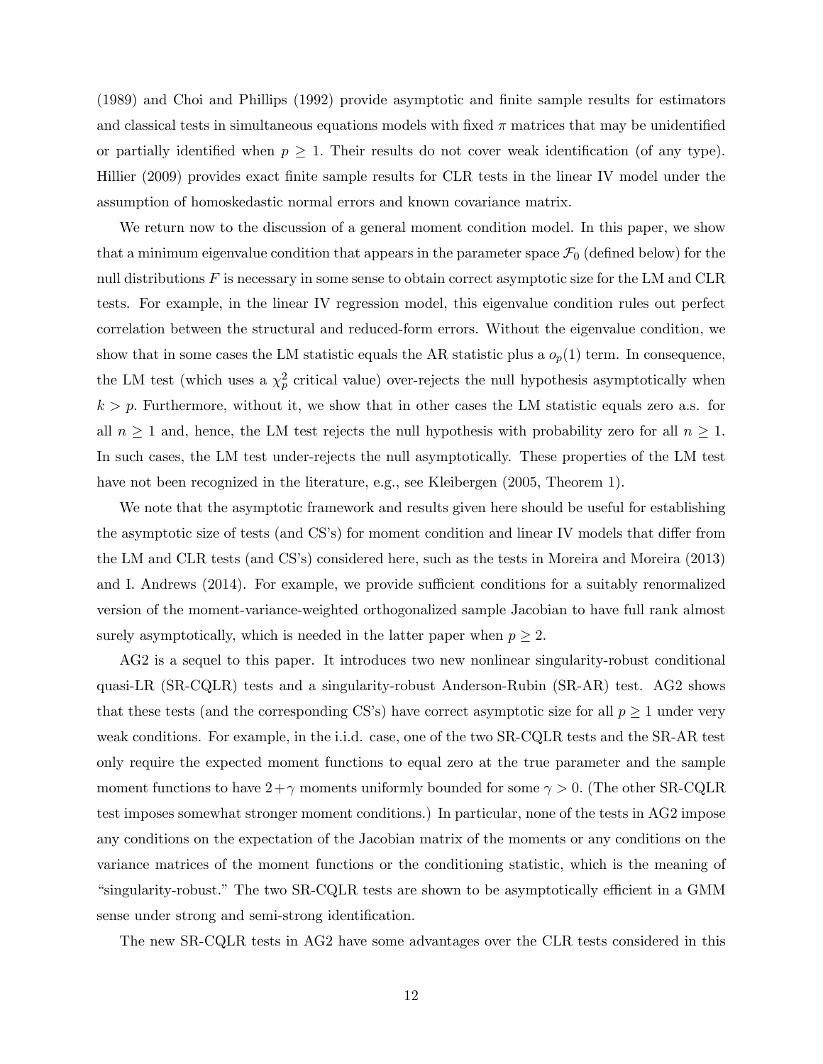(1989) and Choi and Phillips (1992) provide asymptotic and finite sample results for estimators and classical tests in simultaneous equations models with fixed $\pi$ matrices that may be unidentified or partially identified when $p \geq 1$. Their results do not cover weak identification (of any type). Hillier (2009) provides exact finite sample results for CLR tests in the linear IV model under the assumption of homoskedastic normal errors and known covariance matrix.

We return now to the discussion of a general moment condition model. In this paper, we show that a minimum eigenvalue condition that appears in the parameter space $\mathcal{F}_0$ (defined below) for the null distributions $F$ is necessary in some sense to obtain correct asymptotic size for the LM and CLR tests. For example, in the linear IV regression model, this eigenvalue condition rules out perfect correlation between the structural and reduced-form errors. Without the eigenvalue condition, we show that in some cases the LM statistic equals the AR statistic plus a $o_p(1)$ term. In consequence, the LM test (which uses a $\chi^2_p$ critical value) over-rejects the null hypothesis asymptotically when $k > p$. Furthermore, without it, we show that in other cases the LM statistic equals zero a.s. for all $n \geq 1$ and, hence, the LM test rejects the null hypothesis with probability zero for all $n \geq 1$. In such cases, the LM test under-rejects the null asymptotically. These properties of the LM test have not been recognized in the literature, e.g., see Kleibergen (2005, Theorem 1).

We note that the asymptotic framework and results given here should be useful for establishing the asymptotic size of tests (and CS's) for moment condition and linear IV models that differ from the LM and CLR tests (and CS's) considered here, such as the tests in Moreira and Moreira (2013) and I. Andrews (2014). For example, we provide sufficient conditions for a suitably renormalized version of the moment-variance-weighted orthogonalized sample Jacobian to have full rank almost surely asymptotically, which is needed in the latter paper when $p \geq 2$.

AG2 is a sequel to this paper. It introduces two new nonlinear singularity-robust conditional quasi-LR (SR-CQLR) tests and a singularity-robust Anderson-Rubin (SR-AR) test. AG2 shows that these tests (and the corresponding CS's) have correct asymptotic size for all $p \geq 1$ under very weak conditions. For example, in the i.i.d. case, one of the two SR-CQLR tests and the SR-AR test only require the expected moment functions to equal zero at the true parameter and the sample moment functions to have $2+\gamma$ moments uniformly bounded for some $\gamma > 0$. (The other SR-CQLR test imposes somewhat stronger moment conditions.) In particular, none of the tests in AG2 impose any conditions on the expectation of the Jacobian matrix of the moments or any conditions on the variance matrices of the moment functions or the conditioning statistic, which is the meaning of "singularity-robust." The two SR-CQLR tests are shown to be asymptotically efficient in a GMM sense under strong and semi-strong identification.

The new SR-CQLR tests in AG2 have some advantages over the CLR tests considered in this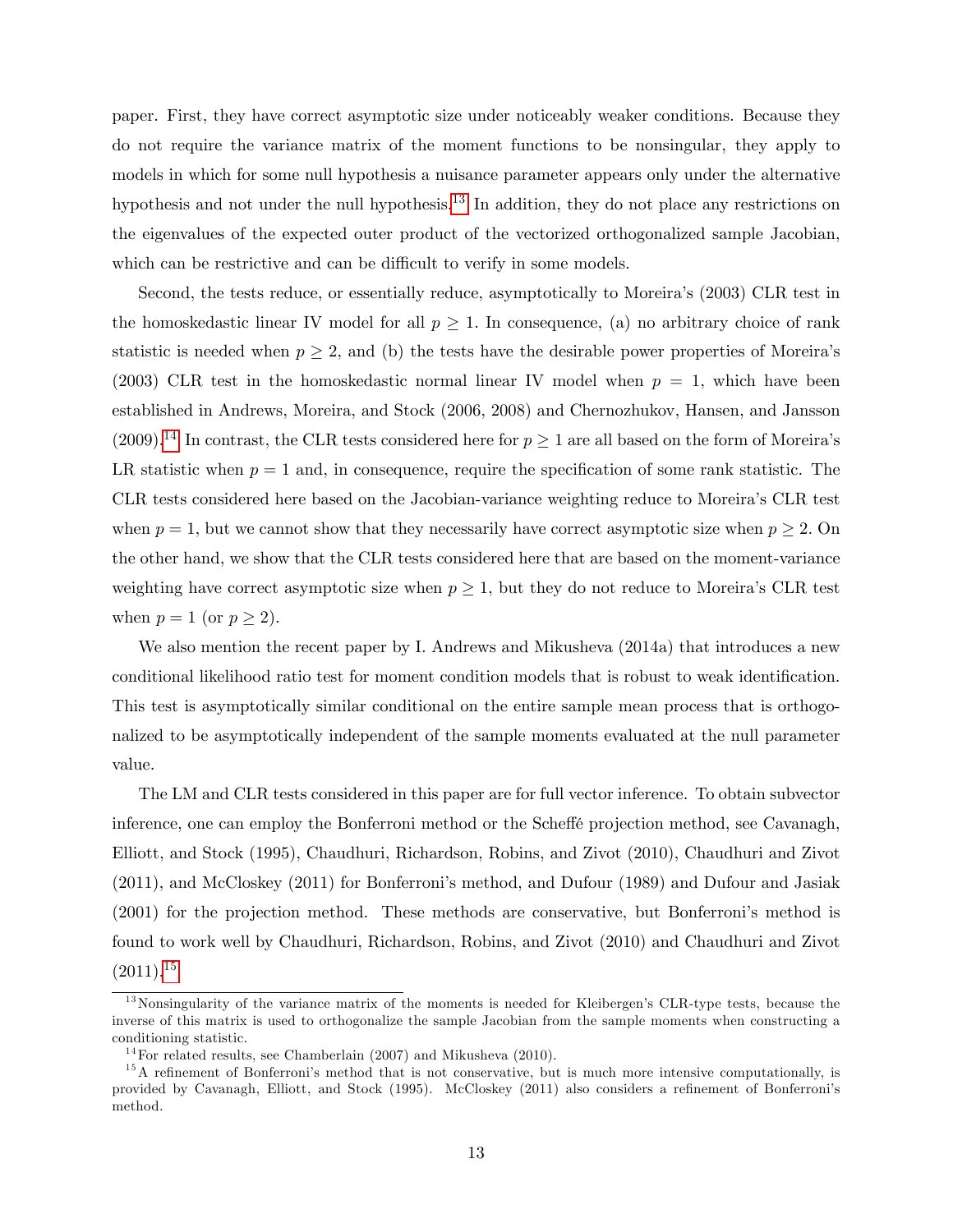paper. First, they have correct asymptotic size under noticeably weaker conditions. Because they do not require the variance matrix of the moment functions to be nonsingular, they apply to models in which for some null hypothesis a nuisance parameter appears only under the alternative hypothesis and not under the null hypothesis.[13] In addition, they do not place any restrictions on the eigenvalues of the expected outer product of the vectorized orthogonalized sample Jacobian, which can be restrictive and can be difficult to verify in some models.

Second, the tests reduce, or essentially reduce, asymptotically to Moreira's (2003) CLR test in the homoskedastic linear IV model for all $p \geq 1$. In consequence, (a) no arbitrary choice of rank statistic is needed when $p \geq 2$, and (b) the tests have the desirable power properties of Moreira's (2003) CLR test in the homoskedastic normal linear IV model when $p = 1$, which have been established in Andrews, Moreira, and Stock (2006, 2008) and Chernozhukov, Hansen, and Jansson (2009).[14] In contrast, the CLR tests considered here for $p \geq 1$ are all based on the form of Moreira's LR statistic when $p = 1$ and, in consequence, require the specification of some rank statistic. The CLR tests considered here based on the Jacobian-variance weighting reduce to Moreira's CLR test when $p = 1$, but we cannot show that they necessarily have correct asymptotic size when $p \geq 2$. On the other hand, we show that the CLR tests considered here that are based on the moment-variance weighting have correct asymptotic size when $p \geq 1$, but they do not reduce to Moreira's CLR test when $p = 1$ (or $p \geq 2$).

We also mention the recent paper by I. Andrews and Mikusheva (2014a) that introduces a new conditional likelihood ratio test for moment condition models that is robust to weak identification. This test is asymptotically similar conditional on the entire sample mean process that is orthogonalized to be asymptotically independent of the sample moments evaluated at the null parameter value.

The LM and CLR tests considered in this paper are for full vector inference. To obtain subvector inference, one can employ the Bonferroni method or the Scheffé projection method, see Cavanagh, Elliott, and Stock (1995), Chaudhuri, Richardson, Robins, and Zivot (2010), Chaudhuri and Zivot (2011), and McCloskey (2011) for Bonferroni's method, and Dufour (1989) and Dufour and Jasiak (2001) for the projection method. These methods are conservative, but Bonferroni's method is found to work well by Chaudhuri, Richardson, Robins, and Zivot (2010) and Chaudhuri and Zivot (2011).[15]

[13] Nonsingularity of the variance matrix of the moments is needed for Kleibergen's CLR-type tests, because the inverse of this matrix is used to orthogonalize the sample Jacobian from the sample moments when constructing a conditioning statistic.

[14] For related results, see Chamberlain (2007) and Mikusheva (2010).

[15] A refinement of Bonferroni's method that is not conservative, but is much more intensive computationally, is provided by Cavanagh, Elliott, and Stock (1995). McCloskey (2011) also considers a refinement of Bonferroni's method.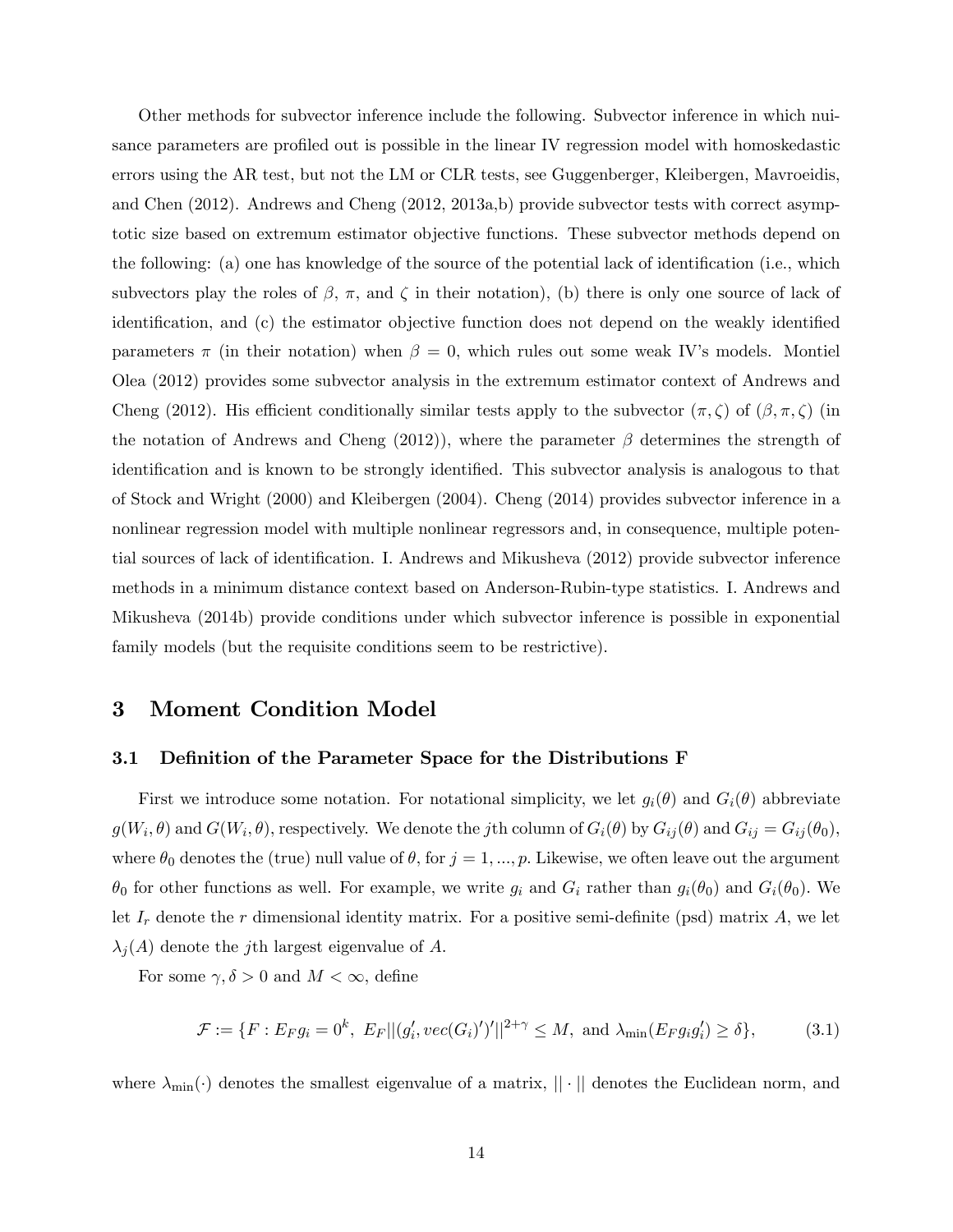Other methods for subvector inference include the following. Subvector inference in which nuisance parameters are profiled out is possible in the linear IV regression model with homoskedastic errors using the AR test, but not the LM or CLR tests, see Guggenberger, Kleibergen, Mavroeidis, and Chen (2012). Andrews and Cheng (2012, 2013a,b) provide subvector tests with correct asymptotic size based on extremum estimator objective functions. These subvector methods depend on the following: (a) one has knowledge of the source of the potential lack of identification (i.e., which subvectors play the roles of $\beta$, $\pi$, and $\zeta$ in their notation), (b) there is only one source of lack of identification, and (c) the estimator objective function does not depend on the weakly identified parameters $\pi$ (in their notation) when $\beta = 0$, which rules out some weak IV's models. Montiel Olea (2012) provides some subvector analysis in the extremum estimator context of Andrews and Cheng (2012). His efficient conditionally similar tests apply to the subvector $(\pi, \zeta)$ of $(\beta, \pi, \zeta)$ (in the notation of Andrews and Cheng (2012)), where the parameter $\beta$ determines the strength of identification and is known to be strongly identified. This subvector analysis is analogous to that of Stock and Wright (2000) and Kleibergen (2004). Cheng (2014) provides subvector inference in a nonlinear regression model with multiple nonlinear regressors and, in consequence, multiple potential sources of lack of identification. I. Andrews and Mikusheva (2012) provide subvector inference methods in a minimum distance context based on Anderson-Rubin-type statistics. I. Andrews and Mikusheva (2014b) provide conditions under which subvector inference is possible in exponential family models (but the requisite conditions seem to be restrictive).

# 3 Moment Condition Model

## 3.1 Definition of the Parameter Space for the Distributions F

First we introduce some notation. For notational simplicity, we let $g_i(\theta)$ and $G_i(\theta)$ abbreviate $g(W_i, \theta)$ and $G(W_i, \theta)$, respectively. We denote the $j$th column of $G_i(\theta)$ by $G_{ij}(\theta)$ and $G_{ij} = G_{ij}(\theta_0)$, where $\theta_0$ denotes the (true) null value of $\theta$, for $j = 1, ..., p$. Likewise, we often leave out the argument $\theta_0$ for other functions as well. For example, we write $g_i$ and $G_i$ rather than $g_i(\theta_0)$ and $G_i(\theta_0)$. We let $I_r$ denote the $r$ dimensional identity matrix. For a positive semi-definite (psd) matrix $A$, we let $\lambda_j(A)$ denote the $j$th largest eigenvalue of $A$.

For some $\gamma, \delta > 0$ and $M < \infty$, define

$$\mathcal{F} := \{F : E_F g_i = 0^k, \; E_F ||(g_i', vec(G_i)')'||^{2+\gamma} \leq M, \text{ and } \lambda_{\min}(E_F g_i g_i') \geq \delta\}, \tag{3.1}$$

where $\lambda_{\min}(\cdot)$ denotes the smallest eigenvalue of a matrix, $|| \cdot ||$ denotes the Euclidean norm, and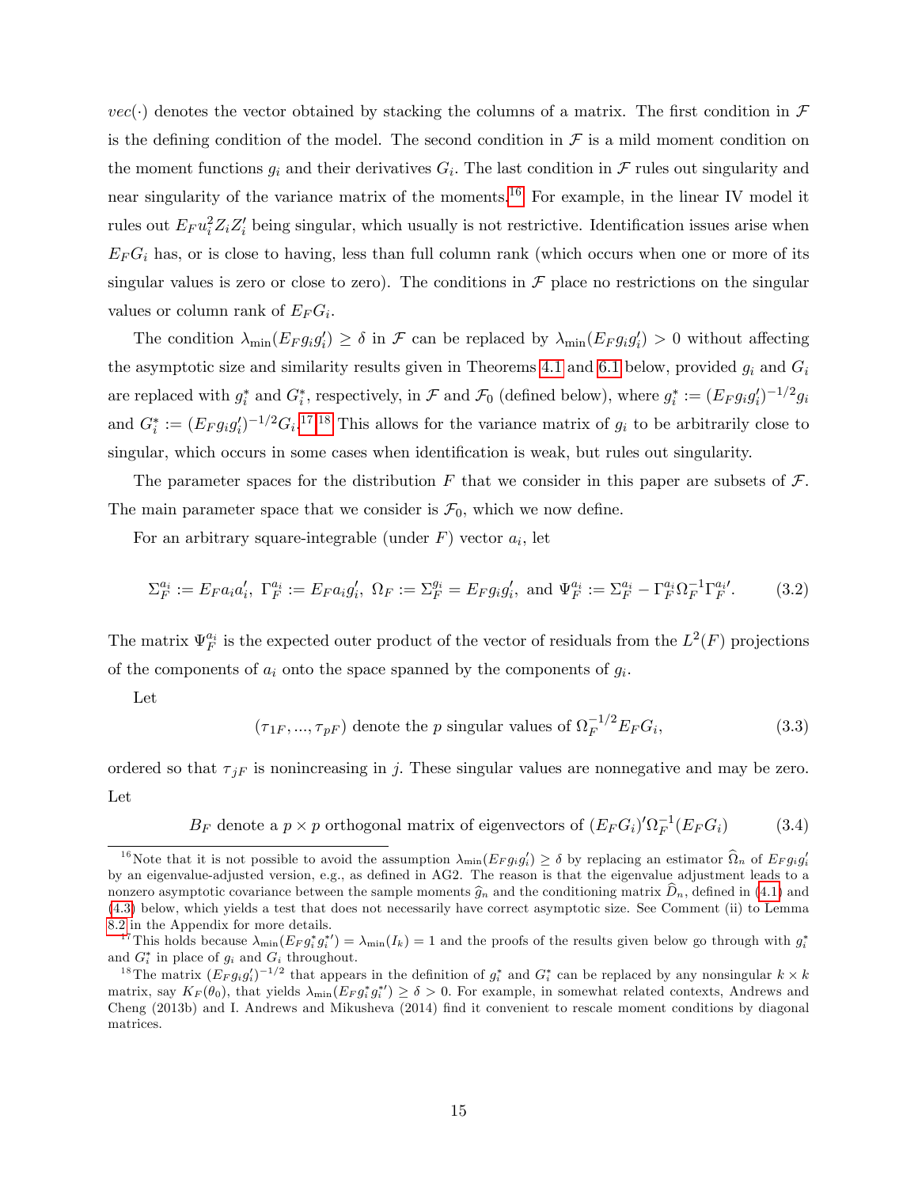$vec(\cdot)$ denotes the vector obtained by stacking the columns of a matrix. The first condition in $\mathcal{F}$ is the defining condition of the model. The second condition in $\mathcal{F}$ is a mild moment condition on the moment functions $g_i$ and their derivatives $G_i$. The last condition in $\mathcal{F}$ rules out singularity and near singularity of the variance matrix of the moments.[16] For example, in the linear IV model it rules out $E_F u_i^2 Z_i Z_i'$ being singular, which usually is not restrictive. Identification issues arise when $E_F G_i$ has, or is close to having, less than full column rank (which occurs when one or more of its singular values is zero or close to zero). The conditions in $\mathcal{F}$ place no restrictions on the singular values or column rank of $E_F G_i$.

The condition $\lambda_{\min}(E_F g_i g_i') \geq \delta$ in $\mathcal{F}$ can be replaced by $\lambda_{\min}(E_F g_i g_i') > 0$ without affecting the asymptotic size and similarity results given in Theorems 4.1 and 6.1 below, provided $g_i$ and $G_i$ are replaced with $g_i^*$ and $G_i^*$, respectively, in $\mathcal{F}$ and $\mathcal{F}_0$ (defined below), where $g_i^* := (E_F g_i g_i')^{-1/2} g_i$ and $G_i^* := (E_F g_i g_i')^{-1/2} G_i$.[17,18] This allows for the variance matrix of $g_i$ to be arbitrarily close to singular, which occurs in some cases when identification is weak, but rules out singularity.

The parameter spaces for the distribution $F$ that we consider in this paper are subsets of $\mathcal{F}$. The main parameter space that we consider is $\mathcal{F}_0$, which we now define.

For an arbitrary square-integrable (under $F$) vector $a_i$, let

$$\Sigma_F^{a_i} := E_F a_i a_i', \; \Gamma_F^{a_i} := E_F a_i g_i', \; \Omega_F := \Sigma_F^{g_i} = E_F g_i g_i', \text{ and } \Psi_F^{a_i} := \Sigma_F^{a_i} - \Gamma_F^{a_i} \Omega_F^{-1} \Gamma_F^{a_i\prime}. \tag{3.2}$$

The matrix $\Psi_F^{a_i}$ is the expected outer product of the vector of residuals from the $L^2(F)$ projections of the components of $a_i$ onto the space spanned by the components of $g_i$.

Let

$$(\tau_{1F}, ..., \tau_{pF}) \text{ denote the } p \text{ singular values of } \Omega_F^{-1/2} E_F G_i, \tag{3.3}$$

ordered so that $\tau_{jF}$ is nonincreasing in $j$. These singular values are nonnegative and may be zero. Let

$$B_F \text{ denote a } p \times p \text{ orthogonal matrix of eigenvectors of } (E_F G_i)' \Omega_F^{-1} (E_F G_i) \tag{3.4}$$

---

[16] Note that it is not possible to avoid the assumption $\lambda_{\min}(E_F g_i g_i') \geq \delta$ by replacing an estimator $\widehat{\Omega}_n$ of $E_F g_i g_i'$ by an eigenvalue-adjusted version, e.g., as defined in AG2. The reason is that the eigenvalue adjustment leads to a nonzero asymptotic covariance between the sample moments $\widehat{g}_n$ and the conditioning matrix $\widehat{D}_n$, defined in (4.1) and (4.3) below, which yields a test that does not necessarily have correct asymptotic size. See Comment (ii) to Lemma 8.2 in the Appendix for more details.

[17] This holds because $\lambda_{\min}(E_F g_i^* g_i^{*\prime}) = \lambda_{\min}(I_k) = 1$ and the proofs of the results given below go through with $g_i^*$ and $G_i^*$ in place of $g_i$ and $G_i$ throughout.

[18] The matrix $(E_F g_i g_i')^{-1/2}$ that appears in the definition of $g_i^*$ and $G_i^*$ can be replaced by any nonsingular $k \times k$ matrix, say $K_F(\theta_0)$, that yields $\lambda_{\min}(E_F g_i^* g_i^{*\prime}) \geq \delta > 0$. For example, in somewhat related contexts, Andrews and Cheng (2013b) and I. Andrews and Mikusheva (2014) find it convenient to rescale moment conditions by diagonal matrices.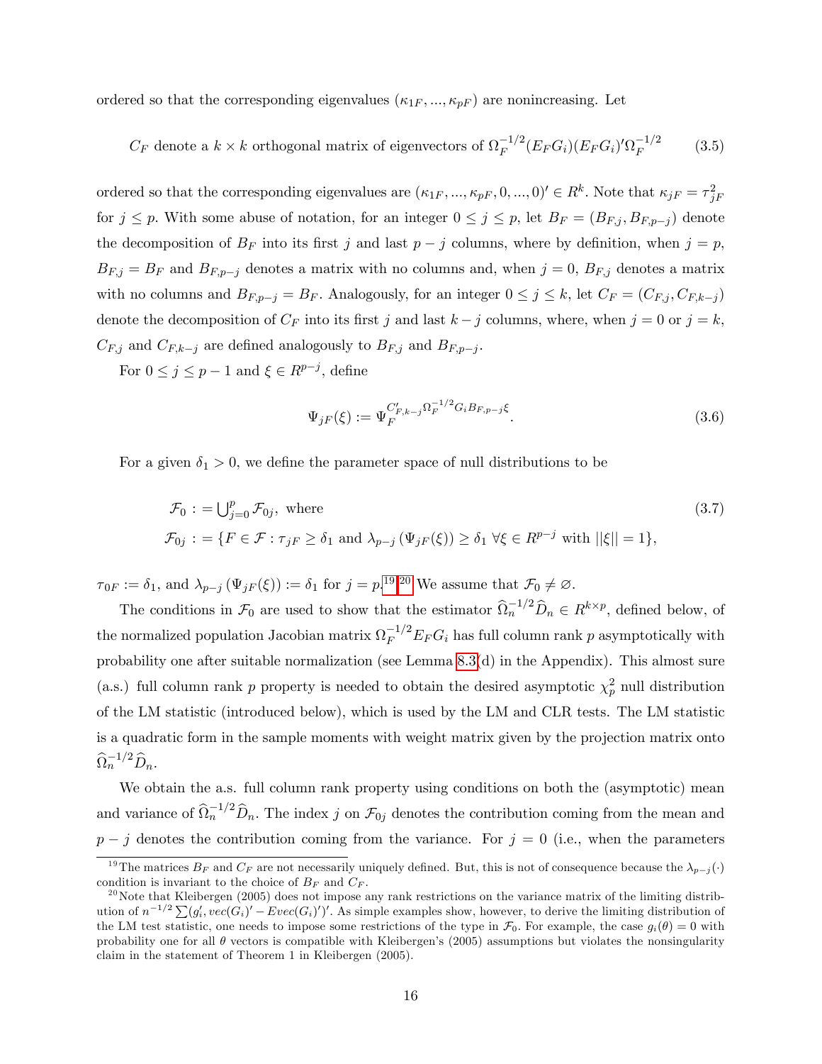ordered so that the corresponding eigenvalues $(\kappa_{1F}, ..., \kappa_{pF})$ are nonincreasing. Let

$$C_F \text{ denote a } k \times k \text{ orthogonal matrix of eigenvectors of } \Omega_F^{-1/2}(E_F G_i)(E_F G_i)'\Omega_F^{-1/2} \tag{3.5}$$

ordered so that the corresponding eigenvalues are $(\kappa_{1F}, ..., \kappa_{pF}, 0, ..., 0)' \in R^k$. Note that $\kappa_{jF} = \tau_{jF}^2$ for $j \leq p$. With some abuse of notation, for an integer $0 \leq j \leq p$, let $B_F = (B_{F,j}, B_{F,p-j})$ denote the decomposition of $B_F$ into its first $j$ and last $p - j$ columns, where by definition, when $j = p$, $B_{F,j} = B_F$ and $B_{F,p-j}$ denotes a matrix with no columns and, when $j = 0$, $B_{F,j}$ denotes a matrix with no columns and $B_{F,p-j} = B_F$. Analogously, for an integer $0 \leq j \leq k$, let $C_F = (C_{F,j}, C_{F,k-j})$ denote the decomposition of $C_F$ into its first $j$ and last $k - j$ columns, where, when $j = 0$ or $j = k$, $C_{F,j}$ and $C_{F,k-j}$ are defined analogously to $B_{F,j}$ and $B_{F,p-j}$.

For $0 \leq j \leq p - 1$ and $\xi \in R^{p-j}$, define

$$\Psi_{jF}(\xi) := \Psi_F^{C'_{F,k-j}\Omega_F^{-1/2}G_i B_{F,p-j}\xi}. \tag{3.6}$$

For a given $\delta_1 > 0$, we define the parameter space of null distributions to be

$$\begin{aligned} \mathcal{F}_0 &:= \textstyle\bigcup_{j=0}^p \mathcal{F}_{0j}, \text{ where} \\ \mathcal{F}_{0j} &:= \{F \in \mathcal{F} : \tau_{jF} \geq \delta_1 \text{ and } \lambda_{p-j}\left(\Psi_{jF}(\xi)\right) \geq \delta_1 \ \forall \xi \in R^{p-j} \text{ with } ||\xi|| = 1\}, \end{aligned} \tag{3.7}$$

$\tau_{0F} := \delta_1$, and $\lambda_{p-j}\left(\Psi_{jF}(\xi)\right) := \delta_1$ for $j = p$.[19,20] We assume that $\mathcal{F}_0 \neq \varnothing$.

The conditions in $\mathcal{F}_0$ are used to show that the estimator $\widehat{\Omega}_n^{-1/2}\widehat{D}_n \in R^{k \times p}$, defined below, of the normalized population Jacobian matrix $\Omega_F^{-1/2}E_F G_i$ has full column rank $p$ asymptotically with probability one after suitable normalization (see Lemma 8.3(d) in the Appendix). This almost sure (a.s.) full column rank $p$ property is needed to obtain the desired asymptotic $\chi_p^2$ null distribution of the LM statistic (introduced below), which is used by the LM and CLR tests. The LM statistic is a quadratic form in the sample moments with weight matrix given by the projection matrix onto $\widehat{\Omega}_n^{-1/2}\widehat{D}_n$.

We obtain the a.s. full column rank property using conditions on both the (asymptotic) mean and variance of $\widehat{\Omega}_n^{-1/2}\widehat{D}_n$. The index $j$ on $\mathcal{F}_{0j}$ denotes the contribution coming from the mean and $p - j$ denotes the contribution coming from the variance. For $j = 0$ (i.e., when the parameters

---

[19] The matrices $B_F$ and $C_F$ are not necessarily uniquely defined. But, this is not of consequence because the $\lambda_{p-j}(\cdot)$ condition is invariant to the choice of $B_F$ and $C_F$.

[20] Note that Kleibergen (2005) does not impose any rank restrictions on the variance matrix of the limiting distribution of $n^{-1/2}\sum(g_i', vec(G_i)' - Evec(G_i)')'$. As simple examples show, however, to derive the limiting distribution of the LM test statistic, one needs to impose some restrictions of the type in $\mathcal{F}_0$. For example, the case $g_i(\theta) = 0$ with probability one for all $\theta$ vectors is compatible with Kleibergen's (2005) assumptions but violates the nonsingularity claim in the statement of Theorem 1 in Kleibergen (2005).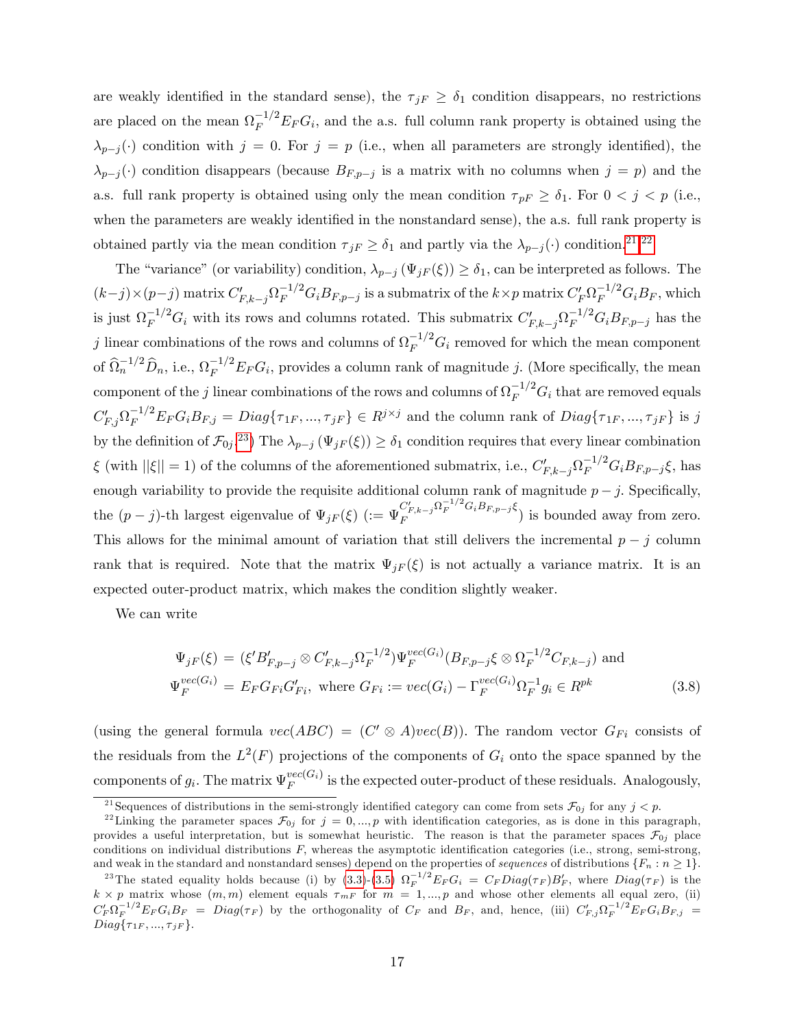are weakly identified in the standard sense), the $\tau_{jF} \geq \delta_1$ condition disappears, no restrictions are placed on the mean $\Omega_F^{-1/2} E_F G_i$, and the a.s. full column rank property is obtained using the $\lambda_{p-j}(\cdot)$ condition with $j = 0$. For $j = p$ (i.e., when all parameters are strongly identified), the $\lambda_{p-j}(\cdot)$ condition disappears (because $B_{F,p-j}$ is a matrix with no columns when $j = p$) and the a.s. full rank property is obtained using only the mean condition $\tau_{pF} \geq \delta_1$. For $0 < j < p$ (i.e., when the parameters are weakly identified in the nonstandard sense), the a.s. full rank property is obtained partly via the mean condition $\tau_{jF} \geq \delta_1$ and partly via the $\lambda_{p-j}(\cdot)$ condition.[21,22]

The "variance" (or variability) condition, $\lambda_{p-j}(\Psi_{jF}(\xi)) \geq \delta_1$, can be interpreted as follows. The $(k-j)\times(p-j)$ matrix $C'_{F,k-j}\Omega_F^{-1/2} G_i B_{F,p-j}$ is a submatrix of the $k \times p$ matrix $C'_F \Omega_F^{-1/2} G_i B_F$, which is just $\Omega_F^{-1/2} G_i$ with its rows and columns rotated. This submatrix $C'_{F,k-j}\Omega_F^{-1/2} G_i B_{F,p-j}$ has the $j$ linear combinations of the rows and columns of $\Omega_F^{-1/2} G_i$ removed for which the mean component of $\widehat{\Omega}_n^{-1/2} \widehat{D}_n$, i.e., $\Omega_F^{-1/2} E_F G_i$, provides a column rank of magnitude $j$. (More specifically, the mean component of the $j$ linear combinations of the rows and columns of $\Omega_F^{-1/2} G_i$ that are removed equals $C'_{F,j}\Omega_F^{-1/2} E_F G_i B_{F,j} = Diag\{\tau_{1F}, ..., \tau_{jF}\} \in R^{j\times j}$ and the column rank of $Diag\{\tau_{1F}, ..., \tau_{jF}\}$ is $j$ by the definition of $\mathcal{F}_{0j}$.[23]) The $\lambda_{p-j}(\Psi_{jF}(\xi)) \geq \delta_1$ condition requires that every linear combination $\xi$ (with $||\xi|| = 1$) of the columns of the aforementioned submatrix, i.e., $C'_{F,k-j}\Omega_F^{-1/2} G_i B_{F,p-j}\xi$, has enough variability to provide the requisite additional column rank of magnitude $p - j$. Specifically, the $(p-j)$-th largest eigenvalue of $\Psi_{jF}(\xi)$ $(:= \Psi_F^{C'_{F,k-j}\Omega_F^{-1/2} G_i B_{F,p-j}\xi})$ is bounded away from zero. This allows for the minimal amount of variation that still delivers the incremental $p - j$ column rank that is required. Note that the matrix $\Psi_{jF}(\xi)$ is not actually a variance matrix. It is an expected outer-product matrix, which makes the condition slightly weaker.

We can write

$$\begin{aligned}
\Psi_{jF}(\xi) &= (\xi' B'_{F,p-j} \otimes C'_{F,k-j}\Omega_F^{-1/2})\Psi_F^{vec(G_i)}(B_{F,p-j}\xi \otimes \Omega_F^{-1/2} C_{F,k-j}) \text{ and} \\
\Psi_F^{vec(G_i)} &= E_F G_{Fi} G'_{Fi}, \text{ where } G_{Fi} := vec(G_i) - \Gamma_F^{vec(G_i)} \Omega_F^{-1} g_i \in R^{pk}
\end{aligned} \quad (3.8)$$

(using the general formula $vec(ABC) = (C' \otimes A)vec(B)$). The random vector $G_{Fi}$ consists of the residuals from the $L^2(F)$ projections of the components of $G_i$ onto the space spanned by the components of $g_i$. The matrix $\Psi_F^{vec(G_i)}$ is the expected outer-product of these residuals. Analogously,

[21] Sequences of distributions in the semi-strongly identified category can come from sets $\mathcal{F}_{0j}$ for any $j < p$.

[22] Linking the parameter spaces $\mathcal{F}_{0j}$ for $j = 0, ..., p$ with identification categories, as is done in this paragraph, provides a useful interpretation, but is somewhat heuristic. The reason is that the parameter spaces $\mathcal{F}_{0j}$ place conditions on individual distributions $F$, whereas the asymptotic identification categories (i.e., strong, semi-strong, and weak in the standard and nonstandard senses) depend on the properties of *sequences* of distributions $\{F_n : n \geq 1\}$.

[23] The stated equality holds because (i) by (3.3)-(3.5) $\Omega_F^{-1/2} E_F G_i = C_F Diag(\tau_F) B'_F$, where $Diag(\tau_F)$ is the $k \times p$ matrix whose $(m, m)$ element equals $\tau_{mF}$ for $m = 1, ..., p$ and whose other elements all equal zero, (ii) $C'_F \Omega_F^{-1/2} E_F G_i B_F = Diag(\tau_F)$ by the orthogonality of $C_F$ and $B_F$, and, hence, (iii) $C'_{F,j}\Omega_F^{-1/2} E_F G_i B_{F,j} = Diag\{\tau_{1F}, ..., \tau_{jF}\}$.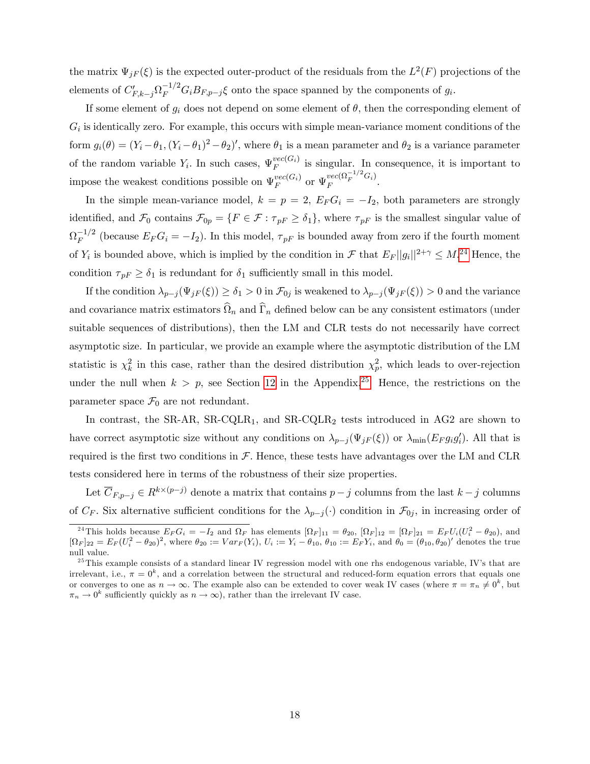the matrix $\Psi_{jF}(\xi)$ is the expected outer-product of the residuals from the $L^2(F)$ projections of the elements of $C'_{F,k-j}\Omega_F^{-1/2}G_iB_{F,p-j}\xi$ onto the space spanned by the components of $g_i$.

If some element of $g_i$ does not depend on some element of $\theta$, then the corresponding element of $G_i$ is identically zero. For example, this occurs with simple mean-variance moment conditions of the form $g_i(\theta) = (Y_i - \theta_1, (Y_i - \theta_1)^2 - \theta_2)'$, where $\theta_1$ is a mean parameter and $\theta_2$ is a variance parameter of the random variable $Y_i$. In such cases, $\Psi_F^{vec(G_i)}$ is singular. In consequence, it is important to impose the weakest conditions possible on $\Psi_F^{vec(G_i)}$ or $\Psi_F^{vec(\Omega_F^{-1/2}G_i)}$.

In the simple mean-variance model, $k = p = 2$, $E_F G_i = -I_2$, both parameters are strongly identified, and $\mathcal{F}_0$ contains $\mathcal{F}_{0p} = \{F \in \mathcal{F} : \tau_{pF} \geq \delta_1\}$, where $\tau_{pF}$ is the smallest singular value of $\Omega_F^{-1/2}$ (because $E_F G_i = -I_2$). In this model, $\tau_{pF}$ is bounded away from zero if the fourth moment of $Y_i$ is bounded above, which is implied by the condition in $\mathcal{F}$ that $E_F||g_i||^{2+\gamma} \leq M$.[24] Hence, the condition $\tau_{pF} \geq \delta_1$ is redundant for $\delta_1$ sufficiently small in this model.

If the condition $\lambda_{p-j}(\Psi_{jF}(\xi)) \geq \delta_1 > 0$ in $\mathcal{F}_{0j}$ is weakened to $\lambda_{p-j}(\Psi_{jF}(\xi)) > 0$ and the variance and covariance matrix estimators $\widehat{\Omega}_n$ and $\widehat{\Gamma}_n$ defined below can be any consistent estimators (under suitable sequences of distributions), then the LM and CLR tests do not necessarily have correct asymptotic size. In particular, we provide an example where the asymptotic distribution of the LM statistic is $\chi_k^2$ in this case, rather than the desired distribution $\chi_p^2$, which leads to over-rejection under the null when $k > p$, see Section 12 in the Appendix.[25] Hence, the restrictions on the parameter space $\mathcal{F}_0$ are not redundant.

In contrast, the SR-AR, SR-CQLR$_1$, and SR-CQLR$_2$ tests introduced in AG2 are shown to have correct asymptotic size without any conditions on $\lambda_{p-j}(\Psi_{jF}(\xi))$ or $\lambda_{\min}(E_F g_i g_i')$. All that is required is the first two conditions in $\mathcal{F}$. Hence, these tests have advantages over the LM and CLR tests considered here in terms of the robustness of their size properties.

Let $\overline{C}_{F,p-j} \in R^{k\times(p-j)}$ denote a matrix that contains $p-j$ columns from the last $k-j$ columns of $C_F$. Six alternative sufficient conditions for the $\lambda_{p-j}(\cdot)$ condition in $\mathcal{F}_{0j}$, in increasing order of

[24] This holds because $E_F G_i = -I_2$ and $\Omega_F$ has elements $[\Omega_F]_{11} = \theta_{20}$, $[\Omega_F]_{12} = [\Omega_F]_{21} = E_F U_i(U_i^2 - \theta_{20})$, and $[\Omega_F]_{22} = E_F(U_i^2 - \theta_{20})^2$, where $\theta_{20} := Var_F(Y_i)$, $U_i := Y_i - \theta_{10}$, $\theta_{10} := E_F Y_i$, and $\theta_0 = (\theta_{10}, \theta_{20})'$ denotes the true null value.

[25] This example consists of a standard linear IV regression model with one rhs endogenous variable, IV's that are irrelevant, i.e., $\pi = 0^k$, and a correlation between the structural and reduced-form equation errors that equals one or converges to one as $n \to \infty$. The example also can be extended to cover weak IV cases (where $\pi = \pi_n \neq 0^k$, but $\pi_n \to 0^k$ sufficiently quickly as $n \to \infty$), rather than the irrelevant IV case.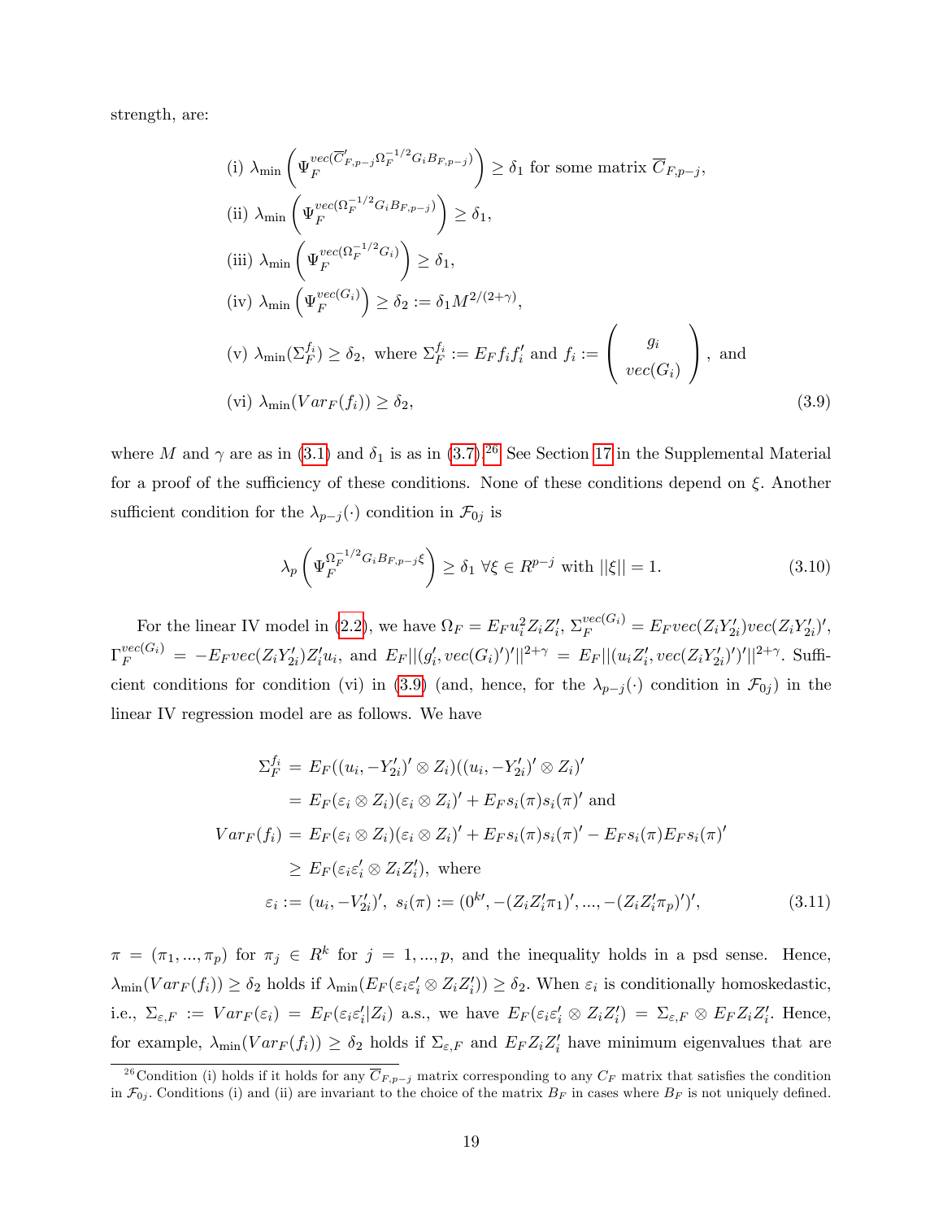strength, are:

$$
\begin{aligned}
&\text{(i) } \lambda_{\min}\left(\Psi_F^{vec(\overline{C}_{F,p-j}'\Omega_F^{-1/2}G_iB_{F,p-j})}\right) \geq \delta_1 \text{ for some matrix } \overline{C}_{F,p-j},\\
&\text{(ii) } \lambda_{\min}\left(\Psi_F^{vec(\Omega_F^{-1/2}G_iB_{F,p-j})}\right) \geq \delta_1,\\
&\text{(iii) } \lambda_{\min}\left(\Psi_F^{vec(\Omega_F^{-1/2}G_i)}\right) \geq \delta_1,\\
&\text{(iv) } \lambda_{\min}\left(\Psi_F^{vec(G_i)}\right) \geq \delta_2 := \delta_1 M^{2/(2+\gamma)},\\
&\text{(v) } \lambda_{\min}(\Sigma_F^{f_i}) \geq \delta_2, \text{ where } \Sigma_F^{f_i} := E_F f_i f_i' \text{ and } f_i := \begin{pmatrix} g_i \\ vec(G_i) \end{pmatrix}, \text{ and}\\
&\text{(vi) } \lambda_{\min}(Var_F(f_i)) \geq \delta_2,
\end{aligned} \tag{3.9}
$$

where $M$ and $\gamma$ are as in (3.1) and $\delta_1$ is as in (3.7).[26] See Section 17 in the Supplemental Material for a proof of the sufficiency of these conditions. None of these conditions depend on $\xi$. Another sufficient condition for the $\lambda_{p-j}(\cdot)$ condition in $\mathcal{F}_{0j}$ is

$$
\lambda_p\left(\Psi_F^{\Omega_F^{-1/2}G_iB_{F,p-j}\xi}\right) \geq \delta_1 \ \forall \xi \in R^{p-j} \text{ with } ||\xi|| = 1. \tag{3.10}
$$

For the linear IV model in (2.2), we have $\Omega_F = E_F u_i^2 Z_i Z_i'$, $\Sigma_F^{vec(G_i)} = E_F vec(Z_i Y_{2i}')vec(Z_i Y_{2i}')'$, $\Gamma_F^{vec(G_i)} = -E_F vec(Z_i Y_{2i}') Z_i' u_i$, and $E_F||(g_i', vec(G_i)')'||^{2+\gamma} = E_F||(u_i Z_i', vec(Z_i Y_{2i}')')'||^{2+\gamma}$. Sufficient conditions for condition (vi) in (3.9) (and, hence, for the $\lambda_{p-j}(\cdot)$ condition in $\mathcal{F}_{0j}$) in the linear IV regression model are as follows. We have

$$
\begin{aligned}
\Sigma_F^{f_i} &= E_F((u_i, -Y_{2i}')' \otimes Z_i)((u_i, -Y_{2i}')' \otimes Z_i)'\\
&= E_F(\varepsilon_i \otimes Z_i)(\varepsilon_i \otimes Z_i)' + E_F s_i(\pi)s_i(\pi)' \text{ and}\\
Var_F(f_i) &= E_F(\varepsilon_i \otimes Z_i)(\varepsilon_i \otimes Z_i)' + E_F s_i(\pi)s_i(\pi)' - E_F s_i(\pi) E_F s_i(\pi)'\\
&\geq E_F(\varepsilon_i \varepsilon_i' \otimes Z_i Z_i'), \text{ where}\\
\varepsilon_i &:= (u_i, -V_{2i}')', \ s_i(\pi) := (0^{k\prime}, -(Z_i Z_i'\pi_1)', ..., -(Z_i Z_i'\pi_p)')',
\end{aligned} \tag{3.11}
$$

$\pi = (\pi_1, ..., \pi_p)$ for $\pi_j \in R^k$ for $j = 1, ..., p$, and the inequality holds in a psd sense. Hence, $\lambda_{\min}(Var_F(f_i)) \geq \delta_2$ holds if $\lambda_{\min}(E_F(\varepsilon_i \varepsilon_i' \otimes Z_i Z_i')) \geq \delta_2$. When $\varepsilon_i$ is conditionally homoskedastic, i.e., $\Sigma_{\varepsilon,F} := Var_F(\varepsilon_i) = E_F(\varepsilon_i \varepsilon_i'|Z_i)$ a.s., we have $E_F(\varepsilon_i \varepsilon_i' \otimes Z_i Z_i') = \Sigma_{\varepsilon,F} \otimes E_F Z_i Z_i'$. Hence, for example, $\lambda_{\min}(Var_F(f_i)) \geq \delta_2$ holds if $\Sigma_{\varepsilon,F}$ and $E_F Z_i Z_i'$ have minimum eigenvalues that are

[26] Condition (i) holds if it holds for any $\overline{C}_{F,p-j}$ matrix corresponding to any $C_F$ matrix that satisfies the condition in $\mathcal{F}_{0j}$. Conditions (i) and (ii) are invariant to the choice of the matrix $B_F$ in cases where $B_F$ is not uniquely defined.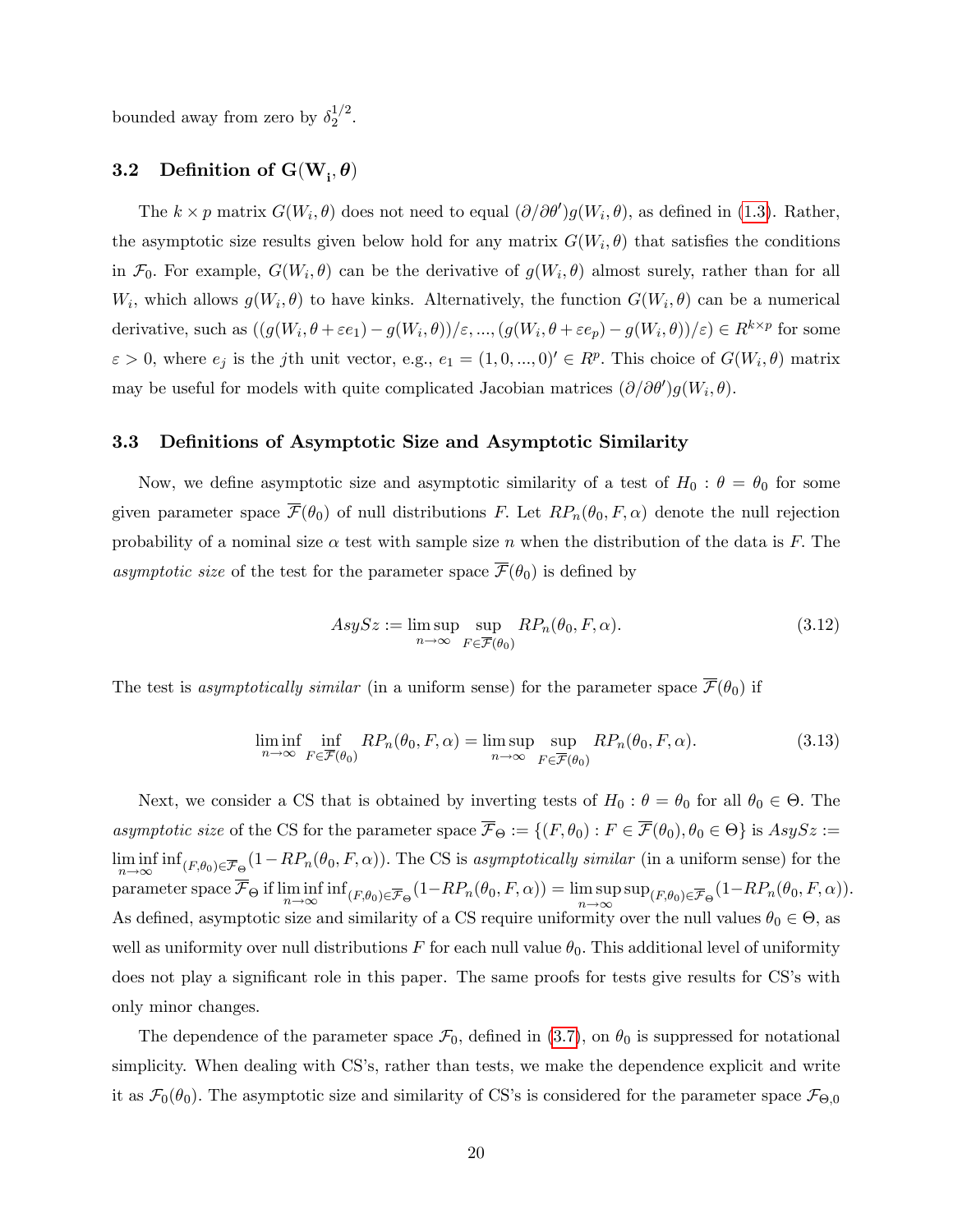bounded away from zero by $\delta_2^{1/2}$.

### 3.2 Definition of $\mathbf{G(W_i, \boldsymbol{\theta})}$

The $k \times p$ matrix $G(W_i, \theta)$ does not need to equal $(\partial/\partial\theta')g(W_i, \theta)$, as defined in (1.3). Rather, the asymptotic size results given below hold for any matrix $G(W_i, \theta)$ that satisfies the conditions in $\mathcal{F}_0$. For example, $G(W_i, \theta)$ can be the derivative of $g(W_i, \theta)$ almost surely, rather than for all $W_i$, which allows $g(W_i, \theta)$ to have kinks. Alternatively, the function $G(W_i, \theta)$ can be a numerical derivative, such as $((g(W_i, \theta + \varepsilon e_1) - g(W_i, \theta))/\varepsilon, ..., (g(W_i, \theta + \varepsilon e_p) - g(W_i, \theta))/\varepsilon) \in R^{k \times p}$ for some $\varepsilon > 0$, where $e_j$ is the $j$th unit vector, e.g., $e_1 = (1, 0, ..., 0)' \in R^p$. This choice of $G(W_i, \theta)$ matrix may be useful for models with quite complicated Jacobian matrices $(\partial/\partial\theta')g(W_i, \theta)$.

### 3.3 Definitions of Asymptotic Size and Asymptotic Similarity

Now, we define asymptotic size and asymptotic similarity of a test of $H_0 : \theta = \theta_0$ for some given parameter space $\overline{\mathcal{F}}(\theta_0)$ of null distributions $F$. Let $RP_n(\theta_0, F, \alpha)$ denote the null rejection probability of a nominal size $\alpha$ test with sample size $n$ when the distribution of the data is $F$. The *asymptotic size* of the test for the parameter space $\overline{\mathcal{F}}(\theta_0)$ is defined by

$$AsySz := \limsup_{n \to \infty} \sup_{F \in \overline{\mathcal{F}}(\theta_0)} RP_n(\theta_0, F, \alpha). \tag{3.12}$$

The test is *asymptotically similar* (in a uniform sense) for the parameter space $\overline{\mathcal{F}}(\theta_0)$ if

$$\liminf_{n \to \infty} \inf_{F \in \overline{\mathcal{F}}(\theta_0)} RP_n(\theta_0, F, \alpha) = \limsup_{n \to \infty} \sup_{F \in \overline{\mathcal{F}}(\theta_0)} RP_n(\theta_0, F, \alpha). \tag{3.13}$$

Next, we consider a CS that is obtained by inverting tests of $H_0 : \theta = \theta_0$ for all $\theta_0 \in \Theta$. The *asymptotic size* of the CS for the parameter space $\overline{\mathcal{F}}_\Theta := \{(F, \theta_0) : F \in \overline{\mathcal{F}}(\theta_0), \theta_0 \in \Theta\}$ is $AsySz := \liminf_{n \to \infty} \inf_{(F, \theta_0) \in \overline{\mathcal{F}}_\Theta} (1 - RP_n(\theta_0, F, \alpha))$. The CS is *asymptotically similar* (in a uniform sense) for the parameter space $\overline{\mathcal{F}}_\Theta$ if $\liminf_{n \to \infty} \inf_{(F, \theta_0) \in \overline{\mathcal{F}}_\Theta} (1 - RP_n(\theta_0, F, \alpha)) = \limsup_{n \to \infty} \sup_{(F, \theta_0) \in \overline{\mathcal{F}}_\Theta} (1 - RP_n(\theta_0, F, \alpha))$. As defined, asymptotic size and similarity of a CS require uniformity over the null values $\theta_0 \in \Theta$, as well as uniformity over null distributions $F$ for each null value $\theta_0$. This additional level of uniformity does not play a significant role in this paper. The same proofs for tests give results for CS's with only minor changes.

The dependence of the parameter space $\mathcal{F}_0$, defined in (3.7), on $\theta_0$ is suppressed for notational simplicity. When dealing with CS's, rather than tests, we make the dependence explicit and write it as $\mathcal{F}_0(\theta_0)$. The asymptotic size and similarity of CS's is considered for the parameter space $\mathcal{F}_{\Theta,0}$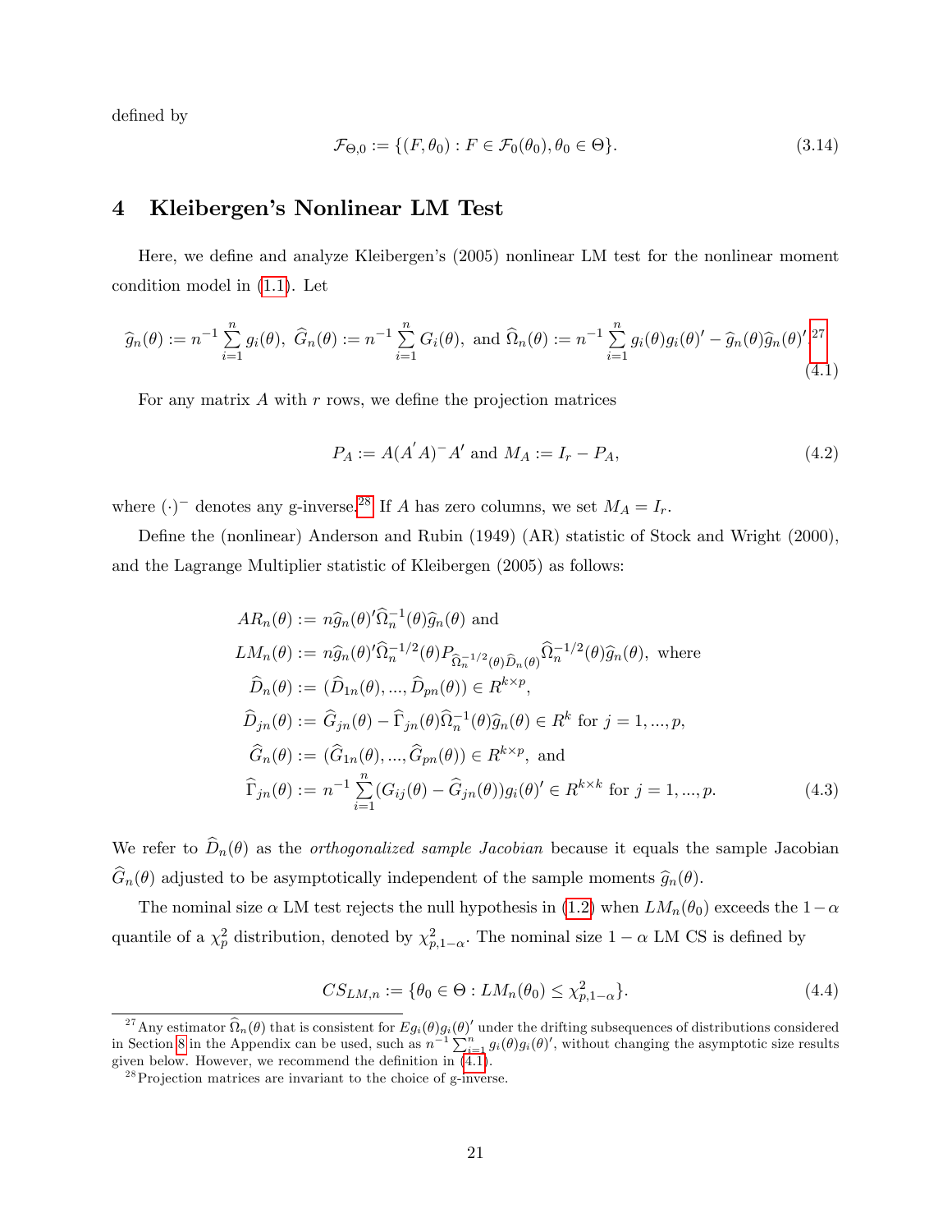defined by

$$\mathcal{F}_{\Theta,0} := \{(F, \theta_0) : F \in \mathcal{F}_0(\theta_0), \theta_0 \in \Theta\}. \tag{3.14}$$

# 4 Kleibergen's Nonlinear LM Test

Here, we define and analyze Kleibergen's (2005) nonlinear LM test for the nonlinear moment condition model in (1.1). Let

$$\widehat{g}_n(\theta) := n^{-1}\sum_{i=1}^{n} g_i(\theta),\ \widehat{G}_n(\theta) := n^{-1}\sum_{i=1}^{n} G_i(\theta),\ \text{and}\ \widehat{\Omega}_n(\theta) := n^{-1}\sum_{i=1}^{n} g_i(\theta)g_i(\theta)' - \widehat{g}_n(\theta)\widehat{g}_n(\theta)'.\text{[27]} \tag{4.1}$$

For any matrix $A$ with $r$ rows, we define the projection matrices

$$P_A := A(A'A)^{-}A' \text{ and } M_A := I_r - P_A, \tag{4.2}$$

where $(\cdot)^{-}$ denotes any g-inverse.[28] If $A$ has zero columns, we set $M_A = I_r$.

Define the (nonlinear) Anderson and Rubin (1949) (AR) statistic of Stock and Wright (2000), and the Lagrange Multiplier statistic of Kleibergen (2005) as follows:

$$\begin{aligned}
AR_n(\theta) &:= n\widehat{g}_n(\theta)'\widehat{\Omega}_n^{-1}(\theta)\widehat{g}_n(\theta) \text{ and} \\
LM_n(\theta) &:= n\widehat{g}_n(\theta)'\widehat{\Omega}_n^{-1/2}(\theta)P_{\widehat{\Omega}_n^{-1/2}(\theta)\widehat{D}_n(\theta)}\widehat{\Omega}_n^{-1/2}(\theta)\widehat{g}_n(\theta), \text{ where} \\
\widehat{D}_n(\theta) &:= (\widehat{D}_{1n}(\theta), ..., \widehat{D}_{pn}(\theta)) \in R^{k\times p}, \\
\widehat{D}_{jn}(\theta) &:= \widehat{G}_{jn}(\theta) - \widehat{\Gamma}_{jn}(\theta)\widehat{\Omega}_n^{-1}(\theta)\widehat{g}_n(\theta) \in R^k \text{ for } j = 1, ..., p, \\
\widehat{G}_n(\theta) &:= (\widehat{G}_{1n}(\theta), ..., \widehat{G}_{pn}(\theta)) \in R^{k\times p}, \text{ and} \\
\widehat{\Gamma}_{jn}(\theta) &:= n^{-1}\sum_{i=1}^{n}(G_{ij}(\theta) - \widehat{G}_{jn}(\theta))g_i(\theta)' \in R^{k\times k} \text{ for } j = 1, ..., p.
\end{aligned} \tag{4.3}$$

We refer to $\widehat{D}_n(\theta)$ as the *orthogonalized sample Jacobian* because it equals the sample Jacobian $\widehat{G}_n(\theta)$ adjusted to be asymptotically independent of the sample moments $\widehat{g}_n(\theta)$.

The nominal size $\alpha$ LM test rejects the null hypothesis in (1.2) when $LM_n(\theta_0)$ exceeds the $1-\alpha$ quantile of a $\chi^2_p$ distribution, denoted by $\chi^2_{p,1-\alpha}$. The nominal size $1-\alpha$ LM CS is defined by

$$CS_{LM,n} := \{\theta_0 \in \Theta : LM_n(\theta_0) \le \chi^2_{p,1-\alpha}\}. \tag{4.4}$$

---

[27] Any estimator $\widehat{\Omega}_n(\theta)$ that is consistent for $Eg_i(\theta)g_i(\theta)'$ under the drifting subsequences of distributions considered in Section 8 in the Appendix can be used, such as $n^{-1}\sum_{i=1}^{n} g_i(\theta)g_i(\theta)'$, without changing the asymptotic size results given below. However, we recommend the definition in (4.1).

[28] Projection matrices are invariant to the choice of g-inverse.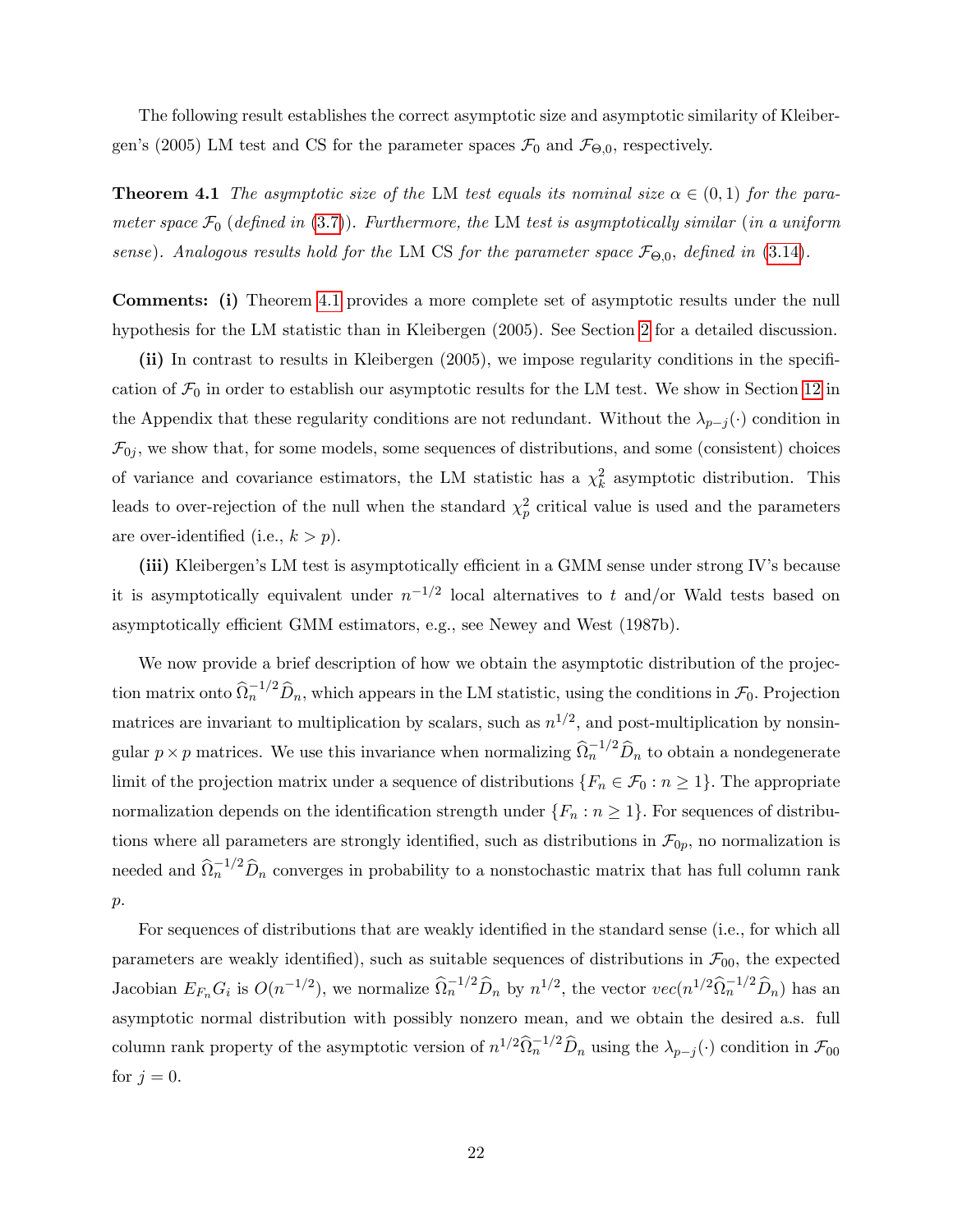The following result establishes the correct asymptotic size and asymptotic similarity of Kleibergen's (2005) LM test and CS for the parameter spaces $\mathcal{F}_0$ and $\mathcal{F}_{\Theta,0}$, respectively.

**Theorem 4.1** *The asymptotic size of the* LM *test equals its nominal size* $\alpha \in (0,1)$ *for the parameter space* $\mathcal{F}_0$ *(defined in (3.7)). Furthermore, the* LM *test is asymptotically similar (in a uniform sense). Analogous results hold for the* LM CS *for the parameter space* $\mathcal{F}_{\Theta,0}$*, defined in (3.14).*

**Comments: (i)** Theorem 4.1 provides a more complete set of asymptotic results under the null hypothesis for the LM statistic than in Kleibergen (2005). See Section 2 for a detailed discussion.

**(ii)** In contrast to results in Kleibergen (2005), we impose regularity conditions in the specification of $\mathcal{F}_0$ in order to establish our asymptotic results for the LM test. We show in Section 12 in the Appendix that these regularity conditions are not redundant. Without the $\lambda_{p-j}(\cdot)$ condition in $\mathcal{F}_{0j}$, we show that, for some models, some sequences of distributions, and some (consistent) choices of variance and covariance estimators, the LM statistic has a $\chi^2_k$ asymptotic distribution. This leads to over-rejection of the null when the standard $\chi^2_p$ critical value is used and the parameters are over-identified (i.e., $k > p$).

**(iii)** Kleibergen's LM test is asymptotically efficient in a GMM sense under strong IV's because it is asymptotically equivalent under $n^{-1/2}$ local alternatives to $t$ and/or Wald tests based on asymptotically efficient GMM estimators, e.g., see Newey and West (1987b).

We now provide a brief description of how we obtain the asymptotic distribution of the projection matrix onto $\widehat{\Omega}_n^{-1/2}\widehat{D}_n$, which appears in the LM statistic, using the conditions in $\mathcal{F}_0$. Projection matrices are invariant to multiplication by scalars, such as $n^{1/2}$, and post-multiplication by nonsingular $p \times p$ matrices. We use this invariance when normalizing $\widehat{\Omega}_n^{-1/2}\widehat{D}_n$ to obtain a nondegenerate limit of the projection matrix under a sequence of distributions $\{F_n \in \mathcal{F}_0 : n \geq 1\}$. The appropriate normalization depends on the identification strength under $\{F_n : n \geq 1\}$. For sequences of distributions where all parameters are strongly identified, such as distributions in $\mathcal{F}_{0p}$, no normalization is needed and $\widehat{\Omega}_n^{-1/2}\widehat{D}_n$ converges in probability to a nonstochastic matrix that has full column rank $p$.

For sequences of distributions that are weakly identified in the standard sense (i.e., for which all parameters are weakly identified), such as suitable sequences of distributions in $\mathcal{F}_{00}$, the expected Jacobian $E_{F_n}G_i$ is $O(n^{-1/2})$, we normalize $\widehat{\Omega}_n^{-1/2}\widehat{D}_n$ by $n^{1/2}$, the vector $vec(n^{1/2}\widehat{\Omega}_n^{-1/2}\widehat{D}_n)$ has an asymptotic normal distribution with possibly nonzero mean, and we obtain the desired a.s. full column rank property of the asymptotic version of $n^{1/2}\widehat{\Omega}_n^{-1/2}\widehat{D}_n$ using the $\lambda_{p-j}(\cdot)$ condition in $\mathcal{F}_{00}$ for $j = 0$.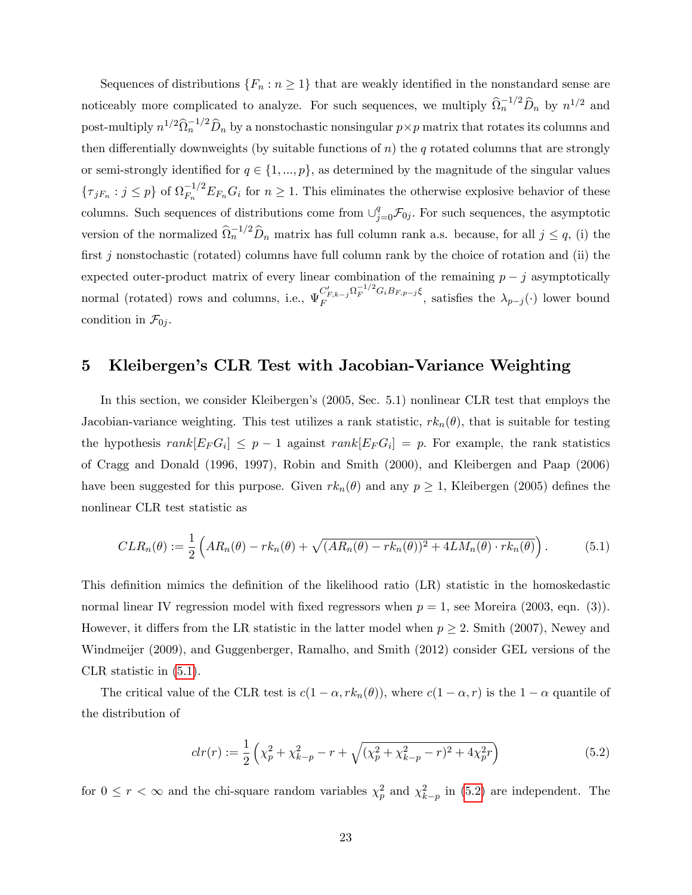Sequences of distributions $\{F_n : n \geq 1\}$ that are weakly identified in the nonstandard sense are noticeably more complicated to analyze. For such sequences, we multiply $\widehat{\Omega}_n^{-1/2}\widehat{D}_n$ by $n^{1/2}$ and post-multiply $n^{1/2}\widehat{\Omega}_n^{-1/2}\widehat{D}_n$ by a nonstochastic nonsingular $p \times p$ matrix that rotates its columns and then differentially downweights (by suitable functions of $n$) the $q$ rotated columns that are strongly or semi-strongly identified for $q \in \{1, ..., p\}$, as determined by the magnitude of the singular values $\{\tau_{jF_n} : j \leq p\}$ of $\Omega_{F_n}^{-1/2} E_{F_n} G_i$ for $n \geq 1$. This eliminates the otherwise explosive behavior of these columns. Such sequences of distributions come from $\cup_{j=0}^{q} \mathcal{F}_{0j}$. For such sequences, the asymptotic version of the normalized $\widehat{\Omega}_n^{-1/2}\widehat{D}_n$ matrix has full column rank a.s. because, for all $j \leq q$, (i) the first $j$ nonstochastic (rotated) columns have full column rank by the choice of rotation and (ii) the expected outer-product matrix of every linear combination of the remaining $p - j$ asymptotically normal (rotated) rows and columns, i.e., $\Psi_F^{C'_{F,k-j}\Omega_F^{-1/2}G_i B_{F,p-j}\xi}$, satisfies the $\lambda_{p-j}(\cdot)$ lower bound condition in $\mathcal{F}_{0j}$.

# 5 Kleibergen's CLR Test with Jacobian-Variance Weighting

In this section, we consider Kleibergen's (2005, Sec. 5.1) nonlinear CLR test that employs the Jacobian-variance weighting. This test utilizes a rank statistic, $rk_n(\theta)$, that is suitable for testing the hypothesis $rank[E_F G_i] \leq p - 1$ against $rank[E_F G_i] = p$. For example, the rank statistics of Cragg and Donald (1996, 1997), Robin and Smith (2000), and Kleibergen and Paap (2006) have been suggested for this purpose. Given $rk_n(\theta)$ and any $p \geq 1$, Kleibergen (2005) defines the nonlinear CLR test statistic as

$$CLR_n(\theta) := \frac{1}{2}\left(AR_n(\theta) - rk_n(\theta) + \sqrt{(AR_n(\theta) - rk_n(\theta))^2 + 4LM_n(\theta) \cdot rk_n(\theta)}\right). \tag{5.1}$$

This definition mimics the definition of the likelihood ratio (LR) statistic in the homoskedastic normal linear IV regression model with fixed regressors when $p = 1$, see Moreira (2003, eqn. (3)). However, it differs from the LR statistic in the latter model when $p \geq 2$. Smith (2007), Newey and Windmeijer (2009), and Guggenberger, Ramalho, and Smith (2012) consider GEL versions of the CLR statistic in (5.1).

The critical value of the CLR test is $c(1 - \alpha, rk_n(\theta))$, where $c(1 - \alpha, r)$ is the $1 - \alpha$ quantile of the distribution of

$$clr(r) := \frac{1}{2}\left(\chi_p^2 + \chi_{k-p}^2 - r + \sqrt{(\chi_p^2 + \chi_{k-p}^2 - r)^2 + 4\chi_p^2 r}\right) \tag{5.2}$$

for $0 \leq r < \infty$ and the chi-square random variables $\chi_p^2$ and $\chi_{k-p}^2$ in (5.2) are independent. The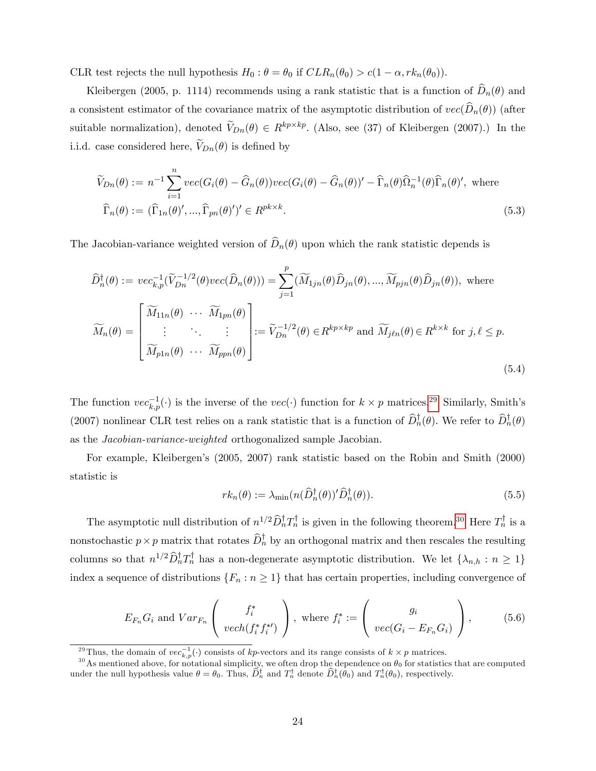CLR test rejects the null hypothesis $H_0 : \theta = \theta_0$ if $CLR_n(\theta_0) > c(1-\alpha, rk_n(\theta_0))$.

Kleibergen (2005, p. 1114) recommends using a rank statistic that is a function of $\widehat{D}_n(\theta)$ and a consistent estimator of the covariance matrix of the asymptotic distribution of $vec(\widehat{D}_n(\theta))$ (after suitable normalization), denoted $\widetilde{V}_{Dn}(\theta) \in R^{kp \times kp}$. (Also, see (37) of Kleibergen (2007).) In the i.i.d. case considered here, $\widetilde{V}_{Dn}(\theta)$ is defined by

$$
\begin{aligned}
\widetilde{V}_{Dn}(\theta) &:= n^{-1}\sum_{i=1}^{n} vec(G_i(\theta) - \widehat{G}_n(\theta))vec(G_i(\theta) - \widehat{G}_n(\theta))' - \widehat{\Gamma}_n(\theta)\widehat{\Omega}_n^{-1}(\theta)\widehat{\Gamma}_n(\theta)', \text{ where} \\
\widehat{\Gamma}_n(\theta) &:= (\widehat{\Gamma}_{1n}(\theta)', ..., \widehat{\Gamma}_{pn}(\theta)')' \in R^{pk \times k}.
\end{aligned} \tag{5.3}
$$

The Jacobian-variance weighted version of $\widehat{D}_n(\theta)$ upon which the rank statistic depends is

$$
\begin{aligned}
\widehat{D}_n^{\dagger}(\theta) &:= vec_{k,p}^{-1}(\widetilde{V}_{Dn}^{-1/2}(\theta)vec(\widehat{D}_n(\theta))) = \sum_{j=1}^{p}(\widetilde{M}_{1jn}(\theta)\widehat{D}_{jn}(\theta), ..., \widetilde{M}_{pjn}(\theta)\widehat{D}_{jn}(\theta)), \text{ where} \\
\widetilde{M}_n(\theta) &= \begin{bmatrix} \widetilde{M}_{11n}(\theta) & \cdots & \widetilde{M}_{1pn}(\theta) \\ \vdots & \ddots & \vdots \\ \widetilde{M}_{p1n}(\theta) & \cdots & \widetilde{M}_{ppn}(\theta) \end{bmatrix} := \widetilde{V}_{Dn}^{-1/2}(\theta) \in R^{kp \times kp} \text{ and } \widetilde{M}_{j\ell n}(\theta) \in R^{k \times k} \text{ for } j, \ell \leq p.
\end{aligned} \tag{5.4}
$$

The function $vec_{k,p}^{-1}(\cdot)$ is the inverse of the $vec(\cdot)$ function for $k \times p$ matrices.[29] Similarly, Smith's (2007) nonlinear CLR test relies on a rank statistic that is a function of $\widehat{D}_n^{\dagger}(\theta)$. We refer to $\widehat{D}_n^{\dagger}(\theta)$ as the *Jacobian-variance-weighted* orthogonalized sample Jacobian.

For example, Kleibergen's (2005, 2007) rank statistic based on the Robin and Smith (2000) statistic is

$$
rk_n(\theta) := \lambda_{\min}(n(\widehat{D}_n^{\dagger}(\theta))'\widehat{D}_n^{\dagger}(\theta)). \tag{5.5}
$$

The asymptotic null distribution of $n^{1/2}\widehat{D}_n^{\dagger}T_n^{\dagger}$ is given in the following theorem.[30] Here $T_n^{\dagger}$ is a nonstochastic $p \times p$ matrix that rotates $\widehat{D}_n^{\dagger}$ by an orthogonal matrix and then rescales the resulting columns so that $n^{1/2}\widehat{D}_n^{\dagger}T_n^{\dagger}$ has a non-degenerate asymptotic distribution. We let $\{\lambda_{n,h} : n \geq 1\}$ index a sequence of distributions $\{F_n : n \geq 1\}$ that has certain properties, including convergence of

$$
E_{F_n}G_i \text{ and } Var_{F_n}\begin{pmatrix} f_i^* \\ vech(f_i^* f_i^{*\prime}) \end{pmatrix}, \text{ where } f_i^* := \begin{pmatrix} g_i \\ vec(G_i - E_{F_n}G_i) \end{pmatrix}, \tag{5.6}
$$

[29] Thus, the domain of $vec_{k,p}^{-1}(\cdot)$ consists of $kp$-vectors and its range consists of $k \times p$ matrices.

[30] As mentioned above, for notational simplicity, we often drop the dependence on $\theta_0$ for statistics that are computed under the null hypothesis value $\theta = \theta_0$. Thus, $\widehat{D}_n^{\dagger}$ and $T_n^{\dagger}$ denote $\widehat{D}_n^{\dagger}(\theta_0)$ and $T_n^{\dagger}(\theta_0)$, respectively.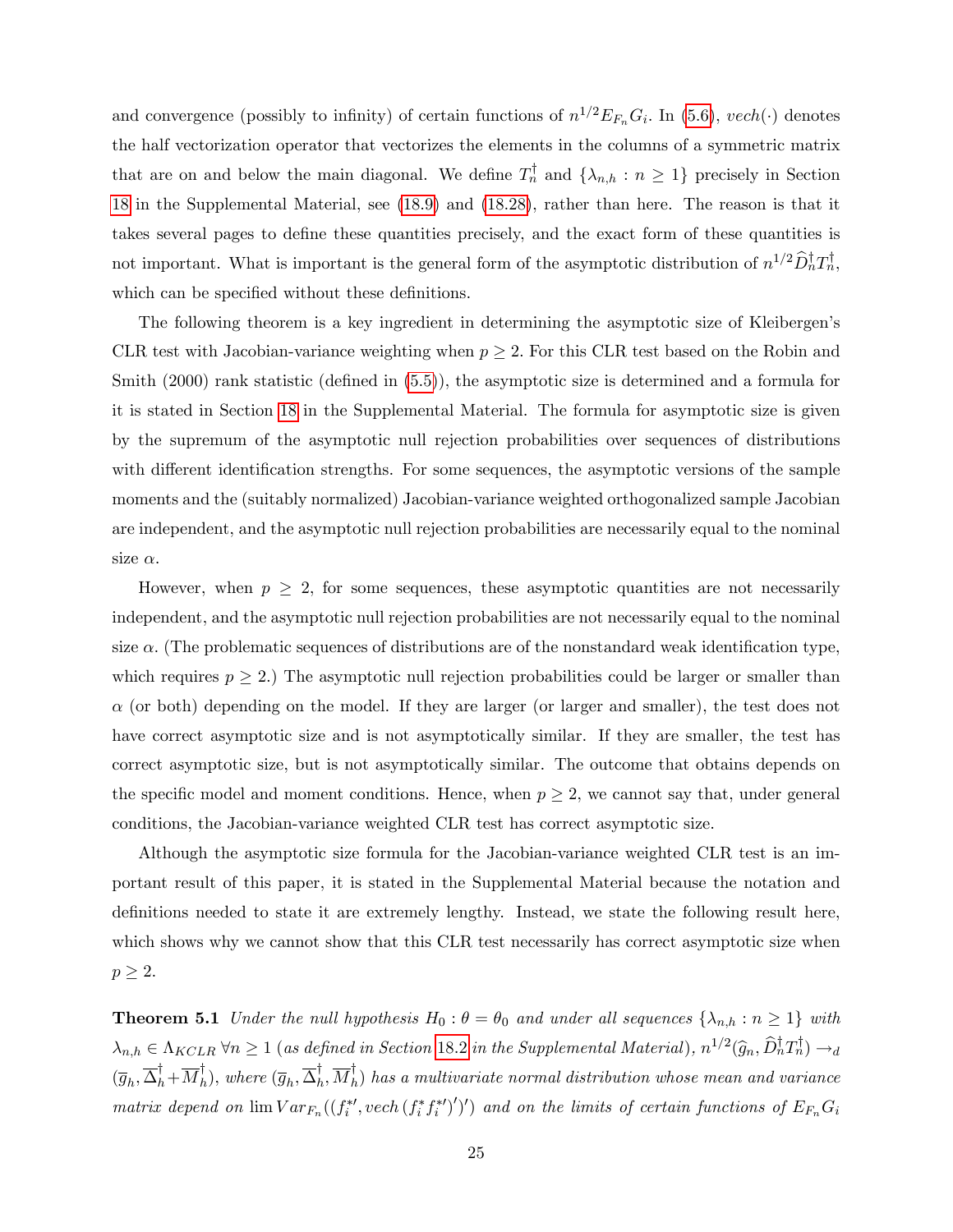and convergence (possibly to infinity) of certain functions of $n^{1/2}E_{F_n}G_i$. In (5.6), $vech(\cdot)$ denotes the half vectorization operator that vectorizes the elements in the columns of a symmetric matrix that are on and below the main diagonal. We define $T_n^\dagger$ and $\{\lambda_{n,h} : n \geq 1\}$ precisely in Section 18 in the Supplemental Material, see (18.9) and (18.28), rather than here. The reason is that it takes several pages to define these quantities precisely, and the exact form of these quantities is not important. What is important is the general form of the asymptotic distribution of $n^{1/2}\widehat{D}_n^\dagger T_n^\dagger$, which can be specified without these definitions.

The following theorem is a key ingredient in determining the asymptotic size of Kleibergen's CLR test with Jacobian-variance weighting when $p \geq 2$. For this CLR test based on the Robin and Smith (2000) rank statistic (defined in (5.5)), the asymptotic size is determined and a formula for it is stated in Section 18 in the Supplemental Material. The formula for asymptotic size is given by the supremum of the asymptotic null rejection probabilities over sequences of distributions with different identification strengths. For some sequences, the asymptotic versions of the sample moments and the (suitably normalized) Jacobian-variance weighted orthogonalized sample Jacobian are independent, and the asymptotic null rejection probabilities are necessarily equal to the nominal size $\alpha$.

However, when $p \geq 2$, for some sequences, these asymptotic quantities are not necessarily independent, and the asymptotic null rejection probabilities are not necessarily equal to the nominal size $\alpha$. (The problematic sequences of distributions are of the nonstandard weak identification type, which requires $p \geq 2$.) The asymptotic null rejection probabilities could be larger or smaller than $\alpha$ (or both) depending on the model. If they are larger (or larger and smaller), the test does not have correct asymptotic size and is not asymptotically similar. If they are smaller, the test has correct asymptotic size, but is not asymptotically similar. The outcome that obtains depends on the specific model and moment conditions. Hence, when $p \geq 2$, we cannot say that, under general conditions, the Jacobian-variance weighted CLR test has correct asymptotic size.

Although the asymptotic size formula for the Jacobian-variance weighted CLR test is an important result of this paper, it is stated in the Supplemental Material because the notation and definitions needed to state it are extremely lengthy. Instead, we state the following result here, which shows why we cannot show that this CLR test necessarily has correct asymptotic size when $p \geq 2$.

**Theorem 5.1** *Under the null hypothesis $H_0 : \theta = \theta_0$ and under all sequences $\{\lambda_{n,h} : n \geq 1\}$ with $\lambda_{n,h} \in \Lambda_{KCLR}$ $\forall n \geq 1$ (as defined in Section 18.2 in the Supplemental Material), $n^{1/2}(\widehat{g}_n, \widehat{D}_n^\dagger T_n^\dagger) \to_d (\overline{g}_h, \overline{\Delta}_h^\dagger + \overline{M}_h^\dagger)$, where $(\overline{g}_h, \overline{\Delta}_h^\dagger, \overline{M}_h^\dagger)$ has a multivariate normal distribution whose mean and variance matrix depend on $\lim Var_{F_n}((f_i^{*\prime}, vech(f_i^* f_i^{*\prime})')')$ and on the limits of certain functions of $E_{F_n}G_i$*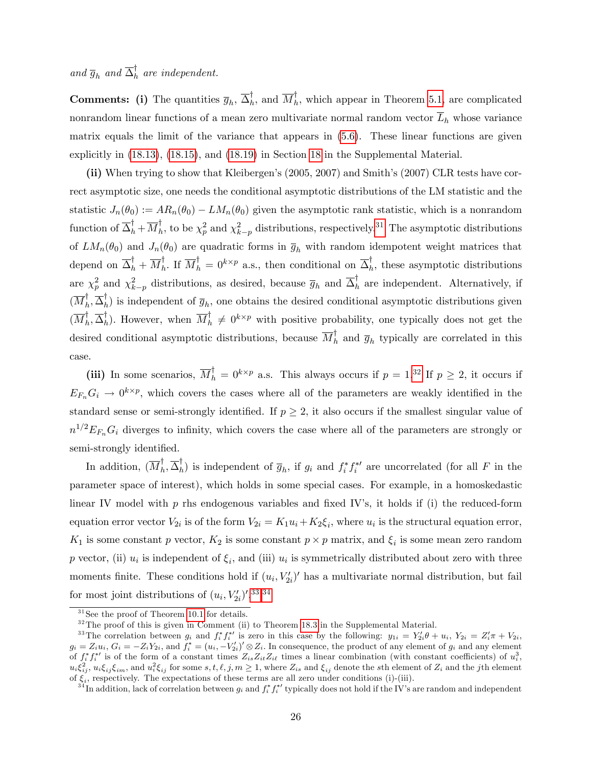*and* $\overline{g}_h$ *and* $\overline{\Delta}_h^{\dagger}$ *are independent.*

**Comments: (i)** The quantities $\overline{g}_h$, $\overline{\Delta}_h^{\dagger}$, and $\overline{M}_h^{\dagger}$, which appear in Theorem 5.1, are complicated nonrandom linear functions of a mean zero multivariate normal random vector $\overline{L}_h$ whose variance matrix equals the limit of the variance that appears in (5.6). These linear functions are given explicitly in (18.13), (18.15), and (18.19) in Section 18 in the Supplemental Material.

**(ii)** When trying to show that Kleibergen's (2005, 2007) and Smith's (2007) CLR tests have correct asymptotic size, one needs the conditional asymptotic distributions of the LM statistic and the statistic $J_n(\theta_0) := AR_n(\theta_0) - LM_n(\theta_0)$ given the asymptotic rank statistic, which is a nonrandom function of $\overline{\Delta}_h^{\dagger} + \overline{M}_h^{\dagger}$, to be $\chi^2_p$ and $\chi^2_{k-p}$ distributions, respectively.[31] The asymptotic distributions of $LM_n(\theta_0)$ and $J_n(\theta_0)$ are quadratic forms in $\overline{g}_h$ with random idempotent weight matrices that depend on $\overline{\Delta}_h^{\dagger} + \overline{M}_h^{\dagger}$. If $\overline{M}_h^{\dagger} = 0^{k \times p}$ a.s., then conditional on $\overline{\Delta}_h^{\dagger}$, these asymptotic distributions are $\chi^2_p$ and $\chi^2_{k-p}$ distributions, as desired, because $\overline{g}_h$ and $\overline{\Delta}_h^{\dagger}$ are independent. Alternatively, if $(\overline{M}_h^{\dagger}, \overline{\Delta}_h^{\dagger})$ is independent of $\overline{g}_h$, one obtains the desired conditional asymptotic distributions given $(\overline{M}_h^{\dagger}, \overline{\Delta}_h^{\dagger})$. However, when $\overline{M}_h^{\dagger} \neq 0^{k \times p}$ with positive probability, one typically does not get the desired conditional asymptotic distributions, because $\overline{M}_h^{\dagger}$ and $\overline{g}_h$ typically are correlated in this case.

**(iii)** In some scenarios, $\overline{M}_h^{\dagger} = 0^{k \times p}$ a.s. This always occurs if $p = 1$.[32] If $p \geq 2$, it occurs if $E_{F_n} G_i \to 0^{k \times p}$, which covers the cases where all of the parameters are weakly identified in the standard sense or semi-strongly identified. If $p \geq 2$, it also occurs if the smallest singular value of $n^{1/2} E_{F_n} G_i$ diverges to infinity, which covers the case where all of the parameters are strongly or semi-strongly identified.

In addition, $(\overline{M}_h^{\dagger}, \overline{\Delta}_h^{\dagger})$ is independent of $\overline{g}_h$, if $g_i$ and $f_i^* f_i^{*\prime}$ are uncorrelated (for all $F$ in the parameter space of interest), which holds in some special cases. For example, in a homoskedastic linear IV model with $p$ rhs endogenous variables and fixed IV's, it holds if (i) the reduced-form equation error vector $V_{2i}$ is of the form $V_{2i} = K_1 u_i + K_2 \xi_i$, where $u_i$ is the structural equation error, $K_1$ is some constant $p$ vector, $K_2$ is some constant $p \times p$ matrix, and $\xi_i$ is some mean zero random $p$ vector, (ii) $u_i$ is independent of $\xi_i$, and (iii) $u_i$ is symmetrically distributed about zero with three moments finite. These conditions hold if $(u_i, V_{2i}')'$ has a multivariate normal distribution, but fail for most joint distributions of $(u_i, V_{2i}')'$.[33,34]

---

[31] See the proof of Theorem 10.1 for details.

[32] The proof of this is given in Comment (ii) to Theorem 18.3 in the Supplemental Material.

[33] The correlation between $g_i$ and $f_i^* f_i^{*\prime}$ is zero in this case by the following: $y_{1i} = Y_{2i}'\theta + u_i$, $Y_{2i} = Z_i'\pi + V_{2i}$, $g_i = Z_i u_i$, $G_i = -Z_i Y_{2i}$, and $f_i^* = (u_i, -V_{2i}')' \otimes Z_i$. In consequence, the product of any element of $g_i$ and any element of $f_i^* f_i^{*\prime}$ is of the form of a constant times $Z_{is} Z_{it} Z_{i\ell}$ times a linear combination (with constant coefficients) of $u_i^3$, $u_i \xi_{ij}^2$, $u_i \xi_{ij} \xi_{im}$, and $u_i^2 \xi_{ij}$ for some $s, t, \ell, j, m \geq 1$, where $Z_{is}$ and $\xi_{ij}$ denote the $s$th element of $Z_i$ and the $j$th element of $\xi_i$, respectively. The expectations of these terms are all zero under conditions (i)-(iii).

[34] In addition, lack of correlation between $g_i$ and $f_i^* f_i^{*\prime}$ typically does not hold if the IV's are random and independent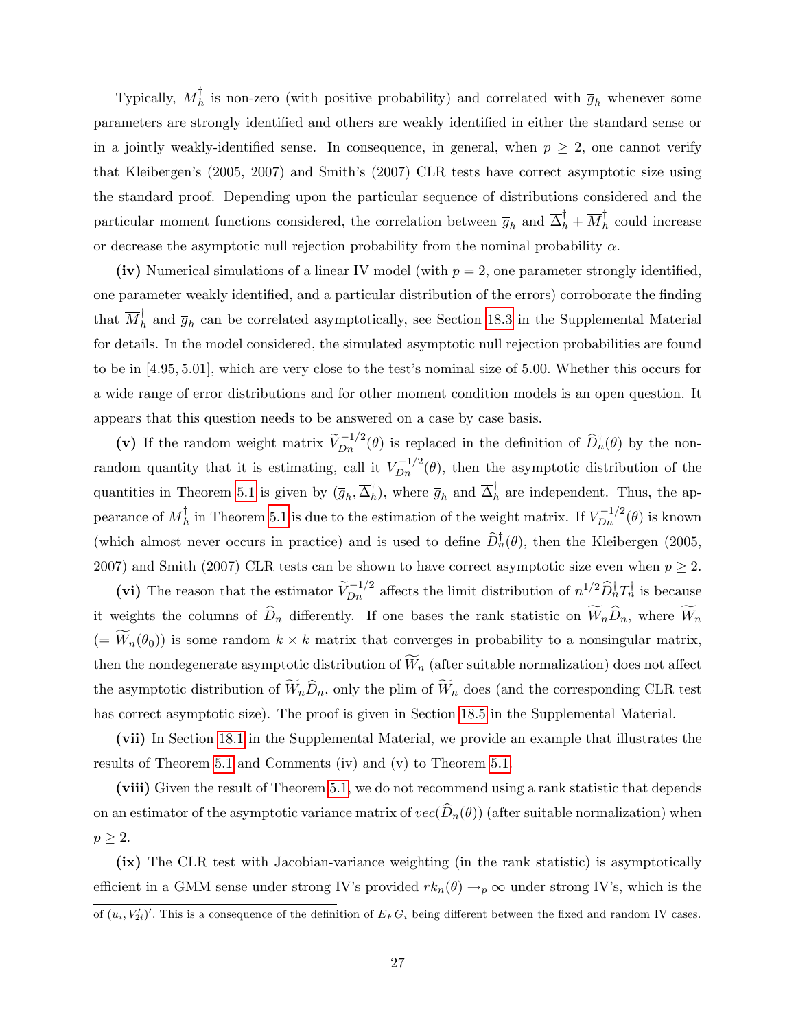Typically, $\overline{M}_h^\dagger$ is non-zero (with positive probability) and correlated with $\overline{g}_h$ whenever some parameters are strongly identified and others are weakly identified in either the standard sense or in a jointly weakly-identified sense. In consequence, in general, when $p \geq 2$, one cannot verify that Kleibergen's (2005, 2007) and Smith's (2007) CLR tests have correct asymptotic size using the standard proof. Depending upon the particular sequence of distributions considered and the particular moment functions considered, the correlation between $\overline{g}_h$ and $\overline{\Delta}_h^\dagger + \overline{M}_h^\dagger$ could increase or decrease the asymptotic null rejection probability from the nominal probability $\alpha$.

**(iv)** Numerical simulations of a linear IV model (with $p = 2$, one parameter strongly identified, one parameter weakly identified, and a particular distribution of the errors) corroborate the finding that $\overline{M}_h^\dagger$ and $\overline{g}_h$ can be correlated asymptotically, see Section 18.3 in the Supplemental Material for details. In the model considered, the simulated asymptotic null rejection probabilities are found to be in $[4.95, 5.01]$, which are very close to the test's nominal size of 5.00. Whether this occurs for a wide range of error distributions and for other moment condition models is an open question. It appears that this question needs to be answered on a case by case basis.

**(v)** If the random weight matrix $\widetilde{V}_{Dn}^{-1/2}(\theta)$ is replaced in the definition of $\widehat{D}_n^\dagger(\theta)$ by the non-random quantity that it is estimating, call it $V_{Dn}^{-1/2}(\theta)$, then the asymptotic distribution of the quantities in Theorem 5.1 is given by $(\overline{g}_h, \overline{\Delta}_h^\dagger)$, where $\overline{g}_h$ and $\overline{\Delta}_h^\dagger$ are independent. Thus, the appearance of $\overline{M}_h^\dagger$ in Theorem 5.1 is due to the estimation of the weight matrix. If $V_{Dn}^{-1/2}(\theta)$ is known (which almost never occurs in practice) and is used to define $\widehat{D}_n^\dagger(\theta)$, then the Kleibergen (2005, 2007) and Smith (2007) CLR tests can be shown to have correct asymptotic size even when $p \geq 2$.

**(vi)** The reason that the estimator $\widetilde{V}_{Dn}^{-1/2}$ affects the limit distribution of $n^{1/2}\widehat{D}_n^\dagger T_n^\dagger$ is because it weights the columns of $\widehat{D}_n$ differently. If one bases the rank statistic on $\widetilde{W}_n\widehat{D}_n$, where $\widetilde{W}_n$ $(= \widetilde{W}_n(\theta_0))$ is some random $k \times k$ matrix that converges in probability to a nonsingular matrix, then the nondegenerate asymptotic distribution of $\widetilde{W}_n$ (after suitable normalization) does not affect the asymptotic distribution of $\widetilde{W}_n\widehat{D}_n$, only the plim of $\widetilde{W}_n$ does (and the corresponding CLR test has correct asymptotic size). The proof is given in Section 18.5 in the Supplemental Material.

**(vii)** In Section 18.1 in the Supplemental Material, we provide an example that illustrates the results of Theorem 5.1 and Comments (iv) and (v) to Theorem 5.1.

**(viii)** Given the result of Theorem 5.1, we do not recommend using a rank statistic that depends on an estimator of the asymptotic variance matrix of $vec(\widehat{D}_n(\theta))$ (after suitable normalization) when $p \geq 2$.

**(ix)** The CLR test with Jacobian-variance weighting (in the rank statistic) is asymptotically efficient in a GMM sense under strong IV's provided $rk_n(\theta) \rightarrow_p \infty$ under strong IV's, which is the

of $(u_i, V_{2i}')'$. This is a consequence of the definition of $E_F G_i$ being different between the fixed and random IV cases.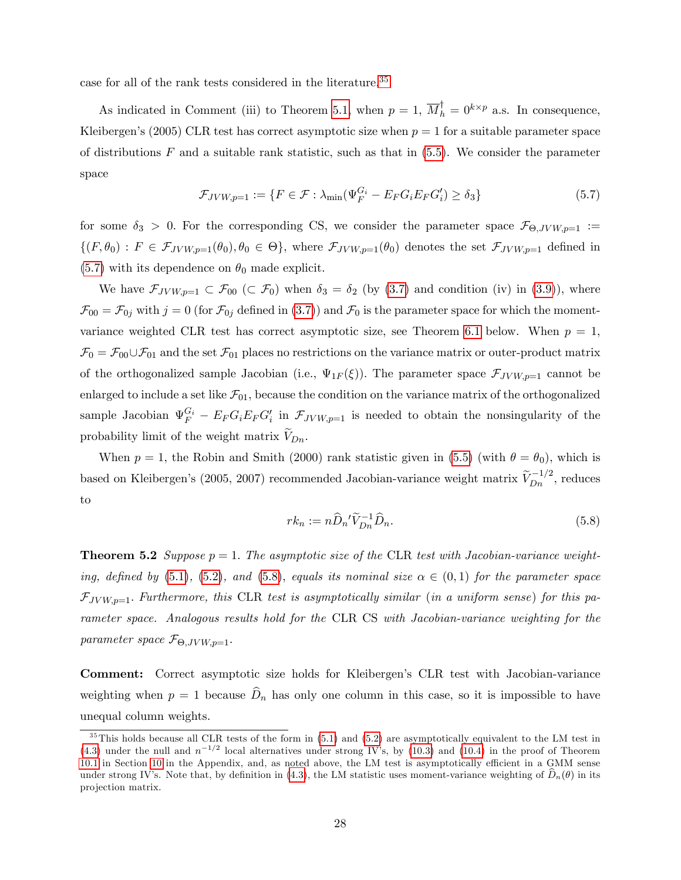case for all of the rank tests considered in the literature.[35]

As indicated in Comment (iii) to Theorem 5.1, when $p = 1$, $\overline{M}_h^{\dagger} = 0^{k \times p}$ a.s. In consequence, Kleibergen's (2005) CLR test has correct asymptotic size when $p = 1$ for a suitable parameter space of distributions $F$ and a suitable rank statistic, such as that in (5.5). We consider the parameter space

$$\mathcal{F}_{JVW,p=1} := \{F \in \mathcal{F} : \lambda_{\min}(\Psi_F^{G_i} - E_F G_i E_F G_i') \geq \delta_3\} \tag{5.7}$$

for some $\delta_3 > 0$. For the corresponding CS, we consider the parameter space $\mathcal{F}_{\Theta,JVW,p=1} := \{(F, \theta_0) : F \in \mathcal{F}_{JVW,p=1}(\theta_0), \theta_0 \in \Theta\}$, where $\mathcal{F}_{JVW,p=1}(\theta_0)$ denotes the set $\mathcal{F}_{JVW,p=1}$ defined in (5.7) with its dependence on $\theta_0$ made explicit.

We have $\mathcal{F}_{JVW,p=1} \subset \mathcal{F}_{00}$ $(\subset \mathcal{F}_0)$ when $\delta_3 = \delta_2$ (by (3.7) and condition (iv) in (3.9)), where $\mathcal{F}_{00} = \mathcal{F}_{0j}$ with $j = 0$ (for $\mathcal{F}_{0j}$ defined in (3.7)) and $\mathcal{F}_0$ is the parameter space for which the moment-variance weighted CLR test has correct asymptotic size, see Theorem 6.1 below. When $p = 1$, $\mathcal{F}_0 = \mathcal{F}_{00} \cup \mathcal{F}_{01}$ and the set $\mathcal{F}_{01}$ places no restrictions on the variance matrix or outer-product matrix of the orthogonalized sample Jacobian (i.e., $\Psi_{1F}(\xi)$). The parameter space $\mathcal{F}_{JVW,p=1}$ cannot be enlarged to include a set like $\mathcal{F}_{01}$, because the condition on the variance matrix of the orthogonalized sample Jacobian $\Psi_F^{G_i} - E_F G_i E_F G_i'$ in $\mathcal{F}_{JVW,p=1}$ is needed to obtain the nonsingularity of the probability limit of the weight matrix $\widetilde{V}_{Dn}$.

When $p = 1$, the Robin and Smith (2000) rank statistic given in (5.5) (with $\theta = \theta_0$), which is based on Kleibergen's (2005, 2007) recommended Jacobian-variance weight matrix $\widetilde{V}_{Dn}^{-1/2}$, reduces to

$$rk_n := n \widehat{D}_n{}' \widetilde{V}_{Dn}^{-1} \widehat{D}_n. \tag{5.8}$$

**Theorem 5.2** *Suppose $p = 1$. The asymptotic size of the* CLR *test with Jacobian-variance weighting, defined by* (5.1), (5.2), *and* (5.8), *equals its nominal size $\alpha \in (0, 1)$ for the parameter space $\mathcal{F}_{JVW,p=1}$. Furthermore, this* CLR *test is asymptotically similar (in a uniform sense) for this parameter space. Analogous results hold for the* CLR CS *with Jacobian-variance weighting for the parameter space $\mathcal{F}_{\Theta,JVW,p=1}$.*

**Comment:** Correct asymptotic size holds for Kleibergen's CLR test with Jacobian-variance weighting when $p = 1$ because $\widehat{D}_n$ has only one column in this case, so it is impossible to have unequal column weights.

[35] This holds because all CLR tests of the form in (5.1) and (5.2) are asymptotically equivalent to the LM test in (4.3) under the null and $n^{-1/2}$ local alternatives under strong IV's, by (10.3) and (10.4) in the proof of Theorem 10.1 in Section 10 in the Appendix, and, as noted above, the LM test is asymptotically efficient in a GMM sense under strong IV's. Note that, by definition in (4.3), the LM statistic uses moment-variance weighting of $\widehat{D}_n(\theta)$ in its projection matrix.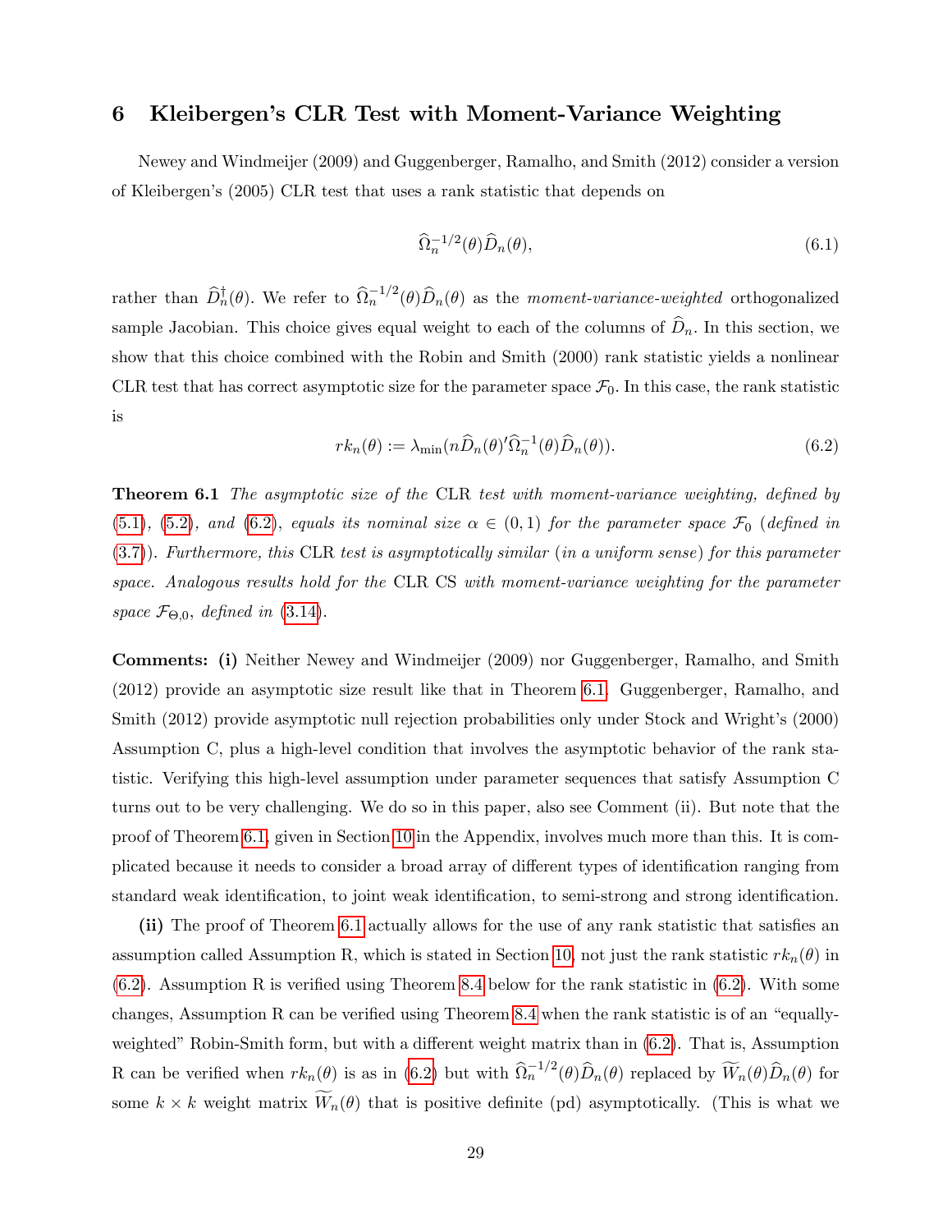## 6 Kleibergen's CLR Test with Moment-Variance Weighting

Newey and Windmeijer (2009) and Guggenberger, Ramalho, and Smith (2012) consider a version of Kleibergen's (2005) CLR test that uses a rank statistic that depends on

$$\widehat{\Omega}_n^{-1/2}(\theta)\widehat{D}_n(\theta), \tag{6.1}$$

rather than $\widehat{D}_n^{\dagger}(\theta)$. We refer to $\widehat{\Omega}_n^{-1/2}(\theta)\widehat{D}_n(\theta)$ as the *moment-variance-weighted* orthogonalized sample Jacobian. This choice gives equal weight to each of the columns of $\widehat{D}_n$. In this section, we show that this choice combined with the Robin and Smith (2000) rank statistic yields a nonlinear CLR test that has correct asymptotic size for the parameter space $\mathcal{F}_0$. In this case, the rank statistic is

$$rk_n(\theta) := \lambda_{\min}(n\widehat{D}_n(\theta)'\widehat{\Omega}_n^{-1}(\theta)\widehat{D}_n(\theta)). \tag{6.2}$$

**Theorem 6.1** *The asymptotic size of the* CLR *test with moment-variance weighting, defined by* (5.1)*,* (5.2)*, and* (6.2)*, equals its nominal size* $\alpha \in (0,1)$ *for the parameter space* $\mathcal{F}_0$ *(defined in* (3.7)*). Furthermore, this* CLR *test is asymptotically similar (in a uniform sense) for this parameter space. Analogous results hold for the* CLR CS *with moment-variance weighting for the parameter space* $\mathcal{F}_{\Theta,0}$*, defined in* (3.14)*.*

**Comments: (i)** Neither Newey and Windmeijer (2009) nor Guggenberger, Ramalho, and Smith (2012) provide an asymptotic size result like that in Theorem 6.1. Guggenberger, Ramalho, and Smith (2012) provide asymptotic null rejection probabilities only under Stock and Wright's (2000) Assumption C, plus a high-level condition that involves the asymptotic behavior of the rank statistic. Verifying this high-level assumption under parameter sequences that satisfy Assumption C turns out to be very challenging. We do so in this paper, also see Comment (ii). But note that the proof of Theorem 6.1, given in Section 10 in the Appendix, involves much more than this. It is complicated because it needs to consider a broad array of different types of identification ranging from standard weak identification, to joint weak identification, to semi-strong and strong identification.

**(ii)** The proof of Theorem 6.1 actually allows for the use of any rank statistic that satisfies an assumption called Assumption R, which is stated in Section 10, not just the rank statistic $rk_n(\theta)$ in (6.2). Assumption R is verified using Theorem 8.4 below for the rank statistic in (6.2). With some changes, Assumption R can be verified using Theorem 8.4 when the rank statistic is of an "equally-weighted" Robin-Smith form, but with a different weight matrix than in (6.2). That is, Assumption R can be verified when $rk_n(\theta)$ is as in (6.2) but with $\widehat{\Omega}_n^{-1/2}(\theta)\widehat{D}_n(\theta)$ replaced by $\widetilde{W}_n(\theta)\widehat{D}_n(\theta)$ for some $k \times k$ weight matrix $\widetilde{W}_n(\theta)$ that is positive definite (pd) asymptotically. (This is what we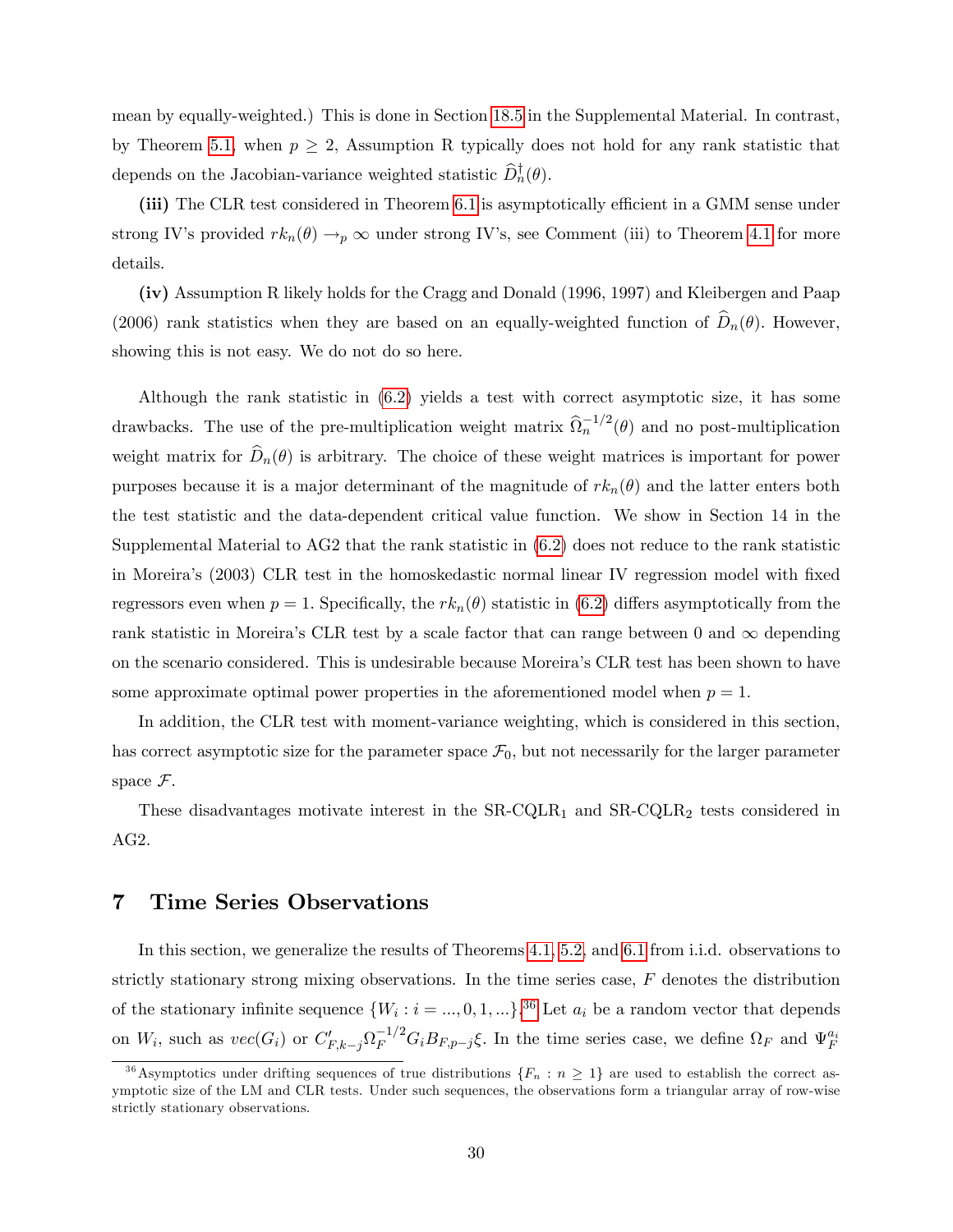mean by equally-weighted.) This is done in Section 18.5 in the Supplemental Material. In contrast, by Theorem 5.1, when $p \geq 2$, Assumption R typically does not hold for any rank statistic that depends on the Jacobian-variance weighted statistic $\widehat{D}_n^{\dagger}(\theta)$.

**(iii)** The CLR test considered in Theorem 6.1 is asymptotically efficient in a GMM sense under strong IV's provided $rk_n(\theta) \rightarrow_p \infty$ under strong IV's, see Comment (iii) to Theorem 4.1 for more details.

**(iv)** Assumption R likely holds for the Cragg and Donald (1996, 1997) and Kleibergen and Paap (2006) rank statistics when they are based on an equally-weighted function of $\widehat{D}_n(\theta)$. However, showing this is not easy. We do not do so here.

Although the rank statistic in (6.2) yields a test with correct asymptotic size, it has some drawbacks. The use of the pre-multiplication weight matrix $\widehat{\Omega}_n^{-1/2}(\theta)$ and no post-multiplication weight matrix for $\widehat{D}_n(\theta)$ is arbitrary. The choice of these weight matrices is important for power purposes because it is a major determinant of the magnitude of $rk_n(\theta)$ and the latter enters both the test statistic and the data-dependent critical value function. We show in Section 14 in the Supplemental Material to AG2 that the rank statistic in (6.2) does not reduce to the rank statistic in Moreira's (2003) CLR test in the homoskedastic normal linear IV regression model with fixed regressors even when $p = 1$. Specifically, the $rk_n(\theta)$ statistic in (6.2) differs asymptotically from the rank statistic in Moreira's CLR test by a scale factor that can range between 0 and $\infty$ depending on the scenario considered. This is undesirable because Moreira's CLR test has been shown to have some approximate optimal power properties in the aforementioned model when $p = 1$.

In addition, the CLR test with moment-variance weighting, which is considered in this section, has correct asymptotic size for the parameter space $\mathcal{F}_0$, but not necessarily for the larger parameter space $\mathcal{F}$.

These disadvantages motivate interest in the SR-CQLR$_1$ and SR-CQLR$_2$ tests considered in AG2.

# 7 Time Series Observations

In this section, we generalize the results of Theorems 4.1, 5.2, and 6.1 from i.i.d. observations to strictly stationary strong mixing observations. In the time series case, $F$ denotes the distribution of the stationary infinite sequence $\{W_i : i = ..., 0, 1, ...\}$.[36] Let $a_i$ be a random vector that depends on $W_i$, such as $vec(G_i)$ or $C_{F,k-j}'\Omega_F^{-1/2}G_iB_{F,p-j}\xi$. In the time series case, we define $\Omega_F$ and $\Psi_F^{a_i}$

[36] Asymptotics under drifting sequences of true distributions $\{F_n : n \geq 1\}$ are used to establish the correct asymptotic size of the LM and CLR tests. Under such sequences, the observations form a triangular array of row-wise strictly stationary observations.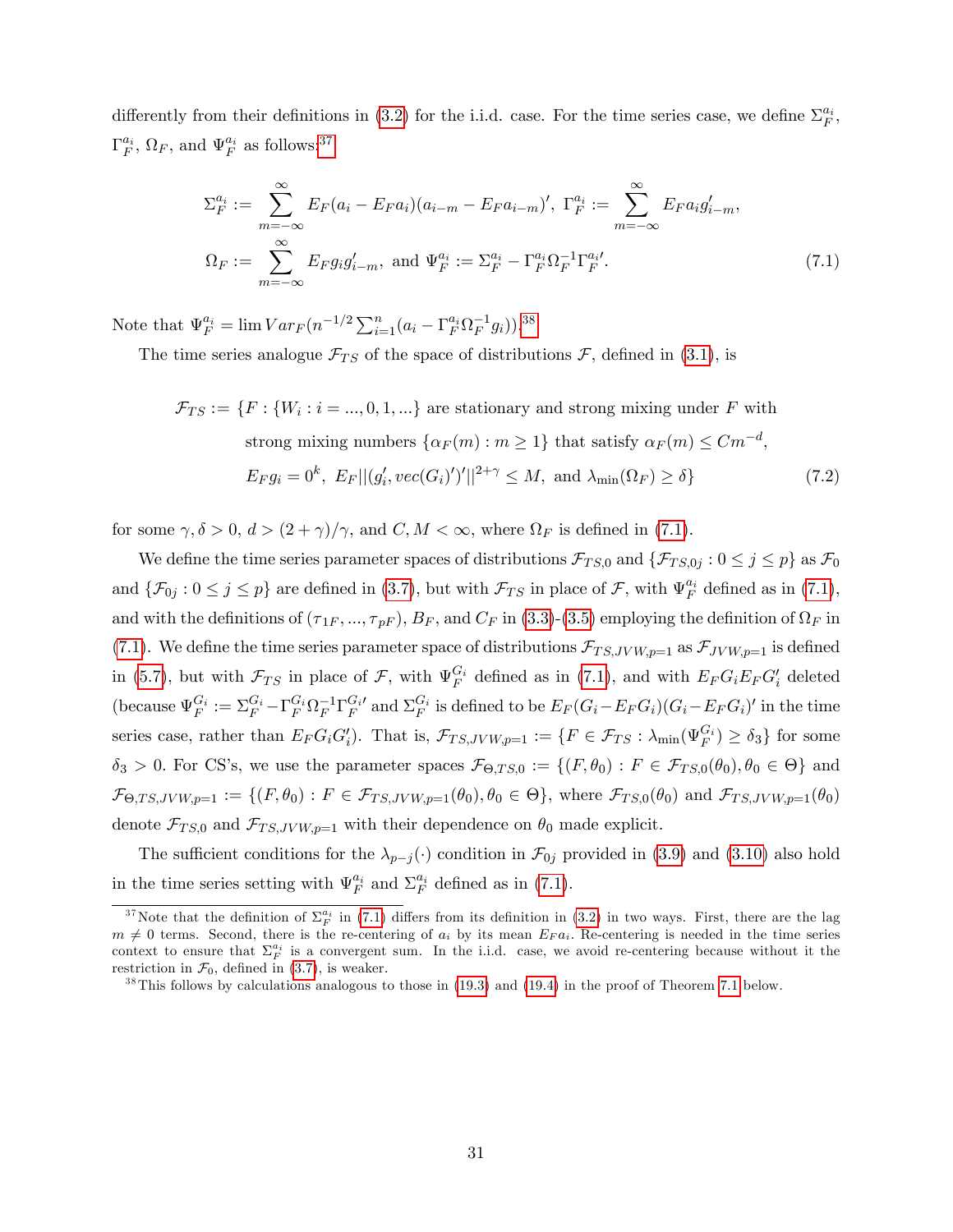differently from their definitions in (3.2) for the i.i.d. case. For the time series case, we define $\Sigma_F^{a_i}$, $\Gamma_F^{a_i}$, $\Omega_F$, and $\Psi_F^{a_i}$ as follows:[37]

$$\Sigma_F^{a_i} := \sum_{m=-\infty}^{\infty} E_F(a_i - E_F a_i)(a_{i-m} - E_F a_{i-m})', \; \Gamma_F^{a_i} := \sum_{m=-\infty}^{\infty} E_F a_i g_{i-m}',$$
$$\Omega_F := \sum_{m=-\infty}^{\infty} E_F g_i g_{i-m}', \text{ and } \Psi_F^{a_i} := \Sigma_F^{a_i} - \Gamma_F^{a_i}\Omega_F^{-1}\Gamma_F^{a_i\prime}. \tag{7.1}$$

Note that $\Psi_F^{a_i} = \lim Var_F(n^{-1/2}\sum_{i=1}^n (a_i - \Gamma_F^{a_i}\Omega_F^{-1}g_i))$.[38]

The time series analogue $\mathcal{F}_{TS}$ of the space of distributions $\mathcal{F}$, defined in (3.1), is

$$\begin{aligned}\mathcal{F}_{TS} := \{F : &\{W_i : i = ..., 0, 1, ...\} \text{ are stationary and strong mixing under } F \text{ with} \\ &\text{strong mixing numbers } \{\alpha_F(m) : m \geq 1\} \text{ that satisfy } \alpha_F(m) \leq Cm^{-d}, \\ &E_F g_i = 0^k, \; E_F||(g_i', vec(G_i)')'||^{2+\gamma} \leq M, \text{ and } \lambda_{\min}(\Omega_F) \geq \delta\}\end{aligned} \tag{7.2}$$

for some $\gamma, \delta > 0$, $d > (2+\gamma)/\gamma$, and $C, M < \infty$, where $\Omega_F$ is defined in (7.1).

We define the time series parameter spaces of distributions $\mathcal{F}_{TS,0}$ and $\{\mathcal{F}_{TS,0j} : 0 \leq j \leq p\}$ as $\mathcal{F}_0$ and $\{\mathcal{F}_{0j} : 0 \leq j \leq p\}$ are defined in (3.7), but with $\mathcal{F}_{TS}$ in place of $\mathcal{F}$, with $\Psi_F^{a_i}$ defined as in (7.1), and with the definitions of $(\tau_{1F}, ..., \tau_{pF})$, $B_F$, and $C_F$ in (3.3)-(3.5) employing the definition of $\Omega_F$ in (7.1). We define the time series parameter space of distributions $\mathcal{F}_{TS,JVW,p=1}$ as $\mathcal{F}_{JVW,p=1}$ is defined in (5.7), but with $\mathcal{F}_{TS}$ in place of $\mathcal{F}$, with $\Psi_F^{G_i}$ defined as in (7.1), and with $E_F G_i E_F G_i'$ deleted (because $\Psi_F^{G_i} := \Sigma_F^{G_i} - \Gamma_F^{G_i}\Omega_F^{-1}\Gamma_F^{G_i\prime}$ and $\Sigma_F^{G_i}$ is defined to be $E_F(G_i - E_F G_i)(G_i - E_F G_i)'$ in the time series case, rather than $E_F G_i G_i'$). That is, $\mathcal{F}_{TS,JVW,p=1} := \{F \in \mathcal{F}_{TS} : \lambda_{\min}(\Psi_F^{G_i}) \geq \delta_3\}$ for some $\delta_3 > 0$. For CS's, we use the parameter spaces $\mathcal{F}_{\Theta,TS,0} := \{(F, \theta_0) : F \in \mathcal{F}_{TS,0}(\theta_0), \theta_0 \in \Theta\}$ and $\mathcal{F}_{\Theta,TS,JVW,p=1} := \{(F, \theta_0) : F \in \mathcal{F}_{TS,JVW,p=1}(\theta_0), \theta_0 \in \Theta\}$, where $\mathcal{F}_{TS,0}(\theta_0)$ and $\mathcal{F}_{TS,JVW,p=1}(\theta_0)$ denote $\mathcal{F}_{TS,0}$ and $\mathcal{F}_{TS,JVW,p=1}$ with their dependence on $\theta_0$ made explicit.

The sufficient conditions for the $\lambda_{p-j}(\cdot)$ condition in $\mathcal{F}_{0j}$ provided in (3.9) and (3.10) also hold in the time series setting with $\Psi_F^{a_i}$ and $\Sigma_F^{a_i}$ defined as in (7.1).

---

[37] Note that the definition of $\Sigma_F^{a_i}$ in (7.1) differs from its definition in (3.2) in two ways. First, there are the lag $m \neq 0$ terms. Second, there is the re-centering of $a_i$ by its mean $E_F a_i$. Re-centering is needed in the time series context to ensure that $\Sigma_F^{a_i}$ is a convergent sum. In the i.i.d. case, we avoid re-centering because without it the restriction in $\mathcal{F}_0$, defined in (3.7), is weaker.

[38] This follows by calculations analogous to those in (19.3) and (19.4) in the proof of Theorem 7.1 below.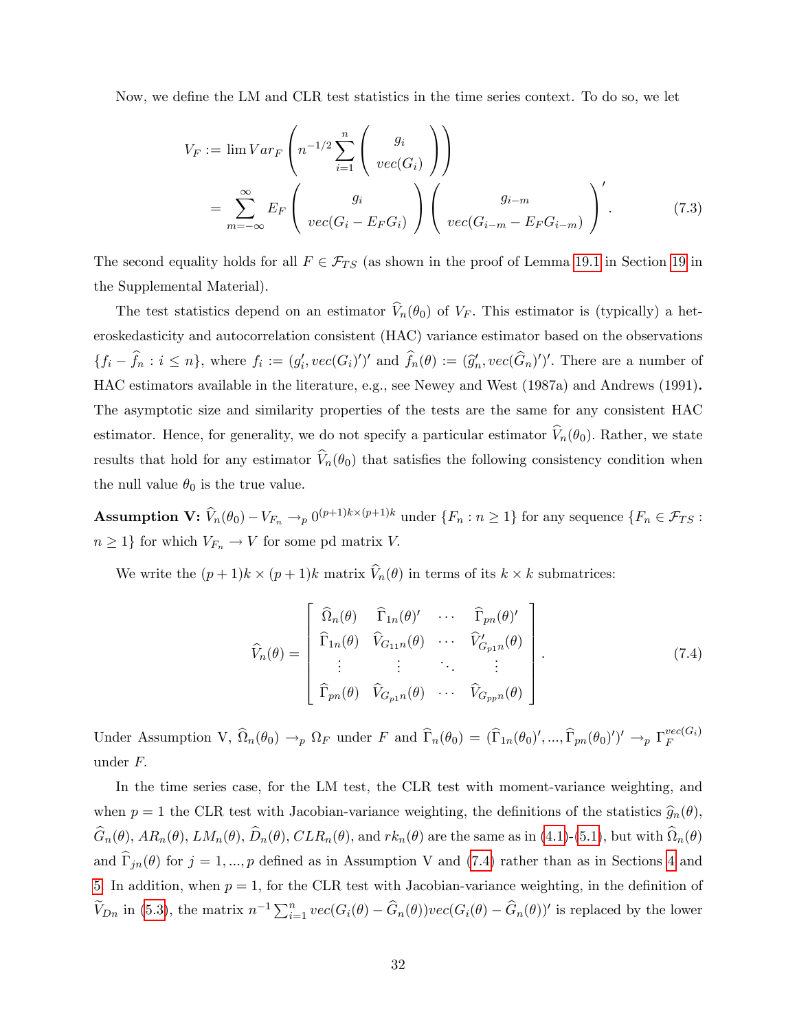Now, we define the LM and CLR test statistics in the time series context. To do so, we let

$$V_F := \lim Var_F \left( n^{-1/2} \sum_{i=1}^{n} \left( \begin{array}{c} g_i \\ vec(G_i) \end{array} \right) \right)$$
$$= \sum_{m=-\infty}^{\infty} E_F \left( \begin{array}{c} g_i \\ vec(G_i - E_F G_i) \end{array} \right) \left( \begin{array}{c} g_{i-m} \\ vec(G_{i-m} - E_F G_{i-m}) \end{array} \right)'. \tag{7.3}$$

The second equality holds for all $F \in \mathcal{F}_{TS}$ (as shown in the proof of Lemma 19.1 in Section 19 in the Supplemental Material).

The test statistics depend on an estimator $\widehat{V}_n(\theta_0)$ of $V_F$. This estimator is (typically) a heteroskedasticity and autocorrelation consistent (HAC) variance estimator based on the observations $\{f_i - \widehat{f}_n : i \leq n\}$, where $f_i := (g_i', vec(G_i)')'$ and $\widehat{f}_n(\theta) := (\widehat{g}_n', vec(\widehat{G}_n)')'$. There are a number of HAC estimators available in the literature, e.g., see Newey and West (1987a) and Andrews (1991)**.** The asymptotic size and similarity properties of the tests are the same for any consistent HAC estimator. Hence, for generality, we do not specify a particular estimator $\widehat{V}_n(\theta_0)$. Rather, we state results that hold for any estimator $\widehat{V}_n(\theta_0)$ that satisfies the following consistency condition when the null value $\theta_0$ is the true value.

**Assumption V:** $\widehat{V}_n(\theta_0) - V_{F_n} \to_p 0^{(p+1)k \times (p+1)k}$ under $\{F_n : n \geq 1\}$ for any sequence $\{F_n \in \mathcal{F}_{TS} : n \geq 1\}$ for which $V_{F_n} \to V$ for some pd matrix $V$.

We write the $(p+1)k \times (p+1)k$ matrix $\widehat{V}_n(\theta)$ in terms of its $k \times k$ submatrices:

$$\widehat{V}_n(\theta) = \left[ \begin{array}{cccc} \widehat{\Omega}_n(\theta) & \widehat{\Gamma}_{1n}(\theta)' & \cdots & \widehat{\Gamma}_{pn}(\theta)' \\ \widehat{\Gamma}_{1n}(\theta) & \widehat{V}_{G_{11}n}(\theta) & \cdots & \widehat{V}_{G_{p1}n}'(\theta) \\ \vdots & \vdots & \ddots & \vdots \\ \widehat{\Gamma}_{pn}(\theta) & \widehat{V}_{G_{p1}n}(\theta) & \cdots & \widehat{V}_{G_{pp}n}(\theta) \end{array} \right]. \tag{7.4}$$

Under Assumption V, $\widehat{\Omega}_n(\theta_0) \to_p \Omega_F$ under $F$ and $\widehat{\Gamma}_n(\theta_0) = (\widehat{\Gamma}_{1n}(\theta_0)', ..., \widehat{\Gamma}_{pn}(\theta_0)')' \to_p \Gamma_F^{vec(G_i)}$ under $F$.

In the time series case, for the LM test, the CLR test with moment-variance weighting, and when $p = 1$ the CLR test with Jacobian-variance weighting, the definitions of the statistics $\widehat{g}_n(\theta)$, $\widehat{G}_n(\theta)$, $AR_n(\theta)$, $LM_n(\theta)$, $\widehat{D}_n(\theta)$, $CLR_n(\theta)$, and $rk_n(\theta)$ are the same as in (4.1)-(5.1), but with $\widehat{\Omega}_n(\theta)$ and $\widehat{\Gamma}_{jn}(\theta)$ for $j = 1, ..., p$ defined as in Assumption V and (7.4) rather than as in Sections 4 and 5. In addition, when $p = 1$, for the CLR test with Jacobian-variance weighting, in the definition of $\widetilde{V}_{Dn}$ in (5.3), the matrix $n^{-1} \sum_{i=1}^{n} vec(G_i(\theta) - \widehat{G}_n(\theta)) vec(G_i(\theta) - \widehat{G}_n(\theta))'$ is replaced by the lower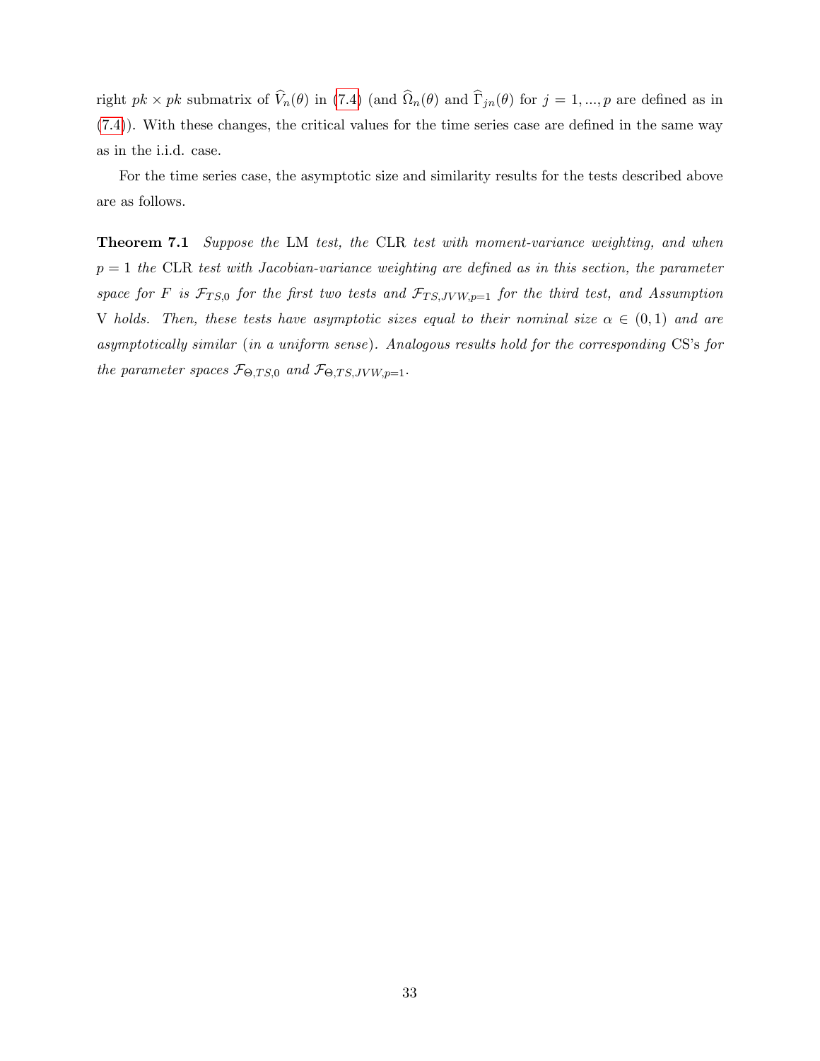right $pk \times pk$ submatrix of $\widehat{V}_n(\theta)$ in (7.4) (and $\widehat{\Omega}_n(\theta)$ and $\widehat{\Gamma}_{jn}(\theta)$ for $j = 1, ..., p$ are defined as in (7.4)). With these changes, the critical values for the time series case are defined in the same way as in the i.i.d. case.

For the time series case, the asymptotic size and similarity results for the tests described above are as follows.

**Theorem 7.1** *Suppose the* LM *test, the* CLR *test with moment-variance weighting, and when* $p = 1$ *the* CLR *test with Jacobian-variance weighting are defined as in this section, the parameter space for* $F$ *is* $\mathcal{F}_{TS,0}$ *for the first two tests and* $\mathcal{F}_{TS,JVW,p=1}$ *for the third test, and Assumption* V *holds. Then, these tests have asymptotic sizes equal to their nominal size* $\alpha \in (0, 1)$ *and are asymptotically similar* (*in a uniform sense*)*. Analogous results hold for the corresponding* CS's *for the parameter spaces* $\mathcal{F}_{\Theta,TS,0}$ *and* $\mathcal{F}_{\Theta,TS,JVW,p=1}$.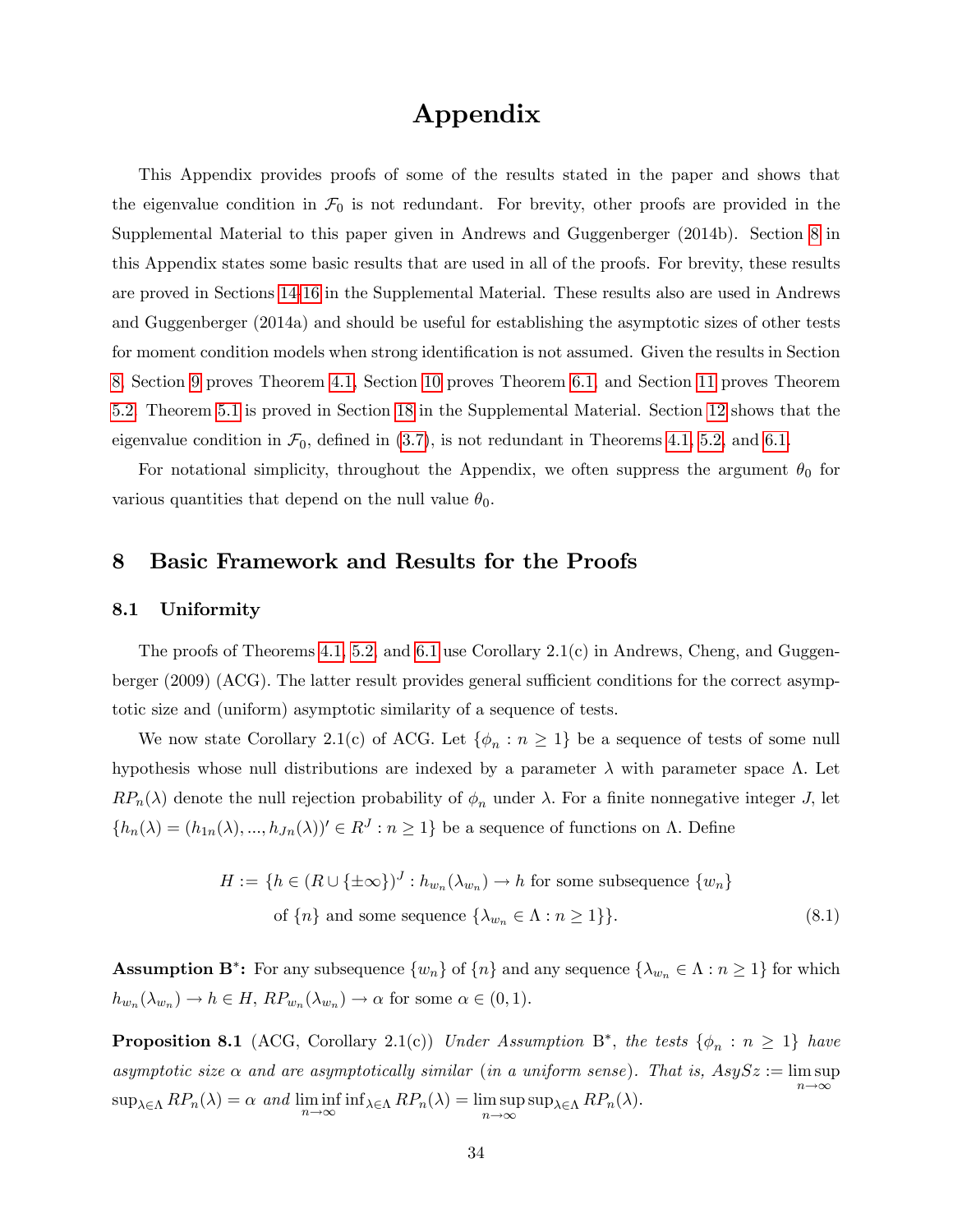# Appendix

This Appendix provides proofs of some of the results stated in the paper and shows that the eigenvalue condition in $\mathcal{F}_0$ is not redundant. For brevity, other proofs are provided in the Supplemental Material to this paper given in Andrews and Guggenberger (2014b). Section 8 in this Appendix states some basic results that are used in all of the proofs. For brevity, these results are proved in Sections 14-16 in the Supplemental Material. These results also are used in Andrews and Guggenberger (2014a) and should be useful for establishing the asymptotic sizes of other tests for moment condition models when strong identification is not assumed. Given the results in Section 8, Section 9 proves Theorem 4.1, Section 10 proves Theorem 6.1, and Section 11 proves Theorem 5.2. Theorem 5.1 is proved in Section 18 in the Supplemental Material. Section 12 shows that the eigenvalue condition in $\mathcal{F}_0$, defined in (3.7), is not redundant in Theorems 4.1, 5.2, and 6.1.

For notational simplicity, throughout the Appendix, we often suppress the argument $\theta_0$ for various quantities that depend on the null value $\theta_0$.

## 8 Basic Framework and Results for the Proofs

### 8.1 Uniformity

The proofs of Theorems 4.1, 5.2, and 6.1 use Corollary 2.1(c) in Andrews, Cheng, and Guggenberger (2009) (ACG). The latter result provides general sufficient conditions for the correct asymptotic size and (uniform) asymptotic similarity of a sequence of tests.

We now state Corollary 2.1(c) of ACG. Let $\{\phi_n : n \geq 1\}$ be a sequence of tests of some null hypothesis whose null distributions are indexed by a parameter $\lambda$ with parameter space $\Lambda$. Let $RP_n(\lambda)$ denote the null rejection probability of $\phi_n$ under $\lambda$. For a finite nonnegative integer $J$, let $\{h_n(\lambda) = (h_{1n}(\lambda), ..., h_{Jn}(\lambda))' \in R^J : n \geq 1\}$ be a sequence of functions on $\Lambda$. Define

$$
\begin{aligned}
H := \{h \in (R \cup \{\pm\infty\})^J : \ & h_{w_n}(\lambda_{w_n}) \to h \text{ for some subsequence } \{w_n\} \\
& \text{of } \{n\} \text{ and some sequence } \{\lambda_{w_n} \in \Lambda : n \geq 1\}\}. 
\end{aligned} \tag{8.1}
$$

**Assumption B$^*$:** For any subsequence $\{w_n\}$ of $\{n\}$ and any sequence $\{\lambda_{w_n} \in \Lambda : n \geq 1\}$ for which $h_{w_n}(\lambda_{w_n}) \to h \in H$, $RP_{w_n}(\lambda_{w_n}) \to \alpha$ for some $\alpha \in (0, 1)$.

**Proposition 8.1** (ACG, Corollary 2.1(c)) *Under Assumption* B$^*$*, the tests* $\{\phi_n : n \geq 1\}$ *have asymptotic size* $\alpha$ *and are asymptotically similar (in a uniform sense). That is,* $AsySz := \limsup_{n\to\infty} \sup_{\lambda\in\Lambda} RP_n(\lambda) = \alpha$ *and* $\liminf_{n\to\infty} \inf_{\lambda\in\Lambda} RP_n(\lambda) = \limsup_{n\to\infty} \sup_{\lambda\in\Lambda} RP_n(\lambda)$.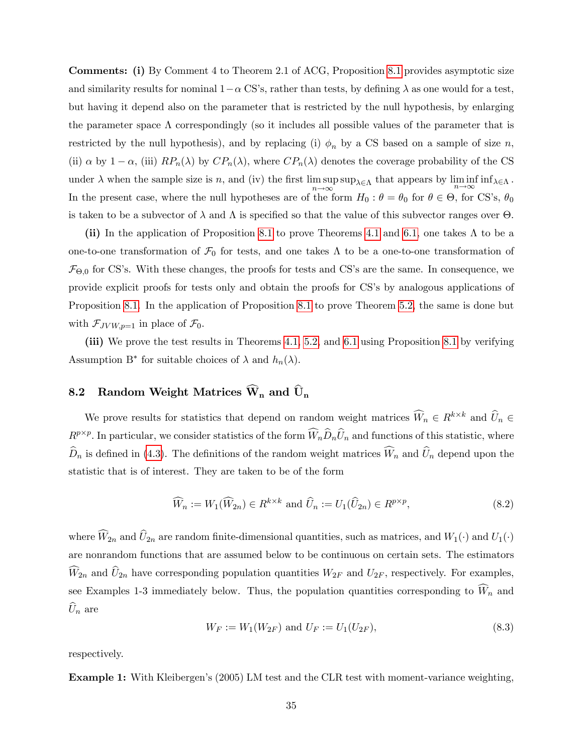**Comments: (i)** By Comment 4 to Theorem 2.1 of ACG, Proposition 8.1 provides asymptotic size and similarity results for nominal $1-\alpha$ CS's, rather than tests, by defining $\lambda$ as one would for a test, but having it depend also on the parameter that is restricted by the null hypothesis, by enlarging the parameter space $\Lambda$ correspondingly (so it includes all possible values of the parameter that is restricted by the null hypothesis), and by replacing (i) $\phi_n$ by a CS based on a sample of size $n$, (ii) $\alpha$ by $1-\alpha$, (iii) $RP_n(\lambda)$ by $CP_n(\lambda)$, where $CP_n(\lambda)$ denotes the coverage probability of the CS under $\lambda$ when the sample size is $n$, and (iv) the first $\limsup_{n\to\infty} \sup_{\lambda\in\Lambda}$ that appears by $\liminf_{n\to\infty} \inf_{\lambda\in\Lambda}$. In the present case, where the null hypotheses are of the form $H_0 : \theta = \theta_0$ for $\theta \in \Theta$, for CS's, $\theta_0$ is taken to be a subvector of $\lambda$ and $\Lambda$ is specified so that the value of this subvector ranges over $\Theta$.

**(ii)** In the application of Proposition 8.1 to prove Theorems 4.1 and 6.1, one takes $\Lambda$ to be a one-to-one transformation of $\mathcal{F}_0$ for tests, and one takes $\Lambda$ to be a one-to-one transformation of $\mathcal{F}_{\Theta,0}$ for CS's. With these changes, the proofs for tests and CS's are the same. In consequence, we provide explicit proofs for tests only and obtain the proofs for CS's by analogous applications of Proposition 8.1. In the application of Proposition 8.1 to prove Theorem 5.2, the same is done but with $\mathcal{F}_{JVW,p=1}$ in place of $\mathcal{F}_0$.

**(iii)** We prove the test results in Theorems 4.1, 5.2, and 6.1 using Proposition 8.1 by verifying Assumption B$^*$ for suitable choices of $\lambda$ and $h_n(\lambda)$.

## 8.2 Random Weight Matrices $\widehat{\mathbf{W}}_\mathbf{n}$ and $\widehat{\mathbf{U}}_\mathbf{n}$

We prove results for statistics that depend on random weight matrices $\widehat{W}_n \in R^{k\times k}$ and $\widehat{U}_n \in R^{p\times p}$. In particular, we consider statistics of the form $\widehat{W}_n \widehat{D}_n \widehat{U}_n$ and functions of this statistic, where $\widehat{D}_n$ is defined in (4.3). The definitions of the random weight matrices $\widehat{W}_n$ and $\widehat{U}_n$ depend upon the statistic that is of interest. They are taken to be of the form

$$\widehat{W}_n := W_1(\widehat{W}_{2n}) \in R^{k\times k} \text{ and } \widehat{U}_n := U_1(\widehat{U}_{2n}) \in R^{p\times p}, \tag{8.2}$$

where $\widehat{W}_{2n}$ and $\widehat{U}_{2n}$ are random finite-dimensional quantities, such as matrices, and $W_1(\cdot)$ and $U_1(\cdot)$ are nonrandom functions that are assumed below to be continuous on certain sets. The estimators $\widehat{W}_{2n}$ and $\widehat{U}_{2n}$ have corresponding population quantities $W_{2F}$ and $U_{2F}$, respectively. For examples, see Examples 1-3 immediately below. Thus, the population quantities corresponding to $\widehat{W}_n$ and $\widehat{U}_n$ are

$$W_F := W_1(W_{2F}) \text{ and } U_F := U_1(U_{2F}), \tag{8.3}$$

respectively.

**Example 1:** With Kleibergen's (2005) LM test and the CLR test with moment-variance weighting,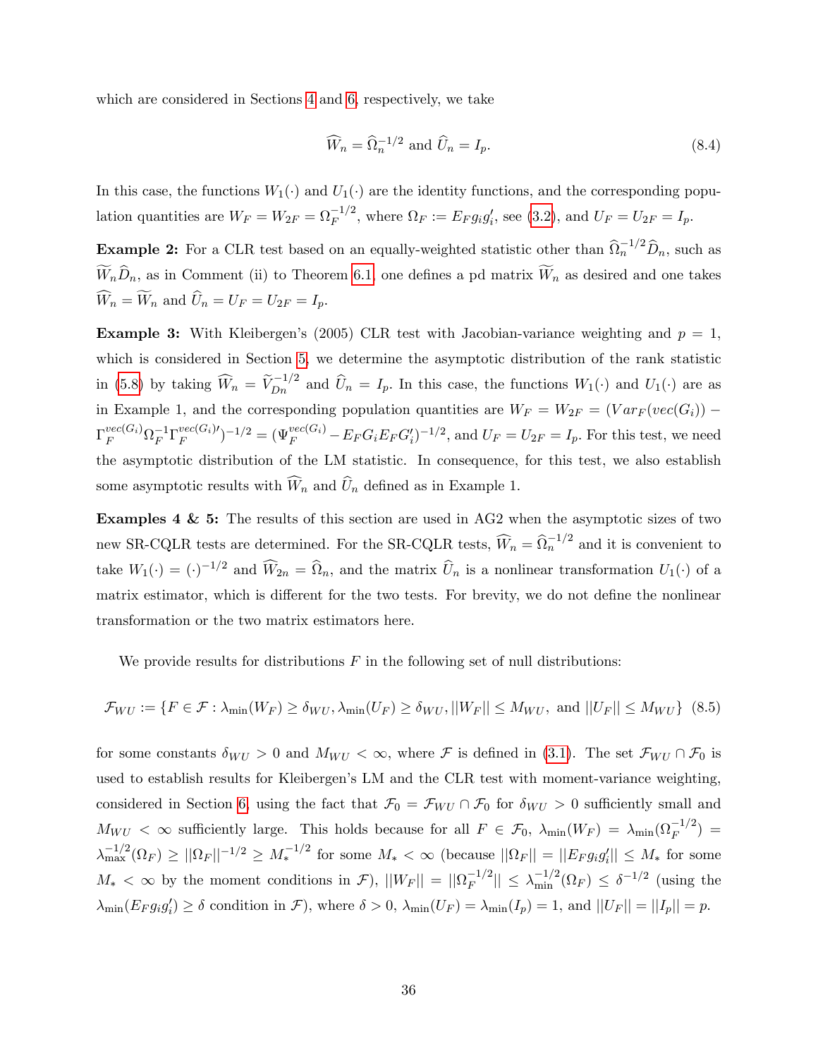which are considered in Sections 4 and 6, respectively, we take

$$\widehat{W}_n = \widehat{\Omega}_n^{-1/2} \text{ and } \widehat{U}_n = I_p. \tag{8.4}$$

In this case, the functions $W_1(\cdot)$ and $U_1(\cdot)$ are the identity functions, and the corresponding population quantities are $W_F = W_{2F} = \Omega_F^{-1/2}$, where $\Omega_F := E_F g_i g_i'$, see (3.2), and $U_F = U_{2F} = I_p$.

**Example 2:** For a CLR test based on an equally-weighted statistic other than $\widehat{\Omega}_n^{-1/2}\widehat{D}_n$, such as $\widetilde{W}_n \widehat{D}_n$, as in Comment (ii) to Theorem 6.1, one defines a pd matrix $\widetilde{W}_n$ as desired and one takes $\widehat{W}_n = \widetilde{W}_n$ and $\widehat{U}_n = U_F = U_{2F} = I_p$.

**Example 3:** With Kleibergen's (2005) CLR test with Jacobian-variance weighting and $p = 1$, which is considered in Section 5, we determine the asymptotic distribution of the rank statistic in (5.8) by taking $\widehat{W}_n = \widetilde{V}_{Dn}^{-1/2}$ and $\widehat{U}_n = I_p$. In this case, the functions $W_1(\cdot)$ and $U_1(\cdot)$ are as in Example 1, and the corresponding population quantities are $W_F = W_{2F} = (Var_F(vec(G_i)) - \Gamma_F^{vec(G_i)} \Omega_F^{-1} \Gamma_F^{vec(G_i)\prime})^{-1/2} = (\Psi_F^{vec(G_i)} - E_F G_i E_F G_i')^{-1/2}$, and $U_F = U_{2F} = I_p$. For this test, we need the asymptotic distribution of the LM statistic. In consequence, for this test, we also establish some asymptotic results with $\widehat{W}_n$ and $\widehat{U}_n$ defined as in Example 1.

**Examples 4 & 5:** The results of this section are used in AG2 when the asymptotic sizes of two new SR-CQLR tests are determined. For the SR-CQLR tests, $\widehat{W}_n = \widehat{\Omega}_n^{-1/2}$ and it is convenient to take $W_1(\cdot) = (\cdot)^{-1/2}$ and $\widehat{W}_{2n} = \widehat{\Omega}_n$, and the matrix $\widehat{U}_n$ is a nonlinear transformation $U_1(\cdot)$ of a matrix estimator, which is different for the two tests. For brevity, we do not define the nonlinear transformation or the two matrix estimators here.

We provide results for distributions $F$ in the following set of null distributions:

$$\mathcal{F}_{WU} := \{F \in \mathcal{F} : \lambda_{\min}(W_F) \geq \delta_{WU}, \lambda_{\min}(U_F) \geq \delta_{WU}, ||W_F|| \leq M_{WU}, \text{ and } ||U_F|| \leq M_{WU}\} \tag{8.5}$$

for some constants $\delta_{WU} > 0$ and $M_{WU} < \infty$, where $\mathcal{F}$ is defined in (3.1). The set $\mathcal{F}_{WU} \cap \mathcal{F}_0$ is used to establish results for Kleibergen's LM and the CLR test with moment-variance weighting, considered in Section 6, using the fact that $\mathcal{F}_0 = \mathcal{F}_{WU} \cap \mathcal{F}_0$ for $\delta_{WU} > 0$ sufficiently small and $M_{WU} < \infty$ sufficiently large. This holds because for all $F \in \mathcal{F}_0$, $\lambda_{\min}(W_F) = \lambda_{\min}(\Omega_F^{-1/2}) = \lambda_{\max}^{-1/2}(\Omega_F) \geq ||\Omega_F||^{-1/2} \geq M_*^{-1/2}$ for some $M_* < \infty$ (because $||\Omega_F|| = ||E_F g_i g_i'|| \leq M_*$ for some $M_* < \infty$ by the moment conditions in $\mathcal{F}$), $||W_F|| = ||\Omega_F^{-1/2}|| \leq \lambda_{\min}^{-1/2}(\Omega_F) \leq \delta^{-1/2}$ (using the $\lambda_{\min}(E_F g_i g_i') \geq \delta$ condition in $\mathcal{F}$), where $\delta > 0$, $\lambda_{\min}(U_F) = \lambda_{\min}(I_p) = 1$, and $||U_F|| = ||I_p|| = p$.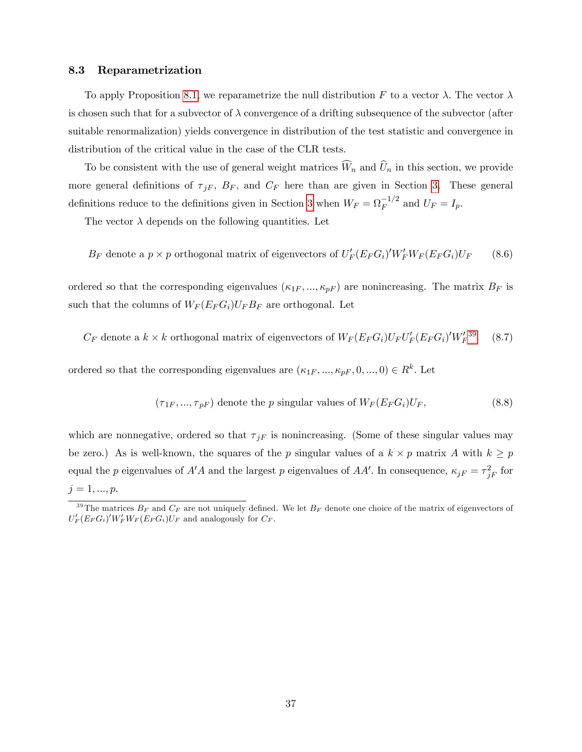### 8.3 Reparametrization

To apply Proposition 8.1, we reparametrize the null distribution $F$ to a vector $\lambda$. The vector $\lambda$ is chosen such that for a subvector of $\lambda$ convergence of a drifting subsequence of the subvector (after suitable renormalization) yields convergence in distribution of the test statistic and convergence in distribution of the critical value in the case of the CLR tests.

To be consistent with the use of general weight matrices $\widehat{W}_n$ and $\widehat{U}_n$ in this section, we provide more general definitions of $\tau_{jF}$, $B_F$, and $C_F$ here than are given in Section 3. These general definitions reduce to the definitions given in Section 3 when $W_F = \Omega_F^{-1/2}$ and $U_F = I_p$.

The vector $\lambda$ depends on the following quantities. Let

$$B_F \text{ denote a } p \times p \text{ orthogonal matrix of eigenvectors of } U_F'(E_F G_i)' W_F' W_F (E_F G_i) U_F \tag{8.6}$$

ordered so that the corresponding eigenvalues $(\kappa_{1F}, ..., \kappa_{pF})$ are nonincreasing. The matrix $B_F$ is such that the columns of $W_F(E_F G_i)U_F B_F$ are orthogonal. Let

$$C_F \text{ denote a } k \times k \text{ orthogonal matrix of eigenvectors of } W_F(E_F G_i) U_F U_F'(E_F G_i)' W_F'\text{[39]} \tag{8.7}$$

ordered so that the corresponding eigenvalues are $(\kappa_{1F}, ..., \kappa_{pF}, 0, ..., 0) \in R^k$. Let

$$(\tau_{1F}, ..., \tau_{pF}) \text{ denote the } p \text{ singular values of } W_F(E_F G_i) U_F, \tag{8.8}$$

which are nonnegative, ordered so that $\tau_{jF}$ is nonincreasing. (Some of these singular values may be zero.) As is well-known, the squares of the $p$ singular values of a $k \times p$ matrix $A$ with $k \geq p$ equal the $p$ eigenvalues of $A'A$ and the largest $p$ eigenvalues of $AA'$. In consequence, $\kappa_{jF} = \tau_{jF}^2$ for $j = 1, ..., p$.

[39] The matrices $B_F$ and $C_F$ are not uniquely defined. We let $B_F$ denote one choice of the matrix of eigenvectors of $U_F'(E_F G_i)' W_F' W_F (E_F G_i) U_F$ and analogously for $C_F$.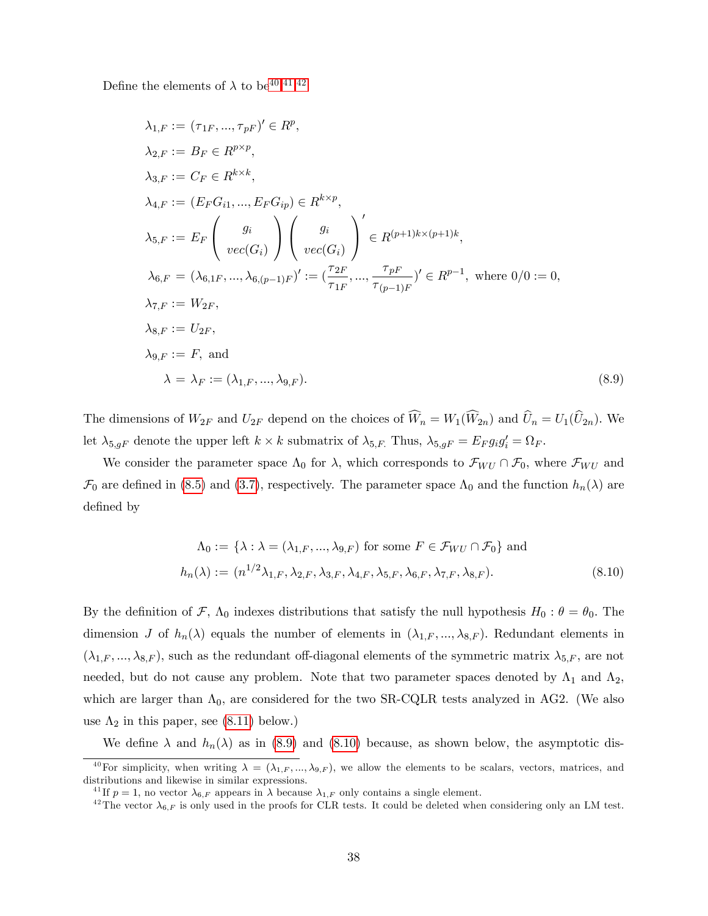Define the elements of $\lambda$ to be[40,41,42]

$$
\begin{aligned}
\lambda_{1,F} &:= (\tau_{1F}, ..., \tau_{pF})' \in R^p, \\
\lambda_{2,F} &:= B_F \in R^{p \times p}, \\
\lambda_{3,F} &:= C_F \in R^{k \times k}, \\
\lambda_{4,F} &:= (E_F G_{i1}, ..., E_F G_{ip}) \in R^{k \times p}, \\
\lambda_{5,F} &:= E_F \left( \begin{array}{c} g_i \\ vec(G_i) \end{array} \right) \left( \begin{array}{c} g_i \\ vec(G_i) \end{array} \right)' \in R^{(p+1)k \times (p+1)k}, \\
\lambda_{6,F} &= (\lambda_{6,1F}, ..., \lambda_{6,(p-1)F})' := (\frac{\tau_{2F}}{\tau_{1F}}, ..., \frac{\tau_{pF}}{\tau_{(p-1)F}})' \in R^{p-1}, \text{ where } 0/0 := 0, \\
\lambda_{7,F} &:= W_{2F}, \\
\lambda_{8,F} &:= U_{2F}, \\
\lambda_{9,F} &:= F, \text{ and} \\
\lambda &= \lambda_F := (\lambda_{1,F}, ..., \lambda_{9,F}).
\end{aligned} \tag{8.9}
$$

The dimensions of $W_{2F}$ and $U_{2F}$ depend on the choices of $\widehat{W}_n = W_1(\widehat{W}_{2n})$ and $\widehat{U}_n = U_1(\widehat{U}_{2n})$. We let $\lambda_{5,gF}$ denote the upper left $k \times k$ submatrix of $\lambda_{5,F}$. Thus, $\lambda_{5,gF} = E_F g_i g_i' = \Omega_F$.

We consider the parameter space $\Lambda_0$ for $\lambda$, which corresponds to $\mathcal{F}_{WU} \cap \mathcal{F}_0$, where $\mathcal{F}_{WU}$ and $\mathcal{F}_0$ are defined in (8.5) and (3.7), respectively. The parameter space $\Lambda_0$ and the function $h_n(\lambda)$ are defined by

$$
\begin{aligned}
\Lambda_0 &:= \{\lambda : \lambda = (\lambda_{1,F}, ..., \lambda_{9,F}) \text{ for some } F \in \mathcal{F}_{WU} \cap \mathcal{F}_0\} \text{ and} \\
h_n(\lambda) &:= (n^{1/2}\lambda_{1,F}, \lambda_{2,F}, \lambda_{3,F}, \lambda_{4,F}, \lambda_{5,F}, \lambda_{6,F}, \lambda_{7,F}, \lambda_{8,F}).
\end{aligned} \tag{8.10}
$$

By the definition of $\mathcal{F}$, $\Lambda_0$ indexes distributions that satisfy the null hypothesis $H_0 : \theta = \theta_0$. The dimension $J$ of $h_n(\lambda)$ equals the number of elements in $(\lambda_{1,F}, ..., \lambda_{8,F})$. Redundant elements in $(\lambda_{1,F}, ..., \lambda_{8,F})$, such as the redundant off-diagonal elements of the symmetric matrix $\lambda_{5,F}$, are not needed, but do not cause any problem. Note that two parameter spaces denoted by $\Lambda_1$ and $\Lambda_2$, which are larger than $\Lambda_0$, are considered for the two SR-CQLR tests analyzed in AG2. (We also use $\Lambda_2$ in this paper, see (8.11) below.)

We define $\lambda$ and $h_n(\lambda)$ as in (8.9) and (8.10) because, as shown below, the asymptotic dis-

---

[40] For simplicity, when writing $\lambda = (\lambda_{1,F}, ..., \lambda_{9,F})$, we allow the elements to be scalars, vectors, matrices, and distributions and likewise in similar expressions.

[41] If $p = 1$, no vector $\lambda_{6,F}$ appears in $\lambda$ because $\lambda_{1,F}$ only contains a single element.

[42] The vector $\lambda_{6,F}$ is only used in the proofs for CLR tests. It could be deleted when considering only an LM test.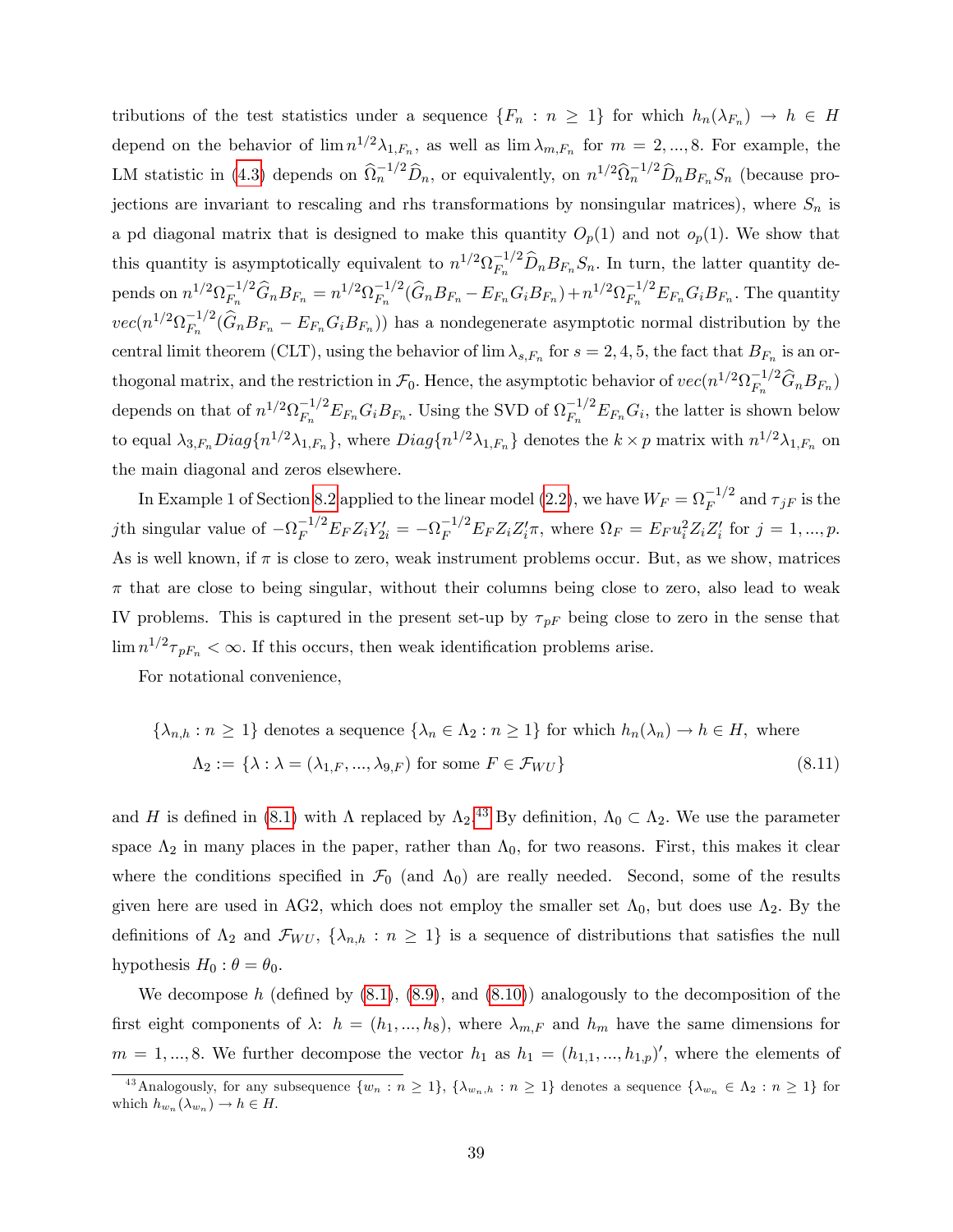tributions of the test statistics under a sequence $\{F_n : n \geq 1\}$ for which $h_n(\lambda_{F_n}) \to h \in H$ depend on the behavior of $\lim n^{1/2}\lambda_{1,F_n}$, as well as $\lim \lambda_{m,F_n}$ for $m = 2, ..., 8$. For example, the LM statistic in (4.3) depends on $\widehat{\Omega}_n^{-1/2}\widehat{D}_n$, or equivalently, on $n^{1/2}\widehat{\Omega}_n^{-1/2}\widehat{D}_n B_{F_n} S_n$ (because projections are invariant to rescaling and rhs transformations by nonsingular matrices), where $S_n$ is a pd diagonal matrix that is designed to make this quantity $O_p(1)$ and not $o_p(1)$. We show that this quantity is asymptotically equivalent to $n^{1/2}\Omega_{F_n}^{-1/2}\widehat{D}_n B_{F_n} S_n$. In turn, the latter quantity depends on $n^{1/2}\Omega_{F_n}^{-1/2}\widehat{G}_n B_{F_n} = n^{1/2}\Omega_{F_n}^{-1/2}(\widehat{G}_n B_{F_n} - E_{F_n} G_i B_{F_n}) + n^{1/2}\Omega_{F_n}^{-1/2} E_{F_n} G_i B_{F_n}$. The quantity $vec(n^{1/2}\Omega_{F_n}^{-1/2}(\widehat{G}_n B_{F_n} - E_{F_n} G_i B_{F_n}))$ has a nondegenerate asymptotic normal distribution by the central limit theorem (CLT), using the behavior of $\lim \lambda_{s,F_n}$ for $s = 2, 4, 5$, the fact that $B_{F_n}$ is an orthogonal matrix, and the restriction in $\mathcal{F}_0$. Hence, the asymptotic behavior of $vec(n^{1/2}\Omega_{F_n}^{-1/2}\widehat{G}_n B_{F_n})$ depends on that of $n^{1/2}\Omega_{F_n}^{-1/2} E_{F_n} G_i B_{F_n}$. Using the SVD of $\Omega_{F_n}^{-1/2} E_{F_n} G_i$, the latter is shown below to equal $\lambda_{3,F_n} Diag\{n^{1/2}\lambda_{1,F_n}\}$, where $Diag\{n^{1/2}\lambda_{1,F_n}\}$ denotes the $k \times p$ matrix with $n^{1/2}\lambda_{1,F_n}$ on the main diagonal and zeros elsewhere.

In Example 1 of Section 8.2 applied to the linear model (2.2), we have $W_F = \Omega_F^{-1/2}$ and $\tau_{jF}$ is the $j$th singular value of $-\Omega_F^{-1/2} E_F Z_i Y_{2i}' = -\Omega_F^{-1/2} E_F Z_i Z_i' \pi$, where $\Omega_F = E_F u_i^2 Z_i Z_i'$ for $j = 1, ..., p$. As is well known, if $\pi$ is close to zero, weak instrument problems occur. But, as we show, matrices $\pi$ that are close to being singular, without their columns being close to zero, also lead to weak IV problems. This is captured in the present set-up by $\tau_{pF}$ being close to zero in the sense that $\lim n^{1/2}\tau_{pF_n} < \infty$. If this occurs, then weak identification problems arise.

For notational convenience,

$$
\begin{aligned}
&\{\lambda_{n,h} : n \geq 1\} \text{ denotes a sequence } \{\lambda_n \in \Lambda_2 : n \geq 1\} \text{ for which } h_n(\lambda_n) \to h \in H, \text{ where} \\
&\Lambda_2 := \{\lambda : \lambda = (\lambda_{1,F}, ..., \lambda_{9,F}) \text{ for some } F \in \mathcal{F}_{WU}\}
\end{aligned} \tag{8.11}
$$

and $H$ is defined in (8.1) with $\Lambda$ replaced by $\Lambda_2$.[43] By definition, $\Lambda_0 \subset \Lambda_2$. We use the parameter space $\Lambda_2$ in many places in the paper, rather than $\Lambda_0$, for two reasons. First, this makes it clear where the conditions specified in $\mathcal{F}_0$ (and $\Lambda_0$) are really needed. Second, some of the results given here are used in AG2, which does not employ the smaller set $\Lambda_0$, but does use $\Lambda_2$. By the definitions of $\Lambda_2$ and $\mathcal{F}_{WU}$, $\{\lambda_{n,h} : n \geq 1\}$ is a sequence of distributions that satisfies the null hypothesis $H_0 : \theta = \theta_0$.

We decompose $h$ (defined by (8.1), (8.9), and (8.10)) analogously to the decomposition of the first eight components of $\lambda$: $h = (h_1, ..., h_8)$, where $\lambda_{m,F}$ and $h_m$ have the same dimensions for $m = 1, ..., 8$. We further decompose the vector $h_1$ as $h_1 = (h_{1,1}, ..., h_{1,p})'$, where the elements of

[43] Analogously, for any subsequence $\{w_n : n \geq 1\}$, $\{\lambda_{w_n,h} : n \geq 1\}$ denotes a sequence $\{\lambda_{w_n} \in \Lambda_2 : n \geq 1\}$ for which $h_{w_n}(\lambda_{w_n}) \to h \in H$.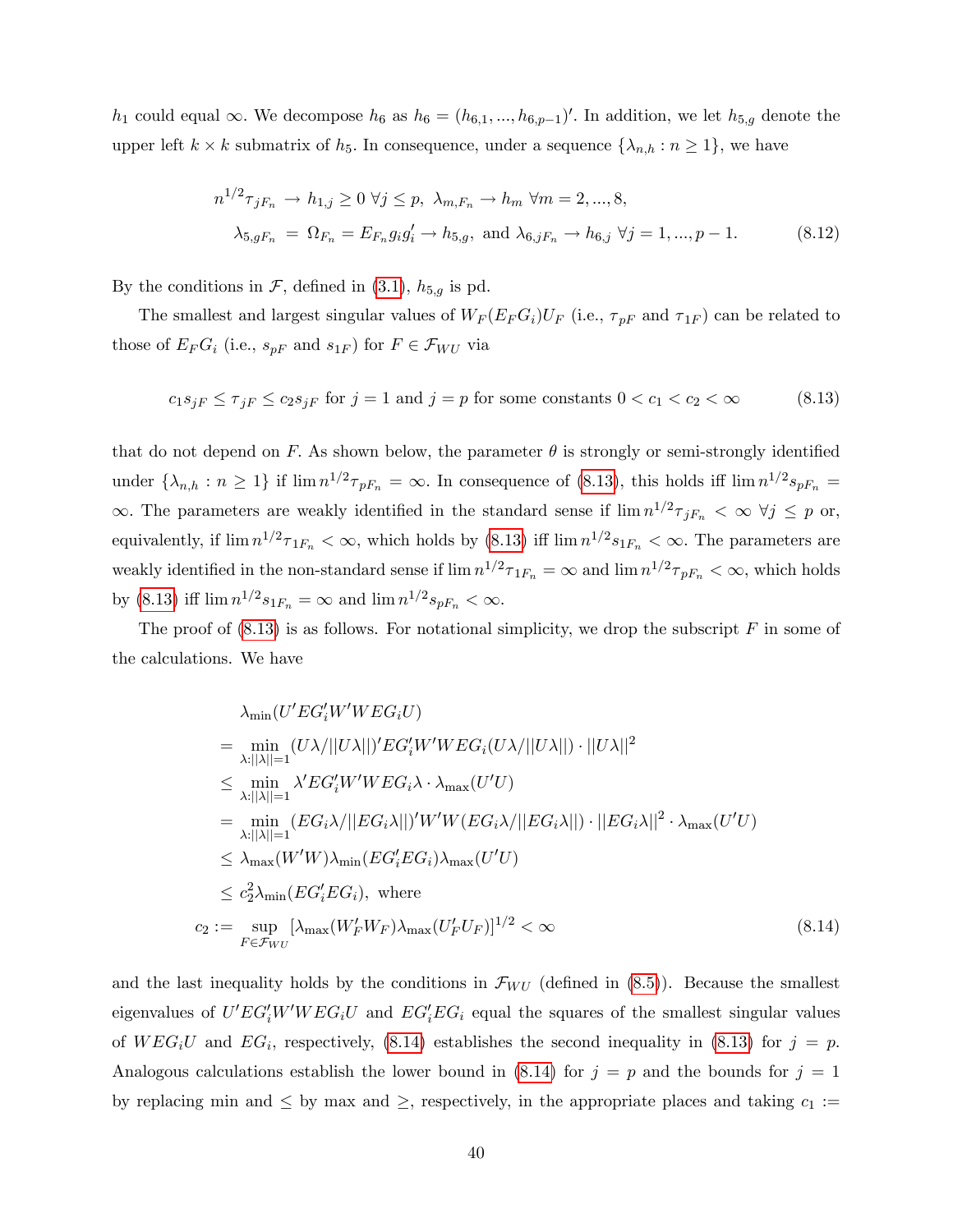$h_1$ could equal $\infty$. We decompose $h_6$ as $h_6 = (h_{6,1}, ..., h_{6,p-1})'$. In addition, we let $h_{5,g}$ denote the upper left $k \times k$ submatrix of $h_5$. In consequence, under a sequence $\{\lambda_{n,h} : n \geq 1\}$, we have

$$
\begin{aligned}
n^{1/2}\tau_{jF_n} &\to h_{1,j} \geq 0 \ \forall j \leq p, \ \lambda_{m,F_n} \to h_m \ \forall m = 2, ..., 8, \\
\lambda_{5,gF_n} &= \Omega_{F_n} = E_{F_n} g_i g_i' \to h_{5,g}, \text{ and } \lambda_{6,jF_n} \to h_{6,j} \ \forall j = 1, ..., p-1. \qquad (8.12)
\end{aligned}
$$

By the conditions in $\mathcal{F}$, defined in (3.1), $h_{5,g}$ is pd.

The smallest and largest singular values of $W_F(E_F G_i)U_F$ (i.e., $\tau_{pF}$ and $\tau_{1F}$) can be related to those of $E_F G_i$ (i.e., $s_{pF}$ and $s_{1F}$) for $F \in \mathcal{F}_{WU}$ via

$$
c_1 s_{jF} \leq \tau_{jF} \leq c_2 s_{jF} \text{ for } j = 1 \text{ and } j = p \text{ for some constants } 0 < c_1 < c_2 < \infty \qquad (8.13)
$$

that do not depend on $F$. As shown below, the parameter $\theta$ is strongly or semi-strongly identified under $\{\lambda_{n,h} : n \geq 1\}$ if $\lim n^{1/2}\tau_{pF_n} = \infty$. In consequence of (8.13), this holds iff $\lim n^{1/2}s_{pF_n} = \infty$. The parameters are weakly identified in the standard sense if $\lim n^{1/2}\tau_{jF_n} < \infty \ \forall j \leq p$ or, equivalently, if $\lim n^{1/2}\tau_{1F_n} < \infty$, which holds by (8.13) iff $\lim n^{1/2}s_{1F_n} < \infty$. The parameters are weakly identified in the non-standard sense if $\lim n^{1/2}\tau_{1F_n} = \infty$ and $\lim n^{1/2}\tau_{pF_n} < \infty$, which holds by (8.13) iff $\lim n^{1/2}s_{1F_n} = \infty$ and $\lim n^{1/2}s_{pF_n} < \infty$.

The proof of (8.13) is as follows. For notational simplicity, we drop the subscript $F$ in some of the calculations. We have

$$
\begin{aligned}
& \lambda_{\min}(U'EG_i'W'WEG_iU) \\
&= \min_{\lambda:||\lambda||=1} (U\lambda/||U\lambda||)'EG_i'W'WEG_i(U\lambda/||U\lambda||) \cdot ||U\lambda||^2 \\
&\leq \min_{\lambda:||\lambda||=1} \lambda'EG_i'W'WEG_i\lambda \cdot \lambda_{\max}(U'U) \\
&= \min_{\lambda:||\lambda||=1} (EG_i\lambda/||EG_i\lambda||)'W'W(EG_i\lambda/||EG_i\lambda||) \cdot ||EG_i\lambda||^2 \cdot \lambda_{\max}(U'U) \\
&\leq \lambda_{\max}(W'W)\lambda_{\min}(EG_i'EG_i)\lambda_{\max}(U'U) \\
&\leq c_2^2 \lambda_{\min}(EG_i'EG_i), \text{ where} \\
c_2 &:= \sup_{F \in \mathcal{F}_{WU}} [\lambda_{\max}(W_F'W_F)\lambda_{\max}(U_F'U_F)]^{1/2} < \infty \qquad (8.14)
\end{aligned}
$$

and the last inequality holds by the conditions in $\mathcal{F}_{WU}$ (defined in (8.5)). Because the smallest eigenvalues of $U'EG_i'W'WEG_iU$ and $EG_i'EG_i$ equal the squares of the smallest singular values of $WEG_iU$ and $EG_i$, respectively, (8.14) establishes the second inequality in (8.13) for $j = p$. Analogous calculations establish the lower bound in (8.14) for $j = p$ and the bounds for $j = 1$ by replacing min and $\leq$ by max and $\geq$, respectively, in the appropriate places and taking $c_1 :=$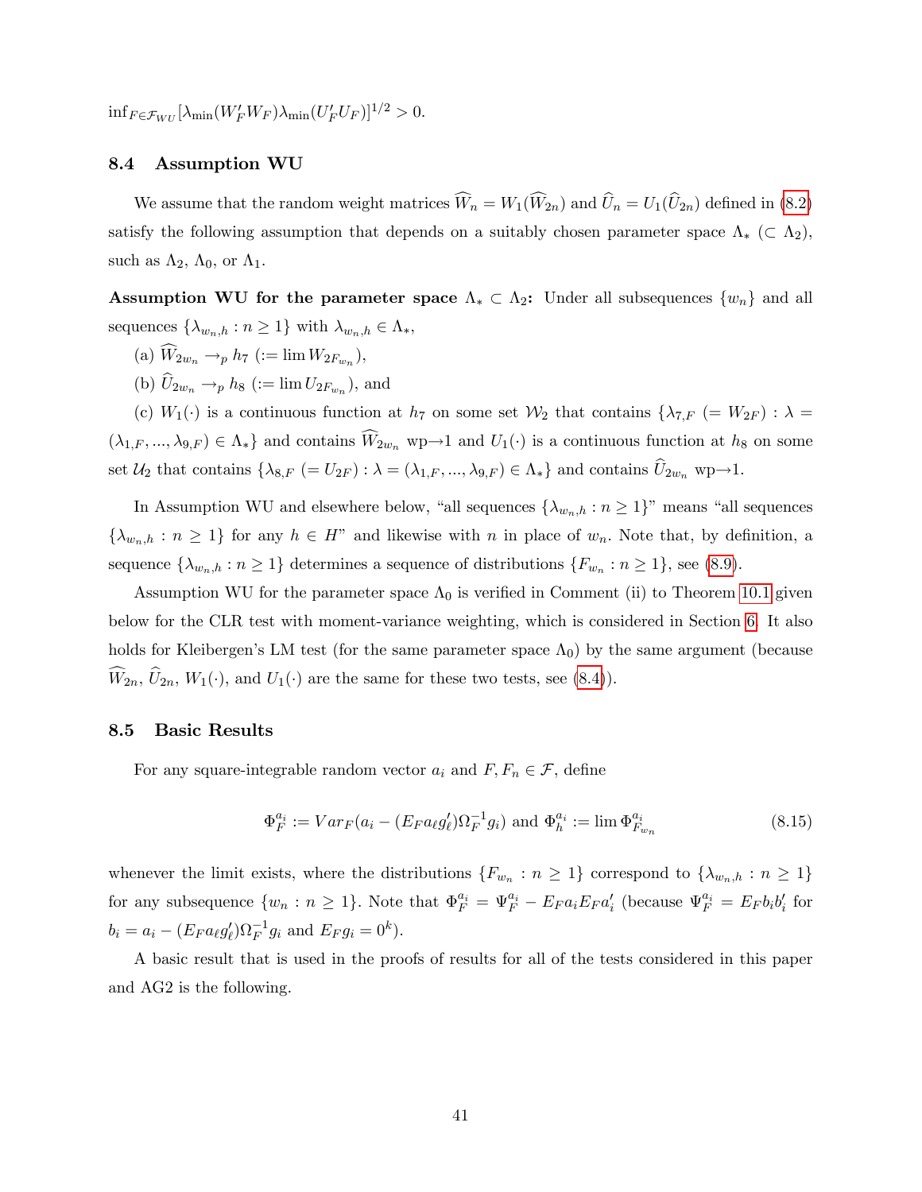$\inf_{F \in \mathcal{F}_{WU}} [\lambda_{\min}(W_F' W_F) \lambda_{\min}(U_F' U_F)]^{1/2} > 0.$

### 8.4 Assumption WU

We assume that the random weight matrices $\widehat{W}_n = W_1(\widehat{W}_{2n})$ and $\widehat{U}_n = U_1(\widehat{U}_{2n})$ defined in (8.2) satisfy the following assumption that depends on a suitably chosen parameter space $\Lambda_*$ ($\subset \Lambda_2$), such as $\Lambda_2$, $\Lambda_0$, or $\Lambda_1$.

**Assumption WU for the parameter space $\Lambda_* \subset \Lambda_2$:** Under all subsequences $\{w_n\}$ and all sequences $\{\lambda_{w_n,h} : n \geq 1\}$ with $\lambda_{w_n,h} \in \Lambda_*$,

(a) $\widehat{W}_{2w_n} \to_p h_7$ ($:= \lim W_{2F_{w_n}}$),

(b) $\widehat{U}_{2w_n} \to_p h_8$ ($:= \lim U_{2F_{w_n}}$), and

(c) $W_1(\cdot)$ is a continuous function at $h_7$ on some set $\mathcal{W}_2$ that contains $\{\lambda_{7,F}$ $(= W_{2F}) : \lambda = (\lambda_{1,F}, ..., \lambda_{9,F}) \in \Lambda_*\}$ and contains $\widehat{W}_{2w_n}$ wp$\to$1 and $U_1(\cdot)$ is a continuous function at $h_8$ on some set $\mathcal{U}_2$ that contains $\{\lambda_{8,F}$ $(= U_{2F}) : \lambda = (\lambda_{1,F}, ..., \lambda_{9,F}) \in \Lambda_*\}$ and contains $\widehat{U}_{2w_n}$ wp$\to$1.

In Assumption WU and elsewhere below, "all sequences $\{\lambda_{w_n,h} : n \geq 1\}$" means "all sequences $\{\lambda_{w_n,h} : n \geq 1\}$ for any $h \in H$" and likewise with $n$ in place of $w_n$. Note that, by definition, a sequence $\{\lambda_{w_n,h} : n \geq 1\}$ determines a sequence of distributions $\{F_{w_n} : n \geq 1\}$, see (8.9).

Assumption WU for the parameter space $\Lambda_0$ is verified in Comment (ii) to Theorem 10.1 given below for the CLR test with moment-variance weighting, which is considered in Section 6. It also holds for Kleibergen's LM test (for the same parameter space $\Lambda_0$) by the same argument (because $\widehat{W}_{2n}$, $\widehat{U}_{2n}$, $W_1(\cdot)$, and $U_1(\cdot)$ are the same for these two tests, see (8.4)).

### 8.5 Basic Results

For any square-integrable random vector $a_i$ and $F, F_n \in \mathcal{F}$, define

$$\Phi_F^{a_i} := Var_F(a_i - (E_F a_\ell g_\ell')\Omega_F^{-1} g_i) \text{ and } \Phi_h^{a_i} := \lim \Phi_{F_{w_n}}^{a_i} \tag{8.15}$$

whenever the limit exists, where the distributions $\{F_{w_n} : n \geq 1\}$ correspond to $\{\lambda_{w_n,h} : n \geq 1\}$ for any subsequence $\{w_n : n \geq 1\}$. Note that $\Phi_F^{a_i} = \Psi_F^{a_i} - E_F a_i E_F a_i'$ (because $\Psi_F^{a_i} = E_F b_i b_i'$ for $b_i = a_i - (E_F a_\ell g_\ell')\Omega_F^{-1} g_i$ and $E_F g_i = 0^k$).

A basic result that is used in the proofs of results for all of the tests considered in this paper and AG2 is the following.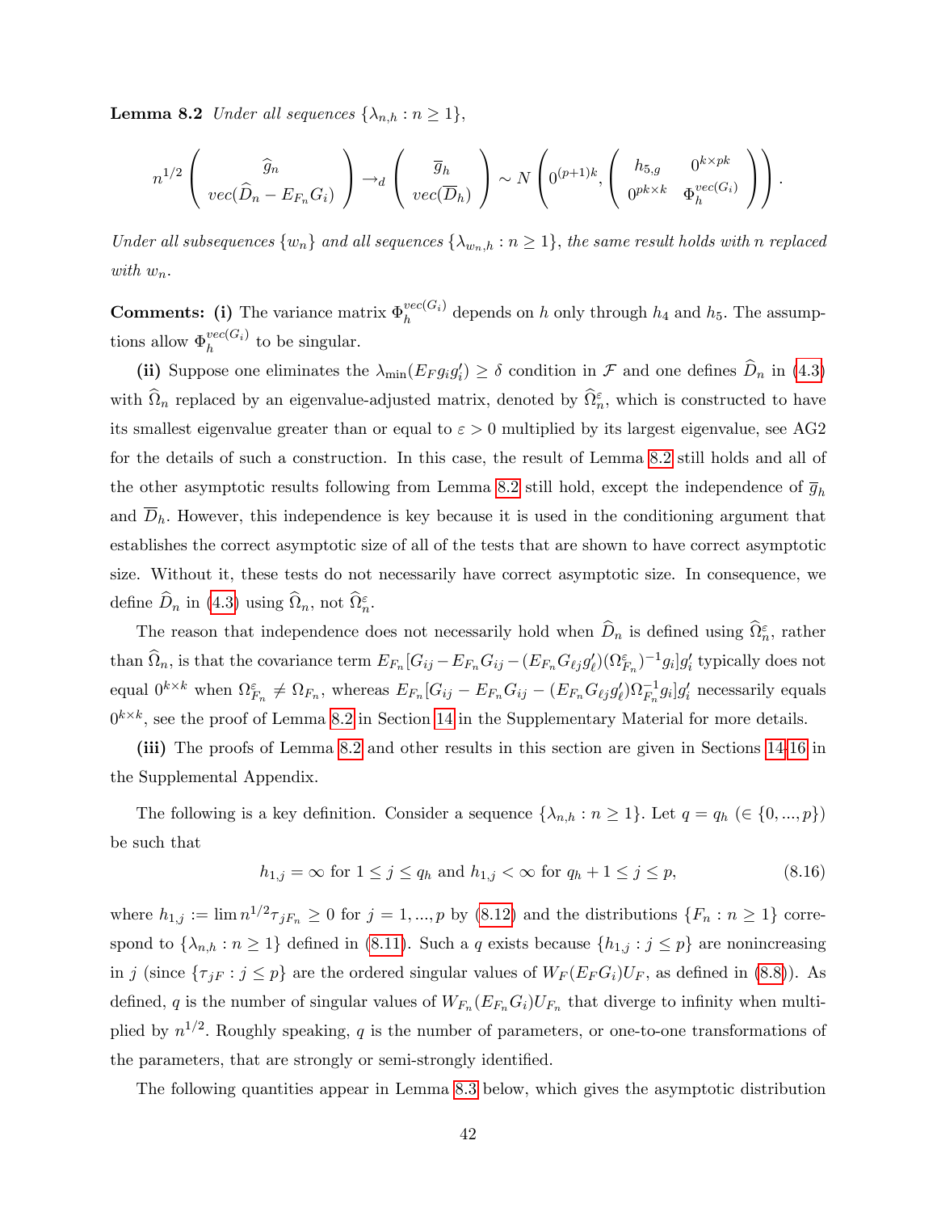**Lemma 8.2** *Under all sequences $\{\lambda_{n,h} : n \geq 1\}$,*

$$n^{1/2} \begin{pmatrix} \widehat{g}_n \\ vec(\widehat{D}_n - E_{F_n} G_i) \end{pmatrix} \rightarrow_d \begin{pmatrix} \overline{g}_h \\ vec(\overline{D}_h) \end{pmatrix} \sim N\left(0^{(p+1)k}, \begin{pmatrix} h_{5,g} & 0^{k \times pk} \\ 0^{pk \times k} & \Phi_h^{vec(G_i)} \end{pmatrix}\right).$$

*Under all subsequences $\{w_n\}$ and all sequences $\{\lambda_{w_n,h} : n \geq 1\}$, the same result holds with $n$ replaced with $w_n$.*

**Comments: (i)** The variance matrix $\Phi_h^{vec(G_i)}$ depends on $h$ only through $h_4$ and $h_5$. The assumptions allow $\Phi_h^{vec(G_i)}$ to be singular.

**(ii)** Suppose one eliminates the $\lambda_{\min}(E_F g_i g_i') \geq \delta$ condition in $\mathcal{F}$ and one defines $\widehat{D}_n$ in (4.3) with $\widehat{\Omega}_n$ replaced by an eigenvalue-adjusted matrix, denoted by $\widehat{\Omega}_n^{\varepsilon}$, which is constructed to have its smallest eigenvalue greater than or equal to $\varepsilon > 0$ multiplied by its largest eigenvalue, see AG2 for the details of such a construction. In this case, the result of Lemma 8.2 still holds and all of the other asymptotic results following from Lemma 8.2 still hold, except the independence of $\overline{g}_h$ and $\overline{D}_h$. However, this independence is key because it is used in the conditioning argument that establishes the correct asymptotic size of all of the tests that are shown to have correct asymptotic size. Without it, these tests do not necessarily have correct asymptotic size. In consequence, we define $\widehat{D}_n$ in (4.3) using $\widehat{\Omega}_n$, not $\widehat{\Omega}_n^{\varepsilon}$.

The reason that independence does not necessarily hold when $\widehat{D}_n$ is defined using $\widehat{\Omega}_n^{\varepsilon}$, rather than $\widehat{\Omega}_n$, is that the covariance term $E_{F_n}[G_{ij} - E_{F_n} G_{ij} - (E_{F_n} G_{\ell j} g_\ell')(\Omega_{F_n}^{\varepsilon})^{-1} g_i] g_i'$ typically does not equal $0^{k \times k}$ when $\Omega_{F_n}^{\varepsilon} \neq \Omega_{F_n}$, whereas $E_{F_n}[G_{ij} - E_{F_n} G_{ij} - (E_{F_n} G_{\ell j} g_\ell')\Omega_{F_n}^{-1} g_i] g_i'$ necessarily equals $0^{k \times k}$, see the proof of Lemma 8.2 in Section 14 in the Supplementary Material for more details.

**(iii)** The proofs of Lemma 8.2 and other results in this section are given in Sections 14-16 in the Supplemental Appendix.

The following is a key definition. Consider a sequence $\{\lambda_{n,h} : n \geq 1\}$. Let $q = q_h$ $(\in \{0, ..., p\})$ be such that

$$h_{1,j} = \infty \text{ for } 1 \leq j \leq q_h \text{ and } h_{1,j} < \infty \text{ for } q_h + 1 \leq j \leq p, \tag{8.16}$$

where $h_{1,j} := \lim n^{1/2} \tau_{jF_n} \geq 0$ for $j = 1, ..., p$ by (8.12) and the distributions $\{F_n : n \geq 1\}$ correspond to $\{\lambda_{n,h} : n \geq 1\}$ defined in (8.11). Such a $q$ exists because $\{h_{1,j} : j \leq p\}$ are nonincreasing in $j$ (since $\{\tau_{jF} : j \leq p\}$ are the ordered singular values of $W_F(E_F G_i) U_F$, as defined in (8.8)). As defined, $q$ is the number of singular values of $W_{F_n}(E_{F_n} G_i) U_{F_n}$ that diverge to infinity when multiplied by $n^{1/2}$. Roughly speaking, $q$ is the number of parameters, or one-to-one transformations of the parameters, that are strongly or semi-strongly identified.

The following quantities appear in Lemma 8.3 below, which gives the asymptotic distribution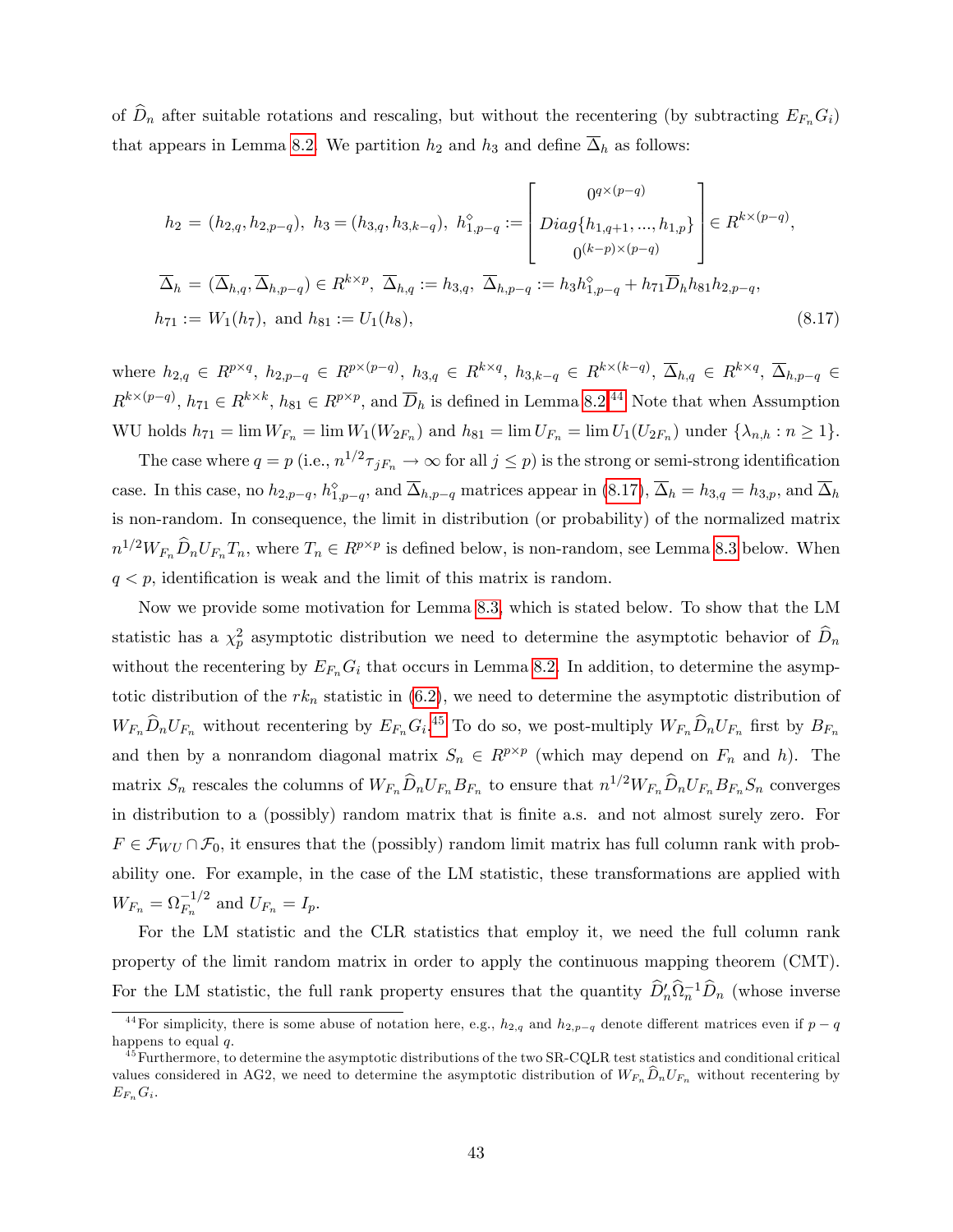of $\widehat{D}_n$ after suitable rotations and rescaling, but without the recentering (by subtracting $E_{F_n} G_i$) that appears in Lemma 8.2. We partition $h_2$ and $h_3$ and define $\overline{\Delta}_h$ as follows:

$$
\begin{aligned}
h_2 &= (h_{2,q}, h_{2,p-q}),\ h_3 = (h_{3,q}, h_{3,k-q}),\ h_{1,p-q}^{\diamond} := \begin{bmatrix} 0^{q \times (p-q)} \\ Diag\{h_{1,q+1}, ..., h_{1,p}\} \\ 0^{(k-p) \times (p-q)} \end{bmatrix} \in R^{k \times (p-q)}, \\
\overline{\Delta}_h &= (\overline{\Delta}_{h,q}, \overline{\Delta}_{h,p-q}) \in R^{k \times p},\ \overline{\Delta}_{h,q} := h_{3,q},\ \overline{\Delta}_{h,p-q} := h_3 h_{1,p-q}^{\diamond} + h_{71} \overline{D}_h h_{81} h_{2,p-q}, \\
h_{71} &:= W_1(h_7),\ \text{and}\ h_{81} := U_1(h_8),
\end{aligned}
\tag{8.17}
$$

where $h_{2,q} \in R^{p \times q}$, $h_{2,p-q} \in R^{p \times (p-q)}$, $h_{3,q} \in R^{k \times q}$, $h_{3,k-q} \in R^{k \times (k-q)}$, $\overline{\Delta}_{h,q} \in R^{k \times q}$, $\overline{\Delta}_{h,p-q} \in R^{k \times (p-q)}$, $h_{71} \in R^{k \times k}$, $h_{81} \in R^{p \times p}$, and $\overline{D}_h$ is defined in Lemma 8.2.[44] Note that when Assumption WU holds $h_{71} = \lim W_{F_n} = \lim W_1(W_{2F_n})$ and $h_{81} = \lim U_{F_n} = \lim U_1(U_{2F_n})$ under $\{\lambda_{n,h} : n \geq 1\}$.

The case where $q = p$ (i.e., $n^{1/2} \tau_{jF_n} \to \infty$ for all $j \leq p$) is the strong or semi-strong identification case. In this case, no $h_{2,p-q}$, $h_{1,p-q}^{\diamond}$, and $\overline{\Delta}_{h,p-q}$ matrices appear in (8.17), $\overline{\Delta}_h = h_{3,q} = h_{3,p}$, and $\overline{\Delta}_h$ is non-random. In consequence, the limit in distribution (or probability) of the normalized matrix $n^{1/2} W_{F_n} \widehat{D}_n U_{F_n} T_n$, where $T_n \in R^{p \times p}$ is defined below, is non-random, see Lemma 8.3 below. When $q < p$, identification is weak and the limit of this matrix is random.

Now we provide some motivation for Lemma 8.3, which is stated below. To show that the LM statistic has a $\chi^2_p$ asymptotic distribution we need to determine the asymptotic behavior of $\widehat{D}_n$ without the recentering by $E_{F_n} G_i$ that occurs in Lemma 8.2. In addition, to determine the asymptotic distribution of the $rk_n$ statistic in (6.2), we need to determine the asymptotic distribution of $W_{F_n} \widehat{D}_n U_{F_n}$ without recentering by $E_{F_n} G_i$.[45] To do so, we post-multiply $W_{F_n} \widehat{D}_n U_{F_n}$ first by $B_{F_n}$ and then by a nonrandom diagonal matrix $S_n \in R^{p \times p}$ (which may depend on $F_n$ and $h$). The matrix $S_n$ rescales the columns of $W_{F_n} \widehat{D}_n U_{F_n} B_{F_n}$ to ensure that $n^{1/2} W_{F_n} \widehat{D}_n U_{F_n} B_{F_n} S_n$ converges in distribution to a (possibly) random matrix that is finite a.s. and not almost surely zero. For $F \in \mathcal{F}_{WU} \cap \mathcal{F}_0$, it ensures that the (possibly) random limit matrix has full column rank with probability one. For example, in the case of the LM statistic, these transformations are applied with $W_{F_n} = \Omega_{F_n}^{-1/2}$ and $U_{F_n} = I_p$.

For the LM statistic and the CLR statistics that employ it, we need the full column rank property of the limit random matrix in order to apply the continuous mapping theorem (CMT). For the LM statistic, the full rank property ensures that the quantity $\widehat{D}_n' \widehat{\Omega}_n^{-1} \widehat{D}_n$ (whose inverse

[44] For simplicity, there is some abuse of notation here, e.g., $h_{2,q}$ and $h_{2,p-q}$ denote different matrices even if $p - q$ happens to equal $q$.

[45] Furthermore, to determine the asymptotic distributions of the two SR-CQLR test statistics and conditional critical values considered in AG2, we need to determine the asymptotic distribution of $W_{F_n} \widehat{D}_n U_{F_n}$ without recentering by $E_{F_n} G_i$.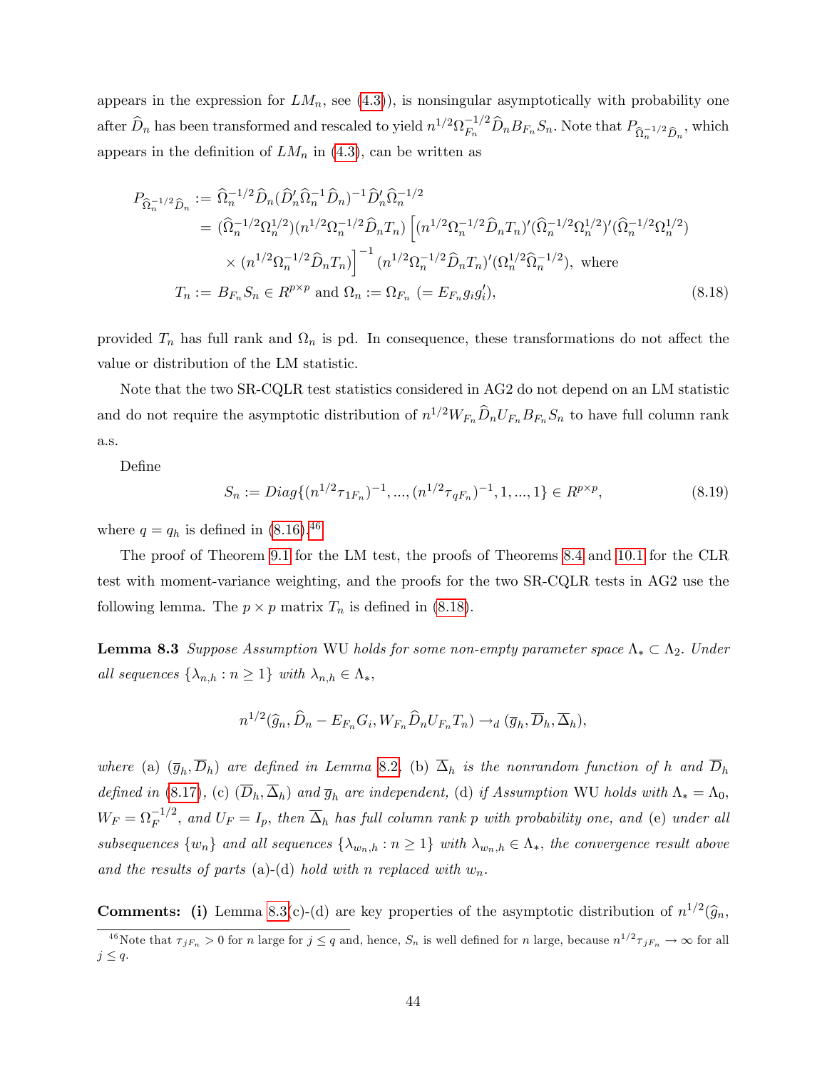appears in the expression for $LM_n$, see (4.3)), is nonsingular asymptotically with probability one after $\widehat{D}_n$ has been transformed and rescaled to yield $n^{1/2}\Omega_{F_n}^{-1/2}\widehat{D}_n B_{F_n} S_n$. Note that $P_{\widehat{\Omega}_n^{-1/2}\widehat{D}_n}$, which appears in the definition of $LM_n$ in (4.3), can be written as

$$
\begin{aligned}
P_{\widehat{\Omega}_n^{-1/2}\widehat{D}_n} &:= \widehat{\Omega}_n^{-1/2}\widehat{D}_n(\widehat{D}_n'\widehat{\Omega}_n^{-1}\widehat{D}_n)^{-1}\widehat{D}_n'\widehat{\Omega}_n^{-1/2} \\
&= (\widehat{\Omega}_n^{-1/2}\Omega_n^{1/2})(n^{1/2}\Omega_n^{-1/2}\widehat{D}_n T_n)\Big[(n^{1/2}\Omega_n^{-1/2}\widehat{D}_n T_n)'(\widehat{\Omega}_n^{-1/2}\Omega_n^{1/2})'(\widehat{\Omega}_n^{-1/2}\Omega_n^{1/2}) \\
&\quad \times (n^{1/2}\Omega_n^{-1/2}\widehat{D}_n T_n)\Big]^{-1}(n^{1/2}\Omega_n^{-1/2}\widehat{D}_n T_n)'(\Omega_n^{1/2}\widehat{\Omega}_n^{-1/2}), \text{ where} \\
T_n &:= B_{F_n} S_n \in R^{p\times p} \text{ and } \Omega_n := \Omega_{F_n}\ (= E_{F_n} g_i g_i'),
\end{aligned} \tag{8.18}
$$

provided $T_n$ has full rank and $\Omega_n$ is pd. In consequence, these transformations do not affect the value or distribution of the LM statistic.

Note that the two SR-CQLR test statistics considered in AG2 do not depend on an LM statistic and do not require the asymptotic distribution of $n^{1/2}W_{F_n}\widehat{D}_n U_{F_n} B_{F_n} S_n$ to have full column rank a.s.

Define

$$
S_n := Diag\{(n^{1/2}\tau_{1F_n})^{-1}, ..., (n^{1/2}\tau_{qF_n})^{-1}, 1, ..., 1\} \in R^{p\times p}, \tag{8.19}
$$

where $q = q_h$ is defined in (8.16).[46]

The proof of Theorem 9.1 for the LM test, the proofs of Theorems 8.4 and 10.1 for the CLR test with moment-variance weighting, and the proofs for the two SR-CQLR tests in AG2 use the following lemma. The $p \times p$ matrix $T_n$ is defined in (8.18).

**Lemma 8.3** *Suppose Assumption* WU *holds for some non-empty parameter space $\Lambda_* \subset \Lambda_2$. Under all sequences $\{\lambda_{n,h} : n \geq 1\}$ with $\lambda_{n,h} \in \Lambda_*$,*

$$
n^{1/2}(\widehat{g}_n, \widehat{D}_n - E_{F_n}G_i, W_{F_n}\widehat{D}_n U_{F_n} T_n) \to_d (\overline{g}_h, \overline{D}_h, \overline{\Delta}_h),
$$

*where* (a) $(\overline{g}_h, \overline{D}_h)$ *are defined in Lemma 8.2,* (b) $\overline{\Delta}_h$ *is the nonrandom function of $h$ and $\overline{D}_h$ defined in (8.17),* (c) $(\overline{D}_h, \overline{\Delta}_h)$ *and $\overline{g}_h$ are independent,* (d) *if Assumption* WU *holds with $\Lambda_* = \Lambda_0$, $W_F = \Omega_F^{-1/2}$, and $U_F = I_p$, then $\overline{\Delta}_h$ has full column rank $p$ with probability one, and* (e) *under all subsequences $\{w_n\}$ and all sequences $\{\lambda_{w_n,h} : n \geq 1\}$ with $\lambda_{w_n,h} \in \Lambda_*$, the convergence result above and the results of parts* (a)-(d) *hold with $n$ replaced with $w_n$.*

**Comments: (i)** Lemma 8.3(c)-(d) are key properties of the asymptotic distribution of $n^{1/2}(\widehat{g}_n,$

[46] Note that $\tau_{jF_n} > 0$ for $n$ large for $j \leq q$ and, hence, $S_n$ is well defined for $n$ large, because $n^{1/2}\tau_{jF_n} \to \infty$ for all $j \leq q$.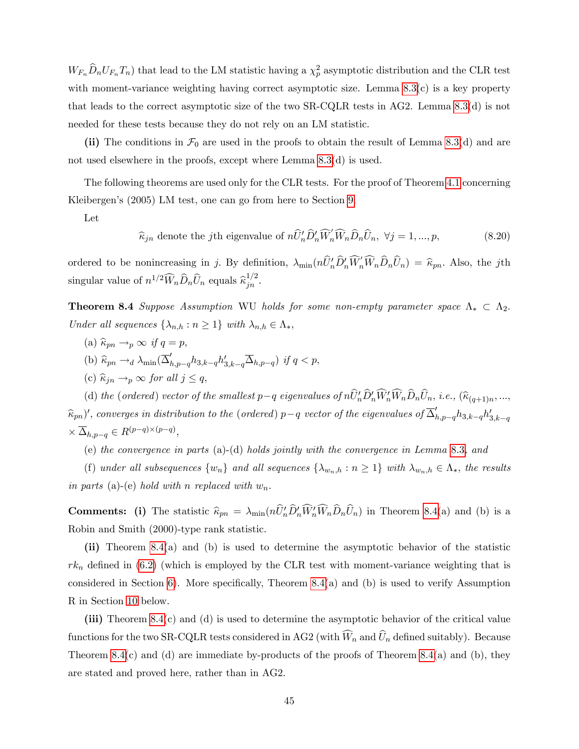$W_{F_n}\widehat{D}_n U_{F_n} T_n$) that lead to the LM statistic having a $\chi^2_p$ asymptotic distribution and the CLR test with moment-variance weighting having correct asymptotic size. Lemma 8.3(c) is a key property that leads to the correct asymptotic size of the two SR-CQLR tests in AG2. Lemma 8.3(d) is not needed for these tests because they do not rely on an LM statistic.

**(ii)** The conditions in $\mathcal{F}_0$ are used in the proofs to obtain the result of Lemma 8.3(d) and are not used elsewhere in the proofs, except where Lemma 8.3(d) is used.

The following theorems are used only for the CLR tests. For the proof of Theorem 4.1 concerning Kleibergen's (2005) LM test, one can go from here to Section 9.

Let

$$\widehat{\kappa}_{jn} \text{ denote the } j\text{th eigenvalue of } n\widehat{U}_n'\widehat{D}_n'\widehat{W}_n'\widehat{W}_n\widehat{D}_n\widehat{U}_n,\ \forall j = 1, ..., p, \tag{8.20}$$

ordered to be nonincreasing in $j$. By definition, $\lambda_{\min}(n\widehat{U}_n'\widehat{D}_n'\widehat{W}_n'\widehat{W}_n\widehat{D}_n\widehat{U}_n) = \widehat{\kappa}_{pn}$. Also, the $j$th singular value of $n^{1/2}\widehat{W}_n\widehat{D}_n\widehat{U}_n$ equals $\widehat{\kappa}_{jn}^{1/2}$.

**Theorem 8.4** *Suppose Assumption* WU *holds for some non-empty parameter space* $\Lambda_* \subset \Lambda_2$. *Under all sequences* $\{\lambda_{n,h} : n \geq 1\}$ *with* $\lambda_{n,h} \in \Lambda_*$,

(a) $\widehat{\kappa}_{pn} \rightarrow_p \infty$ *if* $q = p$,

(b) $\widehat{\kappa}_{pn} \rightarrow_d \lambda_{\min}(\overline{\Delta}_{h,p-q}' h_{3,k-q} h_{3,k-q}' \overline{\Delta}_{h,p-q})$ *if* $q < p$,

(c) $\widehat{\kappa}_{jn} \rightarrow_p \infty$ *for all* $j \leq q$,

(d) *the (ordered) vector of the smallest* $p-q$ *eigenvalues of* $n\widehat{U}_n'\widehat{D}_n'\widehat{W}_n'\widehat{W}_n\widehat{D}_n\widehat{U}_n$, *i.e.,* $(\widehat{\kappa}_{(q+1)n}, ..., \widehat{\kappa}_{pn})'$, *converges in distribution to the (ordered)* $p-q$ *vector of the eigenvalues of* $\overline{\Delta}_{h,p-q}' h_{3,k-q} h_{3,k-q}' \times \overline{\Delta}_{h,p-q} \in R^{(p-q)\times(p-q)}$,

(e) *the convergence in parts* (a)-(d) *holds jointly with the convergence in Lemma* 8.3, *and*

(f) *under all subsequences* $\{w_n\}$ *and all sequences* $\{\lambda_{w_n,h} : n \geq 1\}$ *with* $\lambda_{w_n,h} \in \Lambda_*$, *the results in parts* (a)-(e) *hold with* $n$ *replaced with* $w_n$.

**Comments: (i)** The statistic $\widehat{\kappa}_{pn} = \lambda_{\min}(n\widehat{U}_n'\widehat{D}_n'\widehat{W}_n'\widehat{W}_n\widehat{D}_n\widehat{U}_n)$ in Theorem 8.4(a) and (b) is a Robin and Smith (2000)-type rank statistic.

**(ii)** Theorem 8.4(a) and (b) is used to determine the asymptotic behavior of the statistic $rk_n$ defined in (6.2) (which is employed by the CLR test with moment-variance weighting that is considered in Section 6). More specifically, Theorem 8.4(a) and (b) is used to verify Assumption R in Section 10 below.

**(iii)** Theorem 8.4(c) and (d) is used to determine the asymptotic behavior of the critical value functions for the two SR-CQLR tests considered in AG2 (with $\widehat{W}_n$ and $\widehat{U}_n$ defined suitably). Because Theorem 8.4(c) and (d) are immediate by-products of the proofs of Theorem 8.4(a) and (b), they are stated and proved here, rather than in AG2.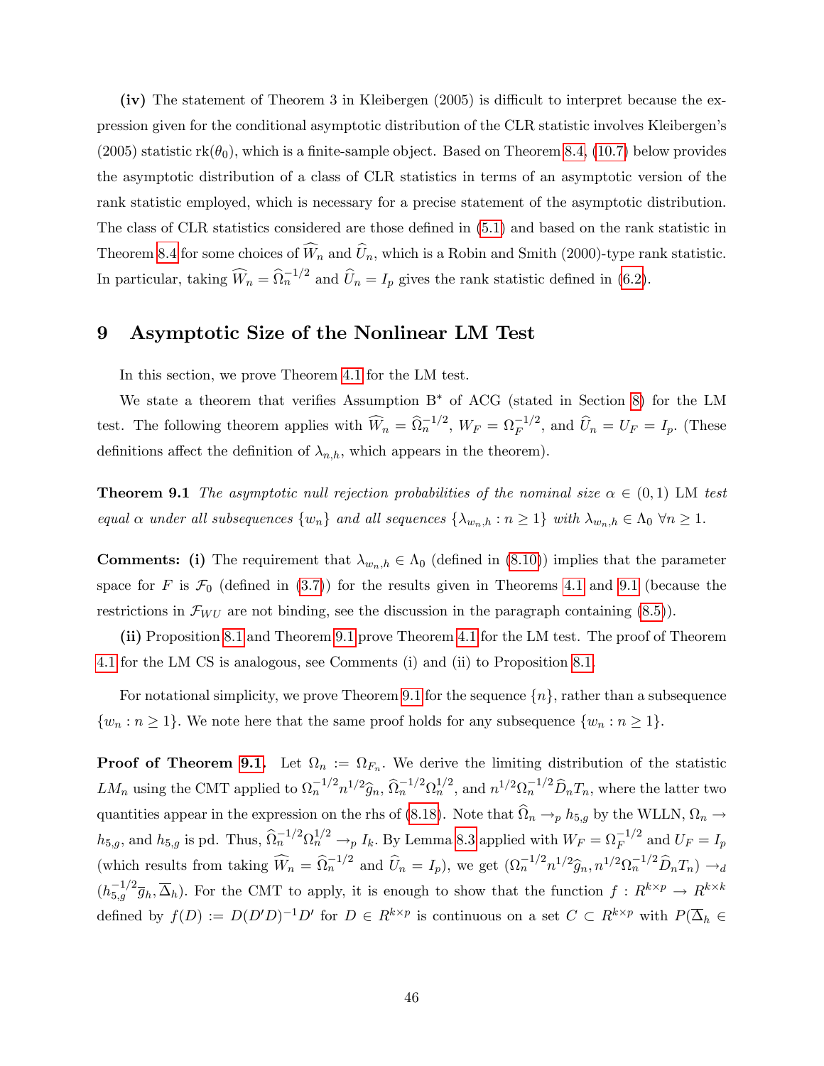**(iv)** The statement of Theorem 3 in Kleibergen (2005) is difficult to interpret because the expression given for the conditional asymptotic distribution of the CLR statistic involves Kleibergen's (2005) statistic $\text{rk}(\theta_0)$, which is a finite-sample object. Based on Theorem 8.4, (10.7) below provides the asymptotic distribution of a class of CLR statistics in terms of an asymptotic version of the rank statistic employed, which is necessary for a precise statement of the asymptotic distribution. The class of CLR statistics considered are those defined in (5.1) and based on the rank statistic in Theorem 8.4 for some choices of $\widehat{W}_n$ and $\widehat{U}_n$, which is a Robin and Smith (2000)-type rank statistic. In particular, taking $\widehat{W}_n = \widehat{\Omega}_n^{-1/2}$ and $\widehat{U}_n = I_p$ gives the rank statistic defined in (6.2).

# 9 Asymptotic Size of the Nonlinear LM Test

In this section, we prove Theorem 4.1 for the LM test.

We state a theorem that verifies Assumption B$^*$ of ACG (stated in Section 8) for the LM test. The following theorem applies with $\widehat{W}_n = \widehat{\Omega}_n^{-1/2}$, $W_F = \Omega_F^{-1/2}$, and $\widehat{U}_n = U_F = I_p$. (These definitions affect the definition of $\lambda_{n,h}$, which appears in the theorem).

**Theorem 9.1** *The asymptotic null rejection probabilities of the nominal size $\alpha \in (0,1)$ LM test equal $\alpha$ under all subsequences $\{w_n\}$ and all sequences $\{\lambda_{w_n,h} : n \geq 1\}$ with $\lambda_{w_n,h} \in \Lambda_0$ $\forall n \geq 1$.*

**Comments: (i)** The requirement that $\lambda_{w_n,h} \in \Lambda_0$ (defined in (8.10)) implies that the parameter space for $F$ is $\mathcal{F}_0$ (defined in (3.7)) for the results given in Theorems 4.1 and 9.1 (because the restrictions in $\mathcal{F}_{WU}$ are not binding, see the discussion in the paragraph containing (8.5)).

**(ii)** Proposition 8.1 and Theorem 9.1 prove Theorem 4.1 for the LM test. The proof of Theorem 4.1 for the LM CS is analogous, see Comments (i) and (ii) to Proposition 8.1.

For notational simplicity, we prove Theorem 9.1 for the sequence $\{n\}$, rather than a subsequence $\{w_n : n \geq 1\}$. We note here that the same proof holds for any subsequence $\{w_n : n \geq 1\}$.

**Proof of Theorem 9.1.** Let $\Omega_n := \Omega_{F_n}$. We derive the limiting distribution of the statistic $LM_n$ using the CMT applied to $\Omega_n^{-1/2} n^{1/2} \widehat{g}_n$, $\widehat{\Omega}_n^{-1/2}\Omega_n^{1/2}$, and $n^{1/2}\Omega_n^{-1/2}\widehat{D}_n T_n$, where the latter two quantities appear in the expression on the rhs of (8.18). Note that $\widehat{\Omega}_n \rightarrow_p h_{5,g}$ by the WLLN, $\Omega_n \rightarrow h_{5,g}$, and $h_{5,g}$ is pd. Thus, $\widehat{\Omega}_n^{-1/2}\Omega_n^{1/2} \rightarrow_p I_k$. By Lemma 8.3 applied with $W_F = \Omega_F^{-1/2}$ and $U_F = I_p$ (which results from taking $\widehat{W}_n = \widehat{\Omega}_n^{-1/2}$ and $\widehat{U}_n = I_p$), we get $(\Omega_n^{-1/2} n^{1/2} \widehat{g}_n, n^{1/2}\Omega_n^{-1/2}\widehat{D}_n T_n) \rightarrow_d (h_{5,g}^{-1/2}\overline{g}_h, \overline{\Delta}_h)$. For the CMT to apply, it is enough to show that the function $f : R^{k \times p} \rightarrow R^{k \times k}$ defined by $f(D) := D(D'D)^{-1}D'$ for $D \in R^{k \times p}$ is continuous on a set $C \subset R^{k \times p}$ with $P(\overline{\Delta}_h \in$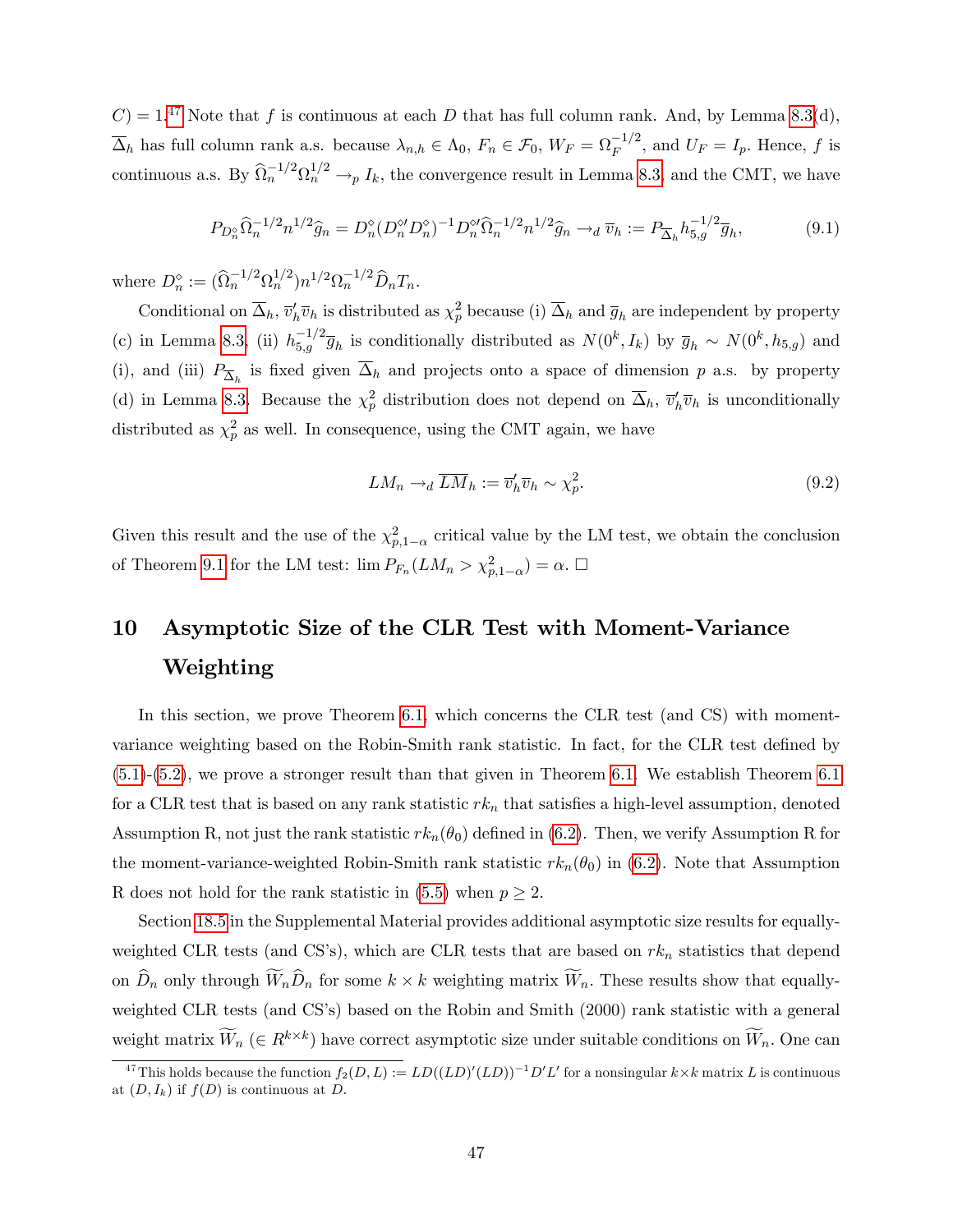$C) = 1$.[47] Note that $f$ is continuous at each $D$ that has full column rank. And, by Lemma 8.3(d), $\overline{\Delta}_h$ has full column rank a.s. because $\lambda_{n,h} \in \Lambda_0$, $F_n \in \mathcal{F}_0$, $W_F = \Omega_F^{-1/2}$, and $U_F = I_p$. Hence, $f$ is continuous a.s. By $\widehat{\Omega}_n^{-1/2}\Omega_n^{1/2} \to_p I_k$, the convergence result in Lemma 8.3, and the CMT, we have

$$P_{D_n^\diamond}\widehat{\Omega}_n^{-1/2}n^{1/2}\widehat{g}_n = D_n^\diamond(D_n^{\diamond\prime}D_n^\diamond)^{-1}D_n^{\diamond\prime}\widehat{\Omega}_n^{-1/2}n^{1/2}\widehat{g}_n \to_d \overline{v}_h := P_{\overline{\Delta}_h}h_{5,g}^{-1/2}\overline{g}_h, \tag{9.1}$$

where $D_n^\diamond := (\widehat{\Omega}_n^{-1/2}\Omega_n^{1/2})n^{1/2}\Omega_n^{-1/2}\widehat{D}_nT_n$.

Conditional on $\overline{\Delta}_h$, $\overline{v}_h'\overline{v}_h$ is distributed as $\chi_p^2$ because (i) $\overline{\Delta}_h$ and $\overline{g}_h$ are independent by property (c) in Lemma 8.3, (ii) $h_{5,g}^{-1/2}\overline{g}_h$ is conditionally distributed as $N(0^k, I_k)$ by $\overline{g}_h \sim N(0^k, h_{5,g})$ and (i), and (iii) $P_{\overline{\Delta}_h}$ is fixed given $\overline{\Delta}_h$ and projects onto a space of dimension $p$ a.s. by property (d) in Lemma 8.3. Because the $\chi_p^2$ distribution does not depend on $\overline{\Delta}_h$, $\overline{v}_h'\overline{v}_h$ is unconditionally distributed as $\chi_p^2$ as well. In consequence, using the CMT again, we have

$$LM_n \to_d \overline{LM}_h := \overline{v}_h'\overline{v}_h \sim \chi_p^2. \tag{9.2}$$

Given this result and the use of the $\chi_{p,1-\alpha}^2$ critical value by the LM test, we obtain the conclusion of Theorem 9.1 for the LM test: $\lim P_{F_n}(LM_n > \chi_{p,1-\alpha}^2) = \alpha$. $\square$

# 10 Asymptotic Size of the CLR Test with Moment-Variance Weighting

In this section, we prove Theorem 6.1, which concerns the CLR test (and CS) with moment-variance weighting based on the Robin-Smith rank statistic. In fact, for the CLR test defined by (5.1)-(5.2), we prove a stronger result than that given in Theorem 6.1. We establish Theorem 6.1 for a CLR test that is based on any rank statistic $rk_n$ that satisfies a high-level assumption, denoted Assumption R, not just the rank statistic $rk_n(\theta_0)$ defined in (6.2). Then, we verify Assumption R for the moment-variance-weighted Robin-Smith rank statistic $rk_n(\theta_0)$ in (6.2). Note that Assumption R does not hold for the rank statistic in (5.5) when $p \geq 2$.

Section 18.5 in the Supplemental Material provides additional asymptotic size results for equally-weighted CLR tests (and CS's), which are CLR tests that are based on $rk_n$ statistics that depend on $\widehat{D}_n$ only through $\widetilde{W}_n\widehat{D}_n$ for some $k \times k$ weighting matrix $\widetilde{W}_n$. These results show that equally-weighted CLR tests (and CS's) based on the Robin and Smith (2000) rank statistic with a general weight matrix $\widetilde{W}_n$ ($\in R^{k \times k}$) have correct asymptotic size under suitable conditions on $\widetilde{W}_n$. One can

[47] This holds because the function $f_2(D, L) := LD((LD)'(LD))^{-1}D'L'$ for a nonsingular $k \times k$ matrix $L$ is continuous at $(D, I_k)$ if $f(D)$ is continuous at $D$.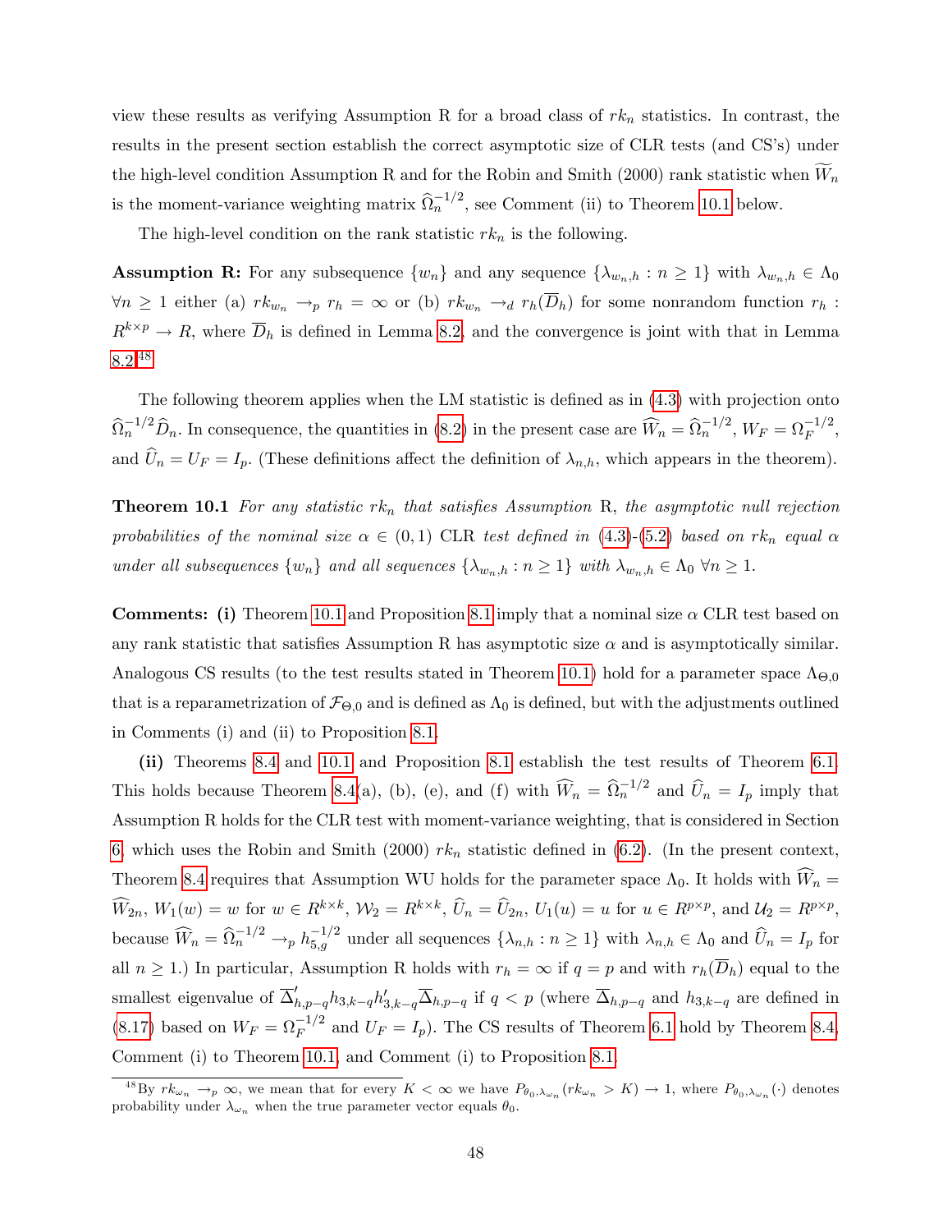view these results as verifying Assumption R for a broad class of $rk_n$ statistics. In contrast, the results in the present section establish the correct asymptotic size of CLR tests (and CS's) under the high-level condition Assumption R and for the Robin and Smith (2000) rank statistic when $\widetilde{W}_n$ is the moment-variance weighting matrix $\widehat{\Omega}_n^{-1/2}$, see Comment (ii) to Theorem 10.1 below.

The high-level condition on the rank statistic $rk_n$ is the following.

**Assumption R:** For any subsequence $\{w_n\}$ and any sequence $\{\lambda_{w_n,h} : n \geq 1\}$ with $\lambda_{w_n,h} \in \Lambda_0$ $\forall n \geq 1$ either (a) $rk_{w_n} \to_p r_h = \infty$ or (b) $rk_{w_n} \to_d r_h(\overline{D}_h)$ for some nonrandom function $r_h : R^{k \times p} \to R$, where $\overline{D}_h$ is defined in Lemma 8.2, and the convergence is joint with that in Lemma 8.2.[48]

The following theorem applies when the LM statistic is defined as in (4.3) with projection onto $\widehat{\Omega}_n^{-1/2}\widehat{D}_n$. In consequence, the quantities in (8.2) in the present case are $\widehat{W}_n = \widehat{\Omega}_n^{-1/2}$, $W_F = \Omega_F^{-1/2}$, and $\widehat{U}_n = U_F = I_p$. (These definitions affect the definition of $\lambda_{n,h}$, which appears in the theorem).

**Theorem 10.1** *For any statistic $rk_n$ that satisfies Assumption* R, *the asymptotic null rejection probabilities of the nominal size $\alpha \in (0,1)$* CLR *test defined in* (4.3)-(5.2) *based on $rk_n$ equal $\alpha$ under all subsequences $\{w_n\}$ and all sequences $\{\lambda_{w_n,h} : n \geq 1\}$ with $\lambda_{w_n,h} \in \Lambda_0$ $\forall n \geq 1$.*

**Comments: (i)** Theorem 10.1 and Proposition 8.1 imply that a nominal size $\alpha$ CLR test based on any rank statistic that satisfies Assumption R has asymptotic size $\alpha$ and is asymptotically similar. Analogous CS results (to the test results stated in Theorem 10.1) hold for a parameter space $\Lambda_{\Theta,0}$ that is a reparametrization of $\mathcal{F}_{\Theta,0}$ and is defined as $\Lambda_0$ is defined, but with the adjustments outlined in Comments (i) and (ii) to Proposition 8.1.

**(ii)** Theorems 8.4 and 10.1 and Proposition 8.1 establish the test results of Theorem 6.1. This holds because Theorem 8.4(a), (b), (e), and (f) with $\widehat{W}_n = \widehat{\Omega}_n^{-1/2}$ and $\widehat{U}_n = I_p$ imply that Assumption R holds for the CLR test with moment-variance weighting, that is considered in Section 6, which uses the Robin and Smith (2000) $rk_n$ statistic defined in (6.2). (In the present context, Theorem 8.4 requires that Assumption WU holds for the parameter space $\Lambda_0$. It holds with $\widehat{W}_n = \widehat{W}_{2n}$, $W_1(w) = w$ for $w \in R^{k \times k}$, $\mathcal{W}_2 = R^{k \times k}$, $\widehat{U}_n = \widehat{U}_{2n}$, $U_1(u) = u$ for $u \in R^{p \times p}$, and $\mathcal{U}_2 = R^{p \times p}$, because $\widehat{W}_n = \widehat{\Omega}_n^{-1/2} \to_p h_{5,g}^{-1/2}$ under all sequences $\{\lambda_{n,h} : n \geq 1\}$ with $\lambda_{n,h} \in \Lambda_0$ and $\widehat{U}_n = I_p$ for all $n \geq 1$.) In particular, Assumption R holds with $r_h = \infty$ if $q = p$ and with $r_h(\overline{D}_h)$ equal to the smallest eigenvalue of $\overline{\Delta}_{h,p-q}' h_{3,k-q} h_{3,k-q}' \overline{\Delta}_{h,p-q}$ if $q < p$ (where $\overline{\Delta}_{h,p-q}$ and $h_{3,k-q}$ are defined in (8.17) based on $W_F = \Omega_F^{-1/2}$ and $U_F = I_p$). The CS results of Theorem 6.1 hold by Theorem 8.4, Comment (i) to Theorem 10.1, and Comment (i) to Proposition 8.1.

---

[48] By $rk_{\omega_n} \to_p \infty$, we mean that for every $K < \infty$ we have $P_{\theta_0,\lambda_{\omega_n}}(rk_{\omega_n} > K) \to 1$, where $P_{\theta_0,\lambda_{\omega_n}}(\cdot)$ denotes probability under $\lambda_{\omega_n}$ when the true parameter vector equals $\theta_0$.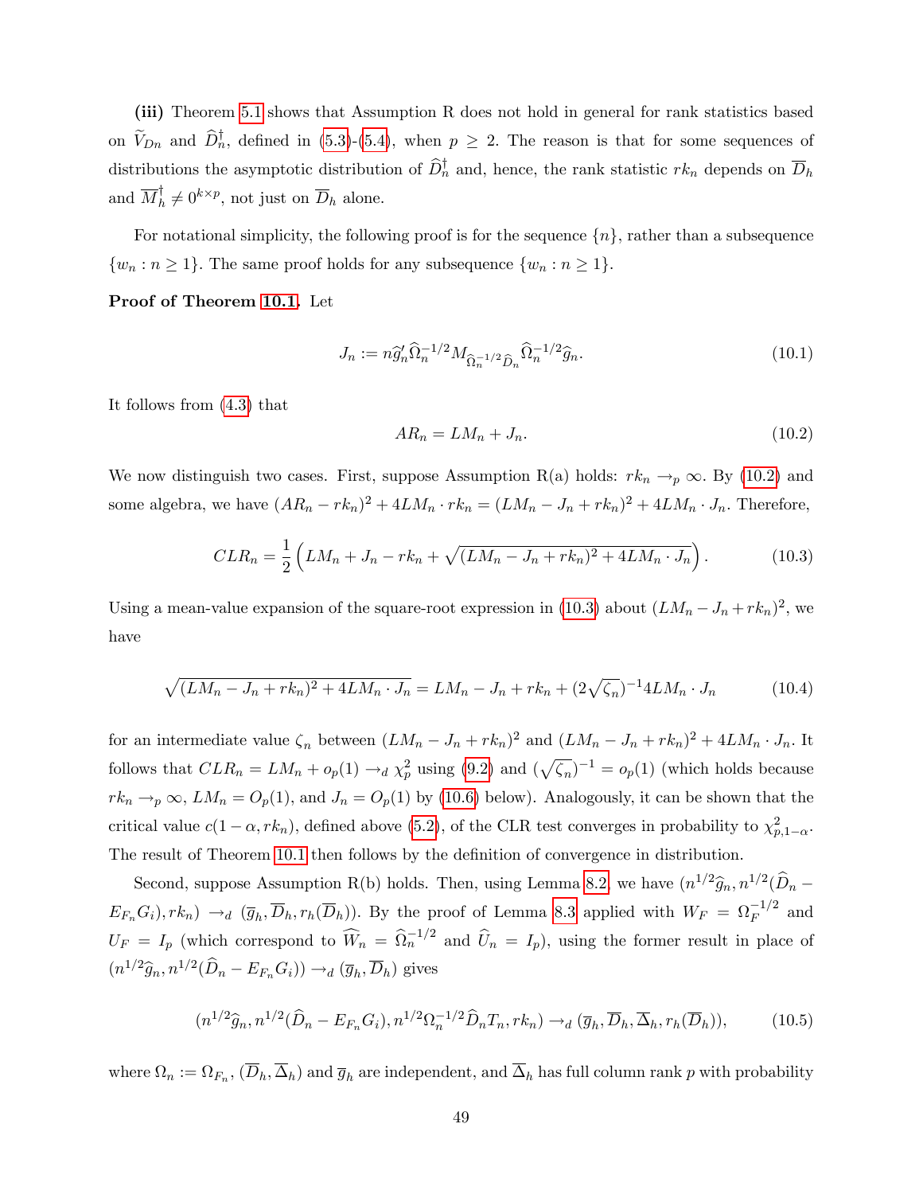**(iii)** Theorem 5.1 shows that Assumption R does not hold in general for rank statistics based on $\widetilde{V}_{Dn}$ and $\widehat{D}_n^{\dagger}$, defined in (5.3)-(5.4), when $p \geq 2$. The reason is that for some sequences of distributions the asymptotic distribution of $\widehat{D}_n^{\dagger}$ and, hence, the rank statistic $rk_n$ depends on $\overline{D}_h$ and $\overline{M}_h^{\dagger} \neq 0^{k \times p}$, not just on $\overline{D}_h$ alone.

For notational simplicity, the following proof is for the sequence $\{n\}$, rather than a subsequence $\{w_n : n \geq 1\}$. The same proof holds for any subsequence $\{w_n : n \geq 1\}$.

**Proof of Theorem 10.1.** Let

$$J_n := n\widehat{g}_n' \widehat{\Omega}_n^{-1/2} M_{\widehat{\Omega}_n^{-1/2}\widehat{D}_n} \widehat{\Omega}_n^{-1/2} \widehat{g}_n. \tag{10.1}$$

It follows from (4.3) that

$$AR_n = LM_n + J_n. \tag{10.2}$$

We now distinguish two cases. First, suppose Assumption R(a) holds: $rk_n \to_p \infty$. By (10.2) and some algebra, we have $(AR_n - rk_n)^2 + 4LM_n \cdot rk_n = (LM_n - J_n + rk_n)^2 + 4LM_n \cdot J_n$. Therefore,

$$CLR_n = \frac{1}{2}\left(LM_n + J_n - rk_n + \sqrt{(LM_n - J_n + rk_n)^2 + 4LM_n \cdot J_n}\right). \tag{10.3}$$

Using a mean-value expansion of the square-root expression in (10.3) about $(LM_n - J_n + rk_n)^2$, we have

$$\sqrt{(LM_n - J_n + rk_n)^2 + 4LM_n \cdot J_n} = LM_n - J_n + rk_n + (2\sqrt{\zeta_n})^{-1} 4LM_n \cdot J_n \tag{10.4}$$

for an intermediate value $\zeta_n$ between $(LM_n - J_n + rk_n)^2$ and $(LM_n - J_n + rk_n)^2 + 4LM_n \cdot J_n$. It follows that $CLR_n = LM_n + o_p(1) \to_d \chi_p^2$ using (9.2) and $(\sqrt{\zeta_n})^{-1} = o_p(1)$ (which holds because $rk_n \to_p \infty$, $LM_n = O_p(1)$, and $J_n = O_p(1)$ by (10.6) below). Analogously, it can be shown that the critical value $c(1-\alpha, rk_n)$, defined above (5.2), of the CLR test converges in probability to $\chi_{p,1-\alpha}^2$. The result of Theorem 10.1 then follows by the definition of convergence in distribution.

Second, suppose Assumption R(b) holds. Then, using Lemma 8.2, we have $(n^{1/2}\widehat{g}_n, n^{1/2}(\widehat{D}_n - E_{F_n}G_i), rk_n) \to_d (\overline{g}_h, \overline{D}_h, r_h(\overline{D}_h))$. By the proof of Lemma 8.3 applied with $W_F = \Omega_F^{-1/2}$ and $U_F = I_p$ (which correspond to $\widehat{W}_n = \widehat{\Omega}_n^{-1/2}$ and $\widehat{U}_n = I_p$), using the former result in place of $(n^{1/2}\widehat{g}_n, n^{1/2}(\widehat{D}_n - E_{F_n}G_i)) \to_d (\overline{g}_h, \overline{D}_h)$ gives

$$(n^{1/2}\widehat{g}_n, n^{1/2}(\widehat{D}_n - E_{F_n}G_i), n^{1/2}\Omega_n^{-1/2}\widehat{D}_n T_n, rk_n) \to_d (\overline{g}_h, \overline{D}_h, \overline{\Delta}_h, r_h(\overline{D}_h)), \tag{10.5}$$

where $\Omega_n := \Omega_{F_n}$, $(\overline{D}_h, \overline{\Delta}_h)$ and $\overline{g}_h$ are independent, and $\overline{\Delta}_h$ has full column rank $p$ with probability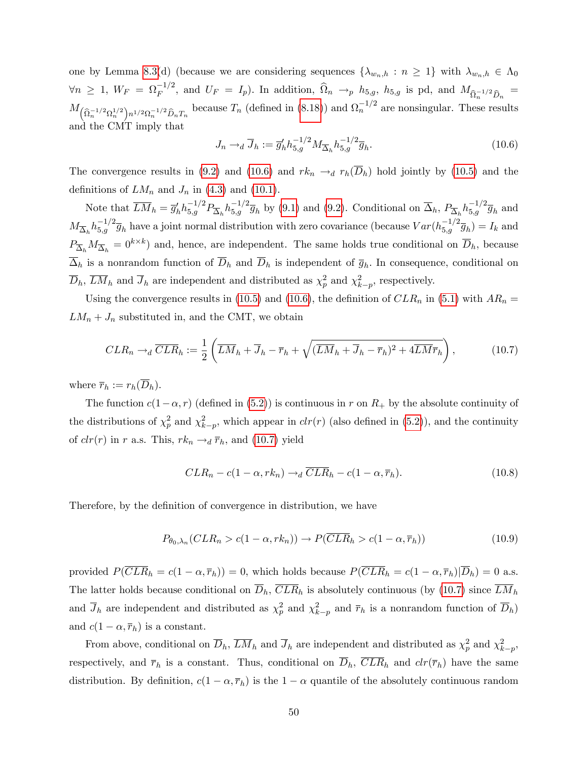one by Lemma 8.3(d) (because we are considering sequences $\{\lambda_{w_n,h} : n \geq 1\}$ with $\lambda_{w_n,h} \in \Lambda_0$ $\forall n \geq 1$, $W_F = \Omega_F^{-1/2}$, and $U_F = I_p$). In addition, $\widehat{\Omega}_n \to_p h_{5,g}$, $h_{5,g}$ is pd, and $M_{\widehat{\Omega}_n^{-1/2}\widehat{D}_n} = M_{\left(\widehat{\Omega}_n^{-1/2}\Omega_n^{1/2}\right)n^{1/2}\Omega_n^{-1/2}\widehat{D}_n T_n}$ because $T_n$ (defined in (8.18)) and $\Omega_n^{-1/2}$ are nonsingular. These results and the CMT imply that

$$J_n \to_d \overline{J}_h := \overline{g}_h' h_{5,g}^{-1/2} M_{\overline{\Delta}_h} h_{5,g}^{-1/2} \overline{g}_h. \tag{10.6}$$

The convergence results in (9.2) and (10.6) and $rk_n \to_d r_h(\overline{D}_h)$ hold jointly by (10.5) and the definitions of $LM_n$ and $J_n$ in (4.3) and (10.1).

Note that $\overline{LM}_h = \overline{g}_h' h_{5,g}^{-1/2} P_{\overline{\Delta}_h} h_{5,g}^{-1/2} \overline{g}_h$ by (9.1) and (9.2). Conditional on $\overline{\Delta}_h$, $P_{\overline{\Delta}_h} h_{5,g}^{-1/2} \overline{g}_h$ and $M_{\overline{\Delta}_h} h_{5,g}^{-1/2} \overline{g}_h$ have a joint normal distribution with zero covariance (because $Var(h_{5,g}^{-1/2} \overline{g}_h) = I_k$ and $P_{\overline{\Delta}_h} M_{\overline{\Delta}_h} = 0^{k \times k}$) and, hence, are independent. The same holds true conditional on $\overline{D}_h$, because $\overline{\Delta}_h$ is a nonrandom function of $\overline{D}_h$ and $\overline{D}_h$ is independent of $\overline{g}_h$. In consequence, conditional on $\overline{D}_h$, $\overline{LM}_h$ and $\overline{J}_h$ are independent and distributed as $\chi^2_p$ and $\chi^2_{k-p}$, respectively.

Using the convergence results in (10.5) and (10.6), the definition of $CLR_n$ in (5.1) with $AR_n = LM_n + J_n$ substituted in, and the CMT, we obtain

$$CLR_n \to_d \overline{CLR}_h := \frac{1}{2}\left(\overline{LM}_h + \overline{J}_h - \overline{r}_h + \sqrt{(\overline{LM}_h + \overline{J}_h - \overline{r}_h)^2 + 4\overline{LM}\overline{r}_h}\right), \tag{10.7}$$

where $\overline{r}_h := r_h(\overline{D}_h)$.

The function $c(1-\alpha, r)$ (defined in (5.2)) is continuous in $r$ on $R_+$ by the absolute continuity of the distributions of $\chi^2_p$ and $\chi^2_{k-p}$, which appear in $clr(r)$ (also defined in (5.2)), and the continuity of $clr(r)$ in $r$ a.s. This, $rk_n \to_d \overline{r}_h$, and (10.7) yield

$$CLR_n - c(1-\alpha, rk_n) \to_d \overline{CLR}_h - c(1-\alpha, \overline{r}_h). \tag{10.8}$$

Therefore, by the definition of convergence in distribution, we have

$$P_{\theta_0,\lambda_n}(CLR_n > c(1-\alpha, rk_n)) \to P(\overline{CLR}_h > c(1-\alpha, \overline{r}_h)) \tag{10.9}$$

provided $P(\overline{CLR}_h = c(1-\alpha, \overline{r}_h)) = 0$, which holds because $P(\overline{CLR}_h = c(1-\alpha, \overline{r}_h)|\overline{D}_h) = 0$ a.s. The latter holds because conditional on $\overline{D}_h$, $\overline{CLR}_h$ is absolutely continuous (by (10.7) since $\overline{LM}_h$ and $\overline{J}_h$ are independent and distributed as $\chi^2_p$ and $\chi^2_{k-p}$ and $\overline{r}_h$ is a nonrandom function of $\overline{D}_h$) and $c(1-\alpha, \overline{r}_h)$ is a constant.

From above, conditional on $\overline{D}_h$, $\overline{LM}_h$ and $\overline{J}_h$ are independent and distributed as $\chi^2_p$ and $\chi^2_{k-p}$, respectively, and $\overline{r}_h$ is a constant. Thus, conditional on $\overline{D}_h$, $\overline{CLR}_h$ and $clr(\overline{r}_h)$ have the same distribution. By definition, $c(1-\alpha, \overline{r}_h)$ is the $1-\alpha$ quantile of the absolutely continuous random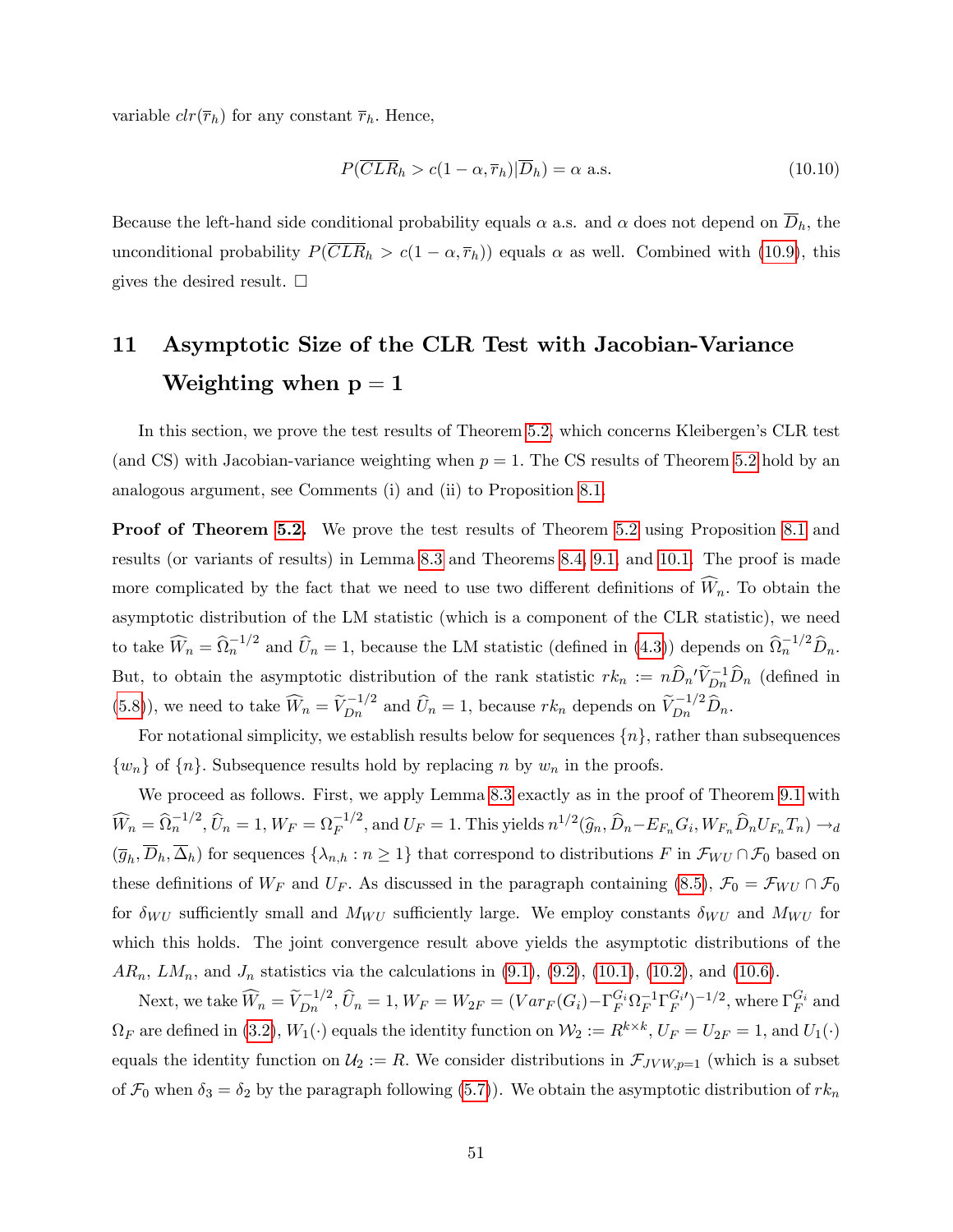variable $clr(\overline{r}_h)$ for any constant $\overline{r}_h$. Hence,

$$P(\overline{CLR}_h > c(1-\alpha, \overline{r}_h)|\overline{D}_h) = \alpha \text{ a.s.} \tag{10.10}$$

Because the left-hand side conditional probability equals $\alpha$ a.s. and $\alpha$ does not depend on $\overline{D}_h$, the unconditional probability $P(\overline{CLR}_h > c(1-\alpha, \overline{r}_h))$ equals $\alpha$ as well. Combined with (10.9), this gives the desired result. $\square$

# 11 Asymptotic Size of the CLR Test with Jacobian-Variance Weighting when $\mathbf{p = 1}$

In this section, we prove the test results of Theorem 5.2, which concerns Kleibergen's CLR test (and CS) with Jacobian-variance weighting when $p = 1$. The CS results of Theorem 5.2 hold by an analogous argument, see Comments (i) and (ii) to Proposition 8.1.

**Proof of Theorem 5.2.** We prove the test results of Theorem 5.2 using Proposition 8.1 and results (or variants of results) in Lemma 8.3 and Theorems 8.4, 9.1, and 10.1. The proof is made more complicated by the fact that we need to use two different definitions of $\widehat{W}_n$. To obtain the asymptotic distribution of the LM statistic (which is a component of the CLR statistic), we need to take $\widehat{W}_n = \widehat{\Omega}_n^{-1/2}$ and $\widehat{U}_n = 1$, because the LM statistic (defined in (4.3)) depends on $\widehat{\Omega}_n^{-1/2}\widehat{D}_n$. But, to obtain the asymptotic distribution of the rank statistic $rk_n := n\widehat{D}_n{}'\widetilde{V}_{Dn}^{-1}\widehat{D}_n$ (defined in (5.8)), we need to take $\widehat{W}_n = \widetilde{V}_{Dn}^{-1/2}$ and $\widehat{U}_n = 1$, because $rk_n$ depends on $\widetilde{V}_{Dn}^{-1/2}\widehat{D}_n$.

For notational simplicity, we establish results below for sequences $\{n\}$, rather than subsequences $\{w_n\}$ of $\{n\}$. Subsequence results hold by replacing $n$ by $w_n$ in the proofs.

We proceed as follows. First, we apply Lemma 8.3 exactly as in the proof of Theorem 9.1 with $\widehat{W}_n = \widehat{\Omega}_n^{-1/2}$, $\widehat{U}_n = 1$, $W_F = \Omega_F^{-1/2}$, and $U_F = 1$. This yields $n^{1/2}(\widehat{g}_n, \widehat{D}_n - E_{F_n}G_i, W_{F_n}\widehat{D}_nU_{F_n}T_n) \to_d (\overline{g}_h, \overline{D}_h, \overline{\Delta}_h)$ for sequences $\{\lambda_{n,h} : n \geq 1\}$ that correspond to distributions $F$ in $\mathcal{F}_{WU} \cap \mathcal{F}_0$ based on these definitions of $W_F$ and $U_F$. As discussed in the paragraph containing (8.5), $\mathcal{F}_0 = \mathcal{F}_{WU} \cap \mathcal{F}_0$ for $\delta_{WU}$ sufficiently small and $M_{WU}$ sufficiently large. We employ constants $\delta_{WU}$ and $M_{WU}$ for which this holds. The joint convergence result above yields the asymptotic distributions of the $AR_n$, $LM_n$, and $J_n$ statistics via the calculations in (9.1), (9.2), (10.1), (10.2), and (10.6).

Next, we take $\widehat{W}_n = \widetilde{V}_{Dn}^{-1/2}$, $\widehat{U}_n = 1$, $W_F = W_{2F} = (Var_F(G_i) - \Gamma_F^{G_i}\Omega_F^{-1}\Gamma_F^{G_i\prime})^{-1/2}$, where $\Gamma_F^{G_i}$ and $\Omega_F$ are defined in (3.2), $W_1(\cdot)$ equals the identity function on $\mathcal{W}_2 := R^{k\times k}$, $U_F = U_{2F} = 1$, and $U_1(\cdot)$ equals the identity function on $\mathcal{U}_2 := R$. We consider distributions in $\mathcal{F}_{JVW,p=1}$ (which is a subset of $\mathcal{F}_0$ when $\delta_3 = \delta_2$ by the paragraph following (5.7)). We obtain the asymptotic distribution of $rk_n$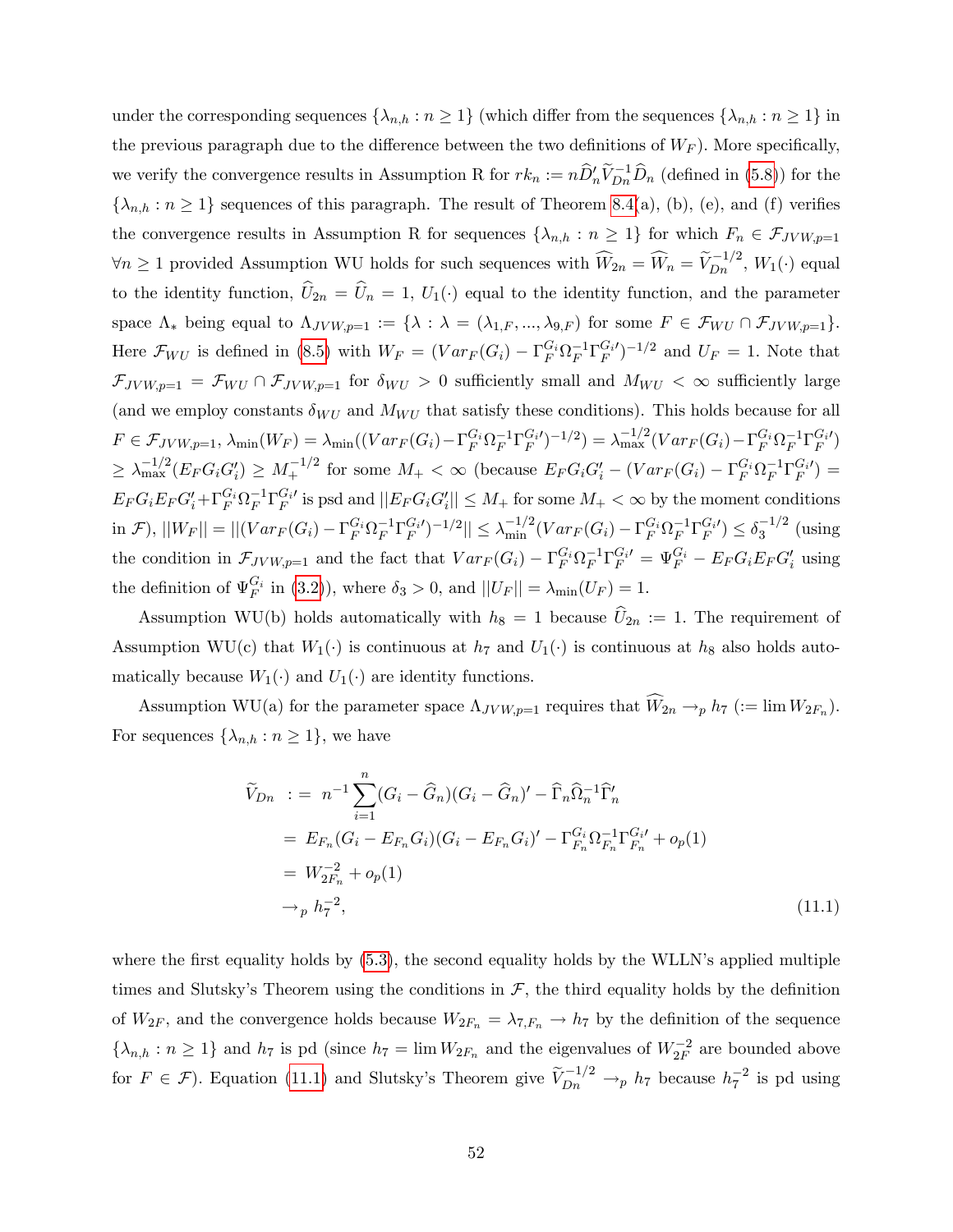under the corresponding sequences $\{\lambda_{n,h} : n \geq 1\}$ (which differ from the sequences $\{\lambda_{n,h} : n \geq 1\}$ in the previous paragraph due to the difference between the two definitions of $W_F$). More specifically, we verify the convergence results in Assumption R for $rk_n := n\widehat{D}_n'\widetilde{V}_{Dn}^{-1}\widehat{D}_n$ (defined in (5.8)) for the $\{\lambda_{n,h} : n \geq 1\}$ sequences of this paragraph. The result of Theorem 8.4(a), (b), (e), and (f) verifies the convergence results in Assumption R for sequences $\{\lambda_{n,h} : n \geq 1\}$ for which $F_n \in \mathcal{F}_{JVW,p=1}$ $\forall n \geq 1$ provided Assumption WU holds for such sequences with $\widehat{W}_{2n} = \widehat{W}_n = \widetilde{V}_{Dn}^{-1/2}$, $W_1(\cdot)$ equal to the identity function, $\widehat{U}_{2n} = \widehat{U}_n = 1$, $U_1(\cdot)$ equal to the identity function, and the parameter space $\Lambda_*$ being equal to $\Lambda_{JVW,p=1} := \{\lambda : \lambda = (\lambda_{1,F}, ..., \lambda_{9,F})$ for some $F \in \mathcal{F}_{WU} \cap \mathcal{F}_{JVW,p=1}\}$. Here $\mathcal{F}_{WU}$ is defined in (8.5) with $W_F = (Var_F(G_i) - \Gamma_F^{G_i}\Omega_F^{-1}\Gamma_F^{G_i\prime})^{-1/2}$ and $U_F = 1$. Note that $\mathcal{F}_{JVW,p=1} = \mathcal{F}_{WU} \cap \mathcal{F}_{JVW,p=1}$ for $\delta_{WU} > 0$ sufficiently small and $M_{WU} < \infty$ sufficiently large (and we employ constants $\delta_{WU}$ and $M_{WU}$ that satisfy these conditions). This holds because for all $F \in \mathcal{F}_{JVW,p=1}$, $\lambda_{\min}(W_F) = \lambda_{\min}((Var_F(G_i) - \Gamma_F^{G_i}\Omega_F^{-1}\Gamma_F^{G_i\prime})^{-1/2}) = \lambda_{\max}^{-1/2}(Var_F(G_i) - \Gamma_F^{G_i}\Omega_F^{-1}\Gamma_F^{G_i\prime})$ $\geq \lambda_{\max}^{-1/2}(E_F G_i G_i') \geq M_+^{-1/2}$ for some $M_+ < \infty$ (because $E_F G_i G_i' - (Var_F(G_i) - \Gamma_F^{G_i}\Omega_F^{-1}\Gamma_F^{G_i\prime}) =$ $E_F G_i E_F G_i' + \Gamma_F^{G_i}\Omega_F^{-1}\Gamma_F^{G_i\prime}$ is psd and $||E_F G_i G_i'|| \leq M_+$ for some $M_+ < \infty$ by the moment conditions in $\mathcal{F}$), $||W_F|| = ||(Var_F(G_i) - \Gamma_F^{G_i}\Omega_F^{-1}\Gamma_F^{G_i\prime})^{-1/2}|| \leq \lambda_{\min}^{-1/2}(Var_F(G_i) - \Gamma_F^{G_i}\Omega_F^{-1}\Gamma_F^{G_i\prime}) \leq \delta_3^{-1/2}$ (using the condition in $\mathcal{F}_{JVW,p=1}$ and the fact that $Var_F(G_i) - \Gamma_F^{G_i}\Omega_F^{-1}\Gamma_F^{G_i\prime} = \Psi_F^{G_i} - E_F G_i E_F G_i'$ using the definition of $\Psi_F^{G_i}$ in (3.2)), where $\delta_3 > 0$, and $||U_F|| = \lambda_{\min}(U_F) = 1$.

Assumption WU(b) holds automatically with $h_8 = 1$ because $\widehat{U}_{2n} := 1$. The requirement of Assumption WU(c) that $W_1(\cdot)$ is continuous at $h_7$ and $U_1(\cdot)$ is continuous at $h_8$ also holds automatically because $W_1(\cdot)$ and $U_1(\cdot)$ are identity functions.

Assumption WU(a) for the parameter space $\Lambda_{JVW,p=1}$ requires that $\widehat{W}_{2n} \rightarrow_p h_7$ $(:= \lim W_{2F_n})$. For sequences $\{\lambda_{n,h} : n \geq 1\}$, we have

$$
\begin{aligned}
\widetilde{V}_{Dn} &:= n^{-1}\sum_{i=1}^{n}(G_i - \widehat{G}_n)(G_i - \widehat{G}_n)' - \widehat{\Gamma}_n\widehat{\Omega}_n^{-1}\widehat{\Gamma}_n' \\
&= E_{F_n}(G_i - E_{F_n}G_i)(G_i - E_{F_n}G_i)' - \Gamma_{F_n}^{G_i}\Omega_{F_n}^{-1}\Gamma_{F_n}^{G_i\prime} + o_p(1) \\
&= W_{2F_n}^{-2} + o_p(1) \\
&\rightarrow_p h_7^{-2},
\end{aligned} \tag{11.1}
$$

where the first equality holds by (5.3), the second equality holds by the WLLN's applied multiple times and Slutsky's Theorem using the conditions in $\mathcal{F}$, the third equality holds by the definition of $W_{2F}$, and the convergence holds because $W_{2F_n} = \lambda_{7,F_n} \rightarrow h_7$ by the definition of the sequence $\{\lambda_{n,h} : n \geq 1\}$ and $h_7$ is pd (since $h_7 = \lim W_{2F_n}$ and the eigenvalues of $W_{2F}^{-2}$ are bounded above for $F \in \mathcal{F}$). Equation (11.1) and Slutsky's Theorem give $\widetilde{V}_{Dn}^{-1/2} \rightarrow_p h_7$ because $h_7^{-2}$ is pd using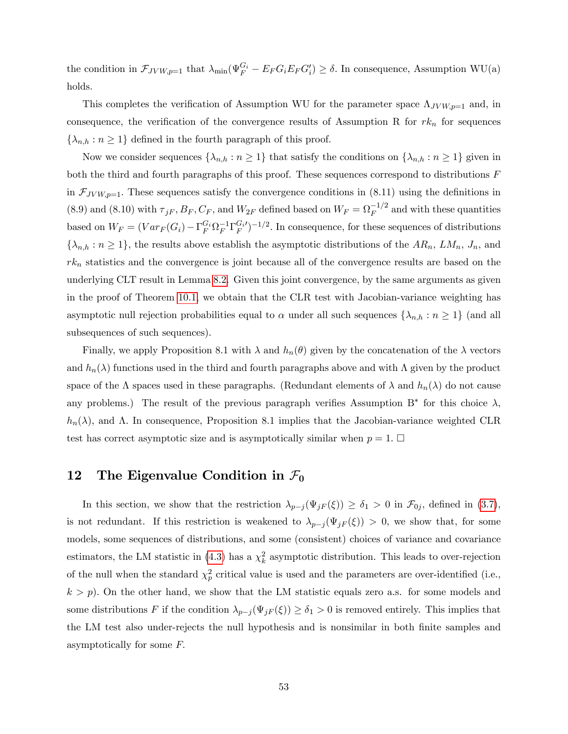the condition in $\mathcal{F}_{JVW,p=1}$ that $\lambda_{\min}(\Psi_F^{G_i} - E_F G_i E_F G_i') \geq \delta$. In consequence, Assumption WU(a) holds.

This completes the verification of Assumption WU for the parameter space $\Lambda_{JVW,p=1}$ and, in consequence, the verification of the convergence results of Assumption R for $rk_n$ for sequences $\{\lambda_{n,h} : n \geq 1\}$ defined in the fourth paragraph of this proof.

Now we consider sequences $\{\lambda_{n,h} : n \geq 1\}$ that satisfy the conditions on $\{\lambda_{n,h} : n \geq 1\}$ given in both the third and fourth paragraphs of this proof. These sequences correspond to distributions $F$ in $\mathcal{F}_{JVW,p=1}$. These sequences satisfy the convergence conditions in (8.11) using the definitions in (8.9) and (8.10) with $\tau_{jF}, B_F, C_F$, and $W_{2F}$ defined based on $W_F = \Omega_F^{-1/2}$ and with these quantities based on $W_F = (Var_F(G_i) - \Gamma_F^{G_i}\Omega_F^{-1}\Gamma_F^{G_i\prime})^{-1/2}$. In consequence, for these sequences of distributions $\{\lambda_{n,h} : n \geq 1\}$, the results above establish the asymptotic distributions of the $AR_n$, $LM_n$, $J_n$, and $rk_n$ statistics and the convergence is joint because all of the convergence results are based on the underlying CLT result in Lemma 8.2. Given this joint convergence, by the same arguments as given in the proof of Theorem 10.1, we obtain that the CLR test with Jacobian-variance weighting has asymptotic null rejection probabilities equal to $\alpha$ under all such sequences $\{\lambda_{n,h} : n \geq 1\}$ (and all subsequences of such sequences).

Finally, we apply Proposition 8.1 with $\lambda$ and $h_n(\theta)$ given by the concatenation of the $\lambda$ vectors and $h_n(\lambda)$ functions used in the third and fourth paragraphs above and with $\Lambda$ given by the product space of the $\Lambda$ spaces used in these paragraphs. (Redundant elements of $\lambda$ and $h_n(\lambda)$ do not cause any problems.) The result of the previous paragraph verifies Assumption B$^*$ for this choice $\lambda$, $h_n(\lambda)$, and $\Lambda$. In consequence, Proposition 8.1 implies that the Jacobian-variance weighted CLR test has correct asymptotic size and is asymptotically similar when $p = 1$. $\square$

## 12 The Eigenvalue Condition in $\mathcal{F}_0$

In this section, we show that the restriction $\lambda_{p-j}(\Psi_{jF}(\xi)) \geq \delta_1 > 0$ in $\mathcal{F}_{0j}$, defined in (3.7), is not redundant. If this restriction is weakened to $\lambda_{p-j}(\Psi_{jF}(\xi)) > 0$, we show that, for some models, some sequences of distributions, and some (consistent) choices of variance and covariance estimators, the LM statistic in (4.3) has a $\chi^2_k$ asymptotic distribution. This leads to over-rejection of the null when the standard $\chi^2_p$ critical value is used and the parameters are over-identified (i.e., $k > p$). On the other hand, we show that the LM statistic equals zero a.s. for some models and some distributions $F$ if the condition $\lambda_{p-j}(\Psi_{jF}(\xi)) \geq \delta_1 > 0$ is removed entirely. This implies that the LM test also under-rejects the null hypothesis and is nonsimilar in both finite samples and asymptotically for some $F$.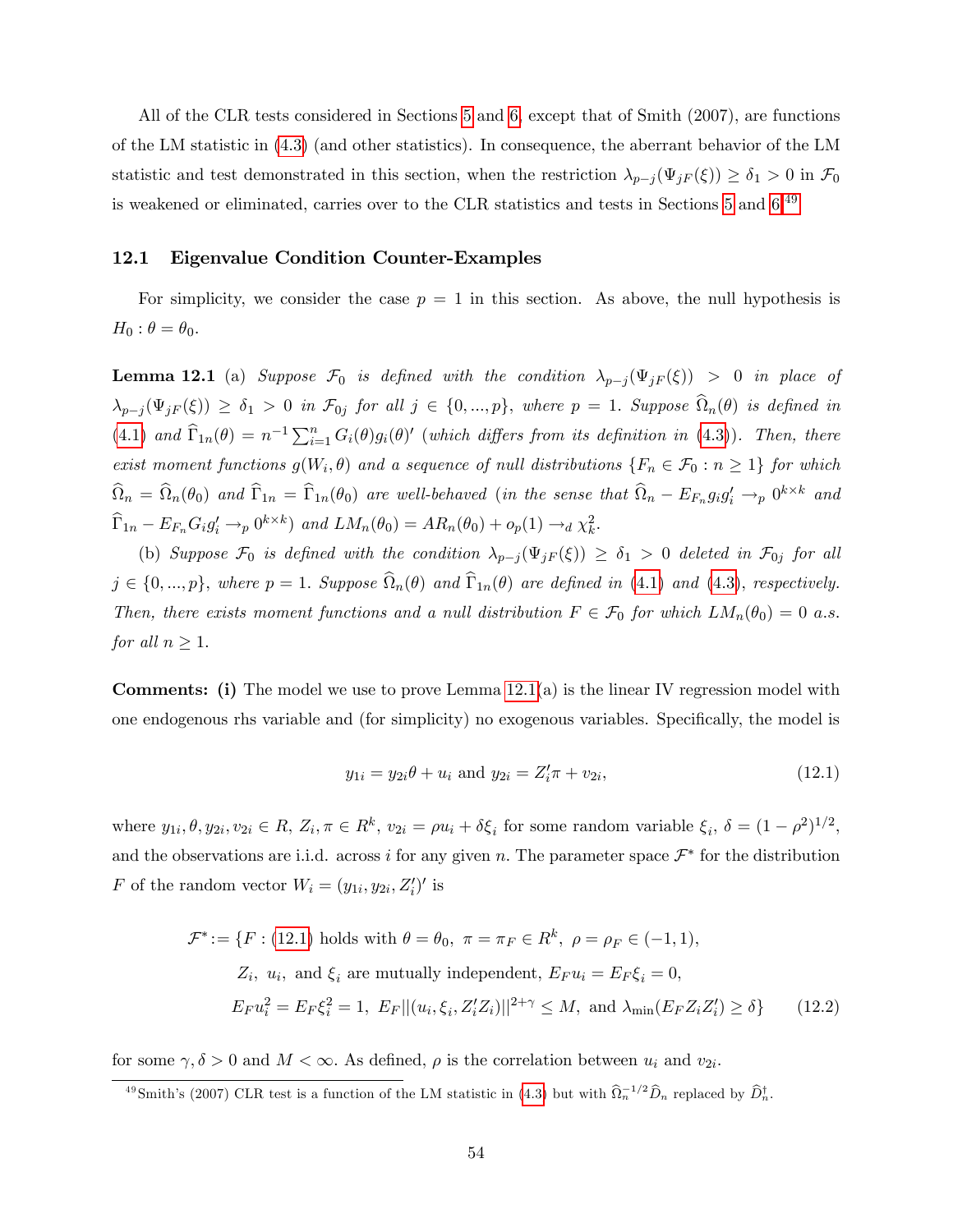All of the CLR tests considered in Sections 5 and 6, except that of Smith (2007), are functions of the LM statistic in (4.3) (and other statistics). In consequence, the aberrant behavior of the LM statistic and test demonstrated in this section, when the restriction $\lambda_{p-j}(\Psi_{jF}(\xi)) \geq \delta_1 > 0$ in $\mathcal{F}_0$ is weakened or eliminated, carries over to the CLR statistics and tests in Sections 5 and 6.[49]

## 12.1 Eigenvalue Condition Counter-Examples

For simplicity, we consider the case $p = 1$ in this section. As above, the null hypothesis is $H_0 : \theta = \theta_0$.

**Lemma 12.1** (a) *Suppose $\mathcal{F}_0$ is defined with the condition $\lambda_{p-j}(\Psi_{jF}(\xi)) > 0$ in place of $\lambda_{p-j}(\Psi_{jF}(\xi)) \geq \delta_1 > 0$ in $\mathcal{F}_{0j}$ for all $j \in \{0, ..., p\}$, where $p = 1$. Suppose $\widehat{\Omega}_n(\theta)$ is defined in* (4.1) *and $\widehat{\Gamma}_{1n}(\theta) = n^{-1}\sum_{i=1}^n G_i(\theta)g_i(\theta)'$ (which differs from its definition in* (4.3)*). Then, there exist moment functions $g(W_i, \theta)$ and a sequence of null distributions $\{F_n \in \mathcal{F}_0 : n \geq 1\}$ for which $\widehat{\Omega}_n = \widehat{\Omega}_n(\theta_0)$ and $\widehat{\Gamma}_{1n} = \widehat{\Gamma}_{1n}(\theta_0)$ are well-behaved (in the sense that $\widehat{\Omega}_n - E_{F_n} g_i g_i' \rightarrow_p 0^{k \times k}$ and $\widehat{\Gamma}_{1n} - E_{F_n} G_i g_i' \rightarrow_p 0^{k \times k}$) and $LM_n(\theta_0) = AR_n(\theta_0) + o_p(1) \rightarrow_d \chi^2_k$.*

(b) *Suppose $\mathcal{F}_0$ is defined with the condition $\lambda_{p-j}(\Psi_{jF}(\xi)) \geq \delta_1 > 0$ deleted in $\mathcal{F}_{0j}$ for all $j \in \{0, ..., p\}$, where $p = 1$. Suppose $\widehat{\Omega}_n(\theta)$ and $\widehat{\Gamma}_{1n}(\theta)$ are defined in* (4.1) *and* (4.3)*, respectively. Then, there exists moment functions and a null distribution $F \in \mathcal{F}_0$ for which $LM_n(\theta_0) = 0$ a.s. for all $n \geq 1$.*

**Comments: (i)** The model we use to prove Lemma 12.1(a) is the linear IV regression model with one endogenous rhs variable and (for simplicity) no exogenous variables. Specifically, the model is

$$y_{1i} = y_{2i}\theta + u_i \text{ and } y_{2i} = Z_i'\pi + v_{2i}, \tag{12.1}$$

where $y_{1i}, \theta, y_{2i}, v_{2i} \in R$, $Z_i, \pi \in R^k$, $v_{2i} = \rho u_i + \delta \xi_i$ for some random variable $\xi_i$, $\delta = (1 - \rho^2)^{1/2}$, and the observations are i.i.d. across $i$ for any given $n$. The parameter space $\mathcal{F}^*$ for the distribution $F$ of the random vector $W_i = (y_{1i}, y_{2i}, Z_i')'$ is

$$\begin{aligned} \mathcal{F}^* := \{F : &\text{(12.1) holds with } \theta = \theta_0, \ \pi = \pi_F \in R^k, \ \rho = \rho_F \in (-1, 1), \\ &Z_i, \ u_i, \text{ and } \xi_i \text{ are mutually independent, } E_F u_i = E_F \xi_i = 0, \\ &E_F u_i^2 = E_F \xi_i^2 = 1, \ E_F ||(u_i, \xi_i, Z_i' Z_i)||^{2+\gamma} \leq M, \text{ and } \lambda_{\min}(E_F Z_i Z_i') \geq \delta\} \end{aligned} \tag{12.2}$$

for some $\gamma, \delta > 0$ and $M < \infty$. As defined, $\rho$ is the correlation between $u_i$ and $v_{2i}$.

[49] Smith's (2007) CLR test is a function of the LM statistic in (4.3) but with $\widehat{\Omega}_n^{-1/2}\widehat{D}_n$ replaced by $\widehat{D}_n^{\dagger}$.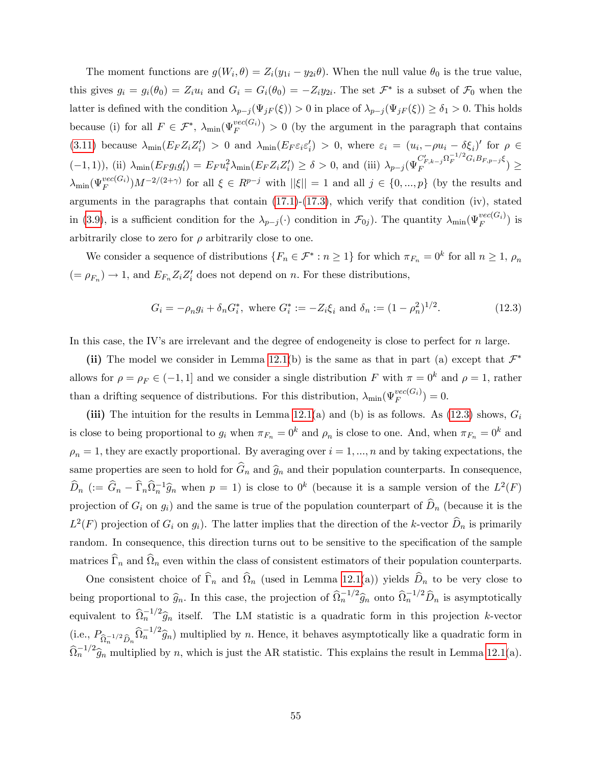The moment functions are $g(W_i, \theta) = Z_i(y_{1i} - y_{2i}\theta)$. When the null value $\theta_0$ is the true value, this gives $g_i = g_i(\theta_0) = Z_i u_i$ and $G_i = G_i(\theta_0) = -Z_i y_{2i}$. The set $\mathcal{F}^*$ is a subset of $\mathcal{F}_0$ when the latter is defined with the condition $\lambda_{p-j}(\Psi_{jF}(\xi)) > 0$ in place of $\lambda_{p-j}(\Psi_{jF}(\xi)) \geq \delta_1 > 0$. This holds because (i) for all $F \in \mathcal{F}^*$, $\lambda_{\min}(\Psi_F^{vec(G_i)}) > 0$ (by the argument in the paragraph that contains (3.11) because $\lambda_{\min}(E_F Z_i Z_i') > 0$ and $\lambda_{\min}(E_F \varepsilon_i \varepsilon_i') > 0$, where $\varepsilon_i = (u_i, -\rho u_i - \delta \xi_i)'$ for $\rho \in (-1, 1)$), (ii) $\lambda_{\min}(E_F g_i g_i') = E_F u_i^2 \lambda_{\min}(E_F Z_i Z_i') \geq \delta > 0$, and (iii) $\lambda_{p-j}(\Psi_F^{C'_{F,k-j}\Omega_F^{-1/2} G_i B_{F,p-j}\xi}) \geq \lambda_{\min}(\Psi_F^{vec(G_i)}) M^{-2/(2+\gamma)}$ for all $\xi \in R^{p-j}$ with $||\xi|| = 1$ and all $j \in \{0, ..., p\}$ (by the results and arguments in the paragraphs that contain (17.1)-(17.3), which verify that condition (iv), stated in (3.9), is a sufficient condition for the $\lambda_{p-j}(\cdot)$ condition in $\mathcal{F}_{0j}$). The quantity $\lambda_{\min}(\Psi_F^{vec(G_i)})$ is arbitrarily close to zero for $\rho$ arbitrarily close to one.

We consider a sequence of distributions $\{F_n \in \mathcal{F}^* : n \geq 1\}$ for which $\pi_{F_n} = 0^k$ for all $n \geq 1$, $\rho_n$ $(= \rho_{F_n}) \to 1$, and $E_{F_n} Z_i Z_i'$ does not depend on $n$. For these distributions,

$$G_i = -\rho_n g_i + \delta_n G_i^*, \text{ where } G_i^* := -Z_i \xi_i \text{ and } \delta_n := (1 - \rho_n^2)^{1/2}. \tag{12.3}$$

In this case, the IV's are irrelevant and the degree of endogeneity is close to perfect for $n$ large.

**(ii)** The model we consider in Lemma 12.1(b) is the same as that in part (a) except that $\mathcal{F}^*$ allows for $\rho = \rho_F \in (-1, 1]$ and we consider a single distribution $F$ with $\pi = 0^k$ and $\rho = 1$, rather than a drifting sequence of distributions. For this distribution, $\lambda_{\min}(\Psi_F^{vec(G_i)}) = 0$.

**(iii)** The intuition for the results in Lemma 12.1(a) and (b) is as follows. As (12.3) shows, $G_i$ is close to being proportional to $g_i$ when $\pi_{F_n} = 0^k$ and $\rho_n$ is close to one. And, when $\pi_{F_n} = 0^k$ and $\rho_n = 1$, they are exactly proportional. By averaging over $i = 1, ..., n$ and by taking expectations, the same properties are seen to hold for $\widehat{G}_n$ and $\widehat{g}_n$ and their population counterparts. In consequence, $\widehat{D}_n$ $(:= \widehat{G}_n - \widehat{\Gamma}_n \widehat{\Omega}_n^{-1} \widehat{g}_n$ when $p = 1)$ is close to $0^k$ (because it is a sample version of the $L^2(F)$ projection of $G_i$ on $g_i$) and the same is true of the population counterpart of $\widehat{D}_n$ (because it is the $L^2(F)$ projection of $G_i$ on $g_i$). The latter implies that the direction of the $k$-vector $\widehat{D}_n$ is primarily random. In consequence, this direction turns out to be sensitive to the specification of the sample matrices $\widehat{\Gamma}_n$ and $\widehat{\Omega}_n$ even within the class of consistent estimators of their population counterparts.

One consistent choice of $\widehat{\Gamma}_n$ and $\widehat{\Omega}_n$ (used in Lemma 12.1(a)) yields $\widehat{D}_n$ to be very close to being proportional to $\widehat{g}_n$. In this case, the projection of $\widehat{\Omega}_n^{-1/2} \widehat{g}_n$ onto $\widehat{\Omega}_n^{-1/2} \widehat{D}_n$ is asymptotically equivalent to $\widehat{\Omega}_n^{-1/2} \widehat{g}_n$ itself. The LM statistic is a quadratic form in this projection $k$-vector (i.e., $P_{\widehat{\Omega}_n^{-1/2} \widehat{D}_n} \widehat{\Omega}_n^{-1/2} \widehat{g}_n$) multiplied by $n$. Hence, it behaves asymptotically like a quadratic form in $\widehat{\Omega}_n^{-1/2} \widehat{g}_n$ multiplied by $n$, which is just the AR statistic. This explains the result in Lemma 12.1(a).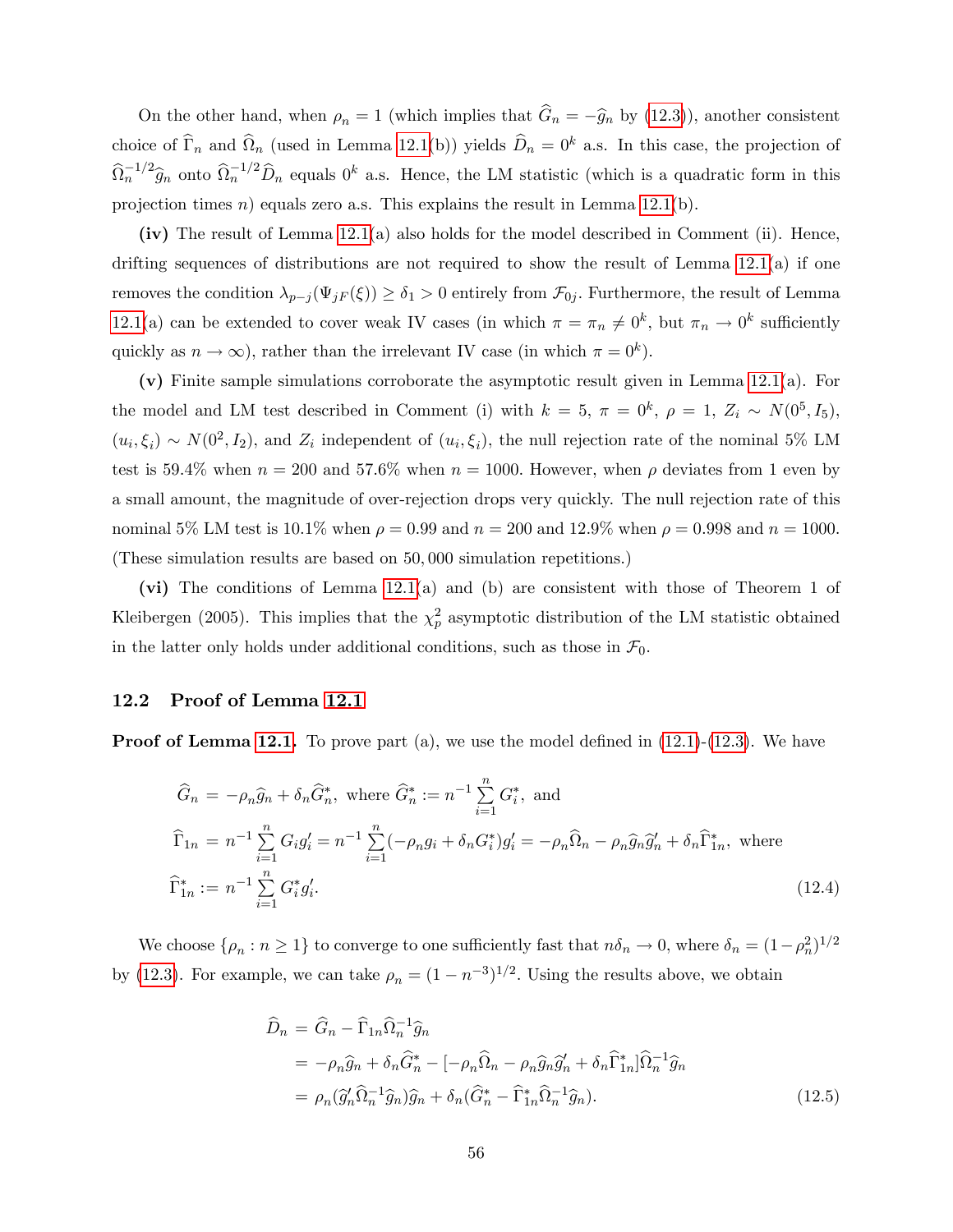On the other hand, when $\rho_n = 1$ (which implies that $\widehat{G}_n = -\widehat{g}_n$ by (12.3)), another consistent choice of $\widehat{\Gamma}_n$ and $\widehat{\Omega}_n$ (used in Lemma 12.1(b)) yields $\widehat{D}_n = 0^k$ a.s. In this case, the projection of $\widehat{\Omega}_n^{-1/2}\widehat{g}_n$ onto $\widehat{\Omega}_n^{-1/2}\widehat{D}_n$ equals $0^k$ a.s. Hence, the LM statistic (which is a quadratic form in this projection times $n$) equals zero a.s. This explains the result in Lemma 12.1(b).

**(iv)** The result of Lemma 12.1(a) also holds for the model described in Comment (ii). Hence, drifting sequences of distributions are not required to show the result of Lemma 12.1(a) if one removes the condition $\lambda_{p-j}(\Psi_{jF}(\xi)) \geq \delta_1 > 0$ entirely from $\mathcal{F}_{0j}$. Furthermore, the result of Lemma 12.1(a) can be extended to cover weak IV cases (in which $\pi = \pi_n \neq 0^k$, but $\pi_n \to 0^k$ sufficiently quickly as $n \to \infty$), rather than the irrelevant IV case (in which $\pi = 0^k$).

**(v)** Finite sample simulations corroborate the asymptotic result given in Lemma 12.1(a). For the model and LM test described in Comment (i) with $k = 5$, $\pi = 0^k$, $\rho = 1$, $Z_i \sim N(0^5, I_5)$, $(u_i, \xi_i) \sim N(0^2, I_2)$, and $Z_i$ independent of $(u_i, \xi_i)$, the null rejection rate of the nominal 5% LM test is 59.4% when $n = 200$ and 57.6% when $n = 1000$. However, when $\rho$ deviates from 1 even by a small amount, the magnitude of over-rejection drops very quickly. The null rejection rate of this nominal 5% LM test is 10.1% when $\rho = 0.99$ and $n = 200$ and 12.9% when $\rho = 0.998$ and $n = 1000$. (These simulation results are based on 50,000 simulation repetitions.)

**(vi)** The conditions of Lemma 12.1(a) and (b) are consistent with those of Theorem 1 of Kleibergen (2005). This implies that the $\chi^2_p$ asymptotic distribution of the LM statistic obtained in the latter only holds under additional conditions, such as those in $\mathcal{F}_0$.

## 12.2 Proof of Lemma 12.1

**Proof of Lemma 12.1.** To prove part (a), we use the model defined in (12.1)-(12.3). We have

$$
\begin{aligned}
\widehat{G}_n &= -\rho_n \widehat{g}_n + \delta_n \widehat{G}_n^*, \text{ where } \widehat{G}_n^* := n^{-1}\sum_{i=1}^n G_i^*, \text{ and} \\
\widehat{\Gamma}_{1n} &= n^{-1}\sum_{i=1}^n G_i g_i' = n^{-1}\sum_{i=1}^n (-\rho_n g_i + \delta_n G_i^*) g_i' = -\rho_n \widehat{\Omega}_n - \rho_n \widehat{g}_n \widehat{g}_n' + \delta_n \widehat{\Gamma}_{1n}^*, \text{ where} \\
\widehat{\Gamma}_{1n}^* &:= n^{-1}\sum_{i=1}^n G_i^* g_i'. \qquad (12.4)
\end{aligned}
$$

We choose $\{\rho_n : n \geq 1\}$ to converge to one sufficiently fast that $n\delta_n \to 0$, where $\delta_n = (1-\rho_n^2)^{1/2}$ by (12.3). For example, we can take $\rho_n = (1 - n^{-3})^{1/2}$. Using the results above, we obtain

$$
\begin{aligned}
\widehat{D}_n &= \widehat{G}_n - \widehat{\Gamma}_{1n}\widehat{\Omega}_n^{-1}\widehat{g}_n \\
&= -\rho_n \widehat{g}_n + \delta_n \widehat{G}_n^* - [-\rho_n \widehat{\Omega}_n - \rho_n \widehat{g}_n \widehat{g}_n' + \delta_n \widehat{\Gamma}_{1n}^*]\widehat{\Omega}_n^{-1}\widehat{g}_n \\
&= \rho_n (\widehat{g}_n' \widehat{\Omega}_n^{-1} \widehat{g}_n)\widehat{g}_n + \delta_n (\widehat{G}_n^* - \widehat{\Gamma}_{1n}^* \widehat{\Omega}_n^{-1} \widehat{g}_n). \qquad (12.5)
\end{aligned}
$$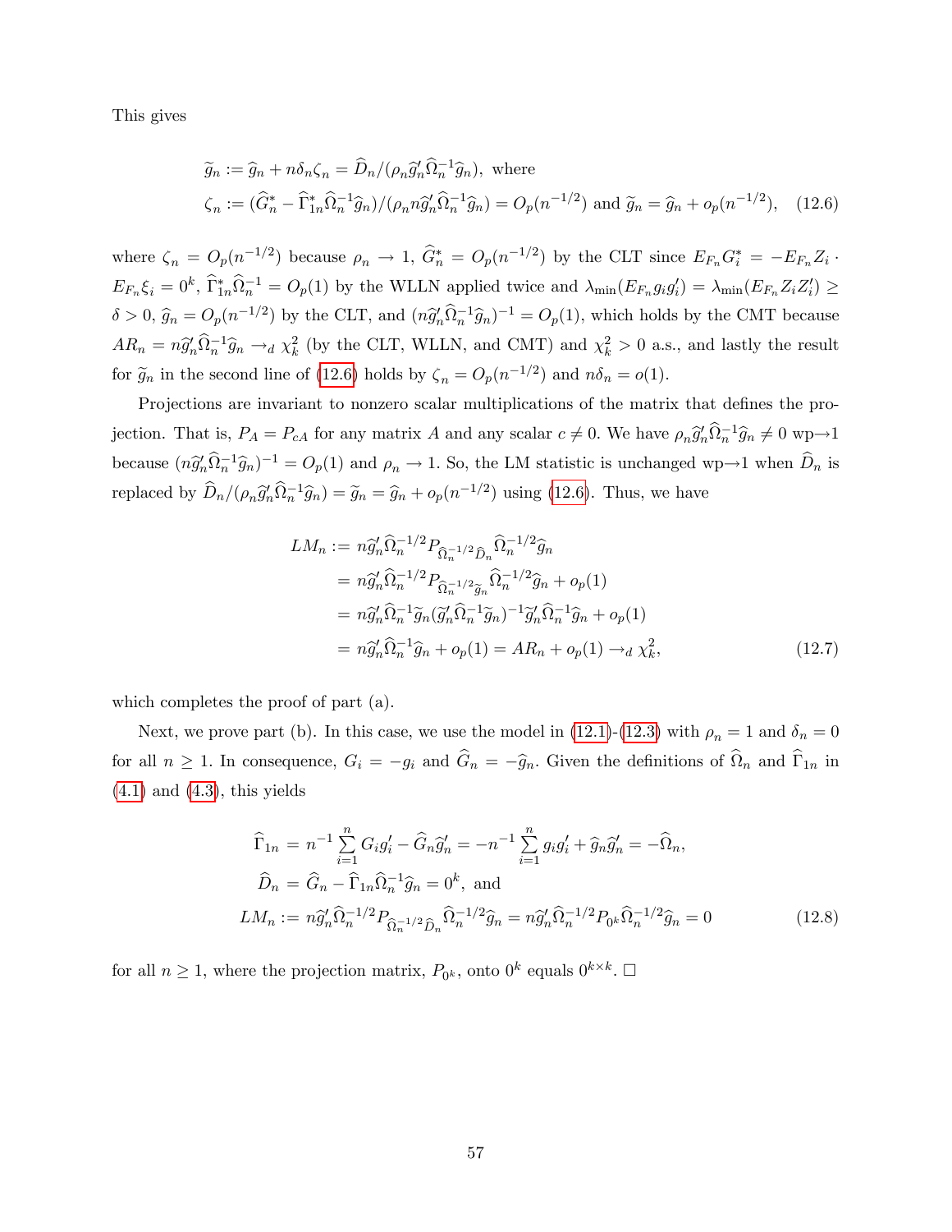This gives

$$\widetilde{g}_n := \widehat{g}_n + n\delta_n \zeta_n = \widehat{D}_n/(\rho_n \widehat{g}_n' \widehat{\Omega}_n^{-1}\widehat{g}_n), \text{ where}$$
$$\zeta_n := (\widehat{G}_n^* - \widehat{\Gamma}_{1n}^* \widehat{\Omega}_n^{-1}\widehat{g}_n)/(\rho_n n \widehat{g}_n' \widehat{\Omega}_n^{-1}\widehat{g}_n) = O_p(n^{-1/2}) \text{ and } \widetilde{g}_n = \widehat{g}_n + o_p(n^{-1/2}), \tag{12.6}$$

where $\zeta_n = O_p(n^{-1/2})$ because $\rho_n \to 1$, $\widehat{G}_n^* = O_p(n^{-1/2})$ by the CLT since $E_{F_n} G_i^* = -E_{F_n} Z_i \cdot E_{F_n} \xi_i = 0^k$, $\widehat{\Gamma}_{1n}^* \widehat{\Omega}_n^{-1} = O_p(1)$ by the WLLN applied twice and $\lambda_{\min}(E_{F_n} g_i g_i') = \lambda_{\min}(E_{F_n} Z_i Z_i') \geq \delta > 0$, $\widehat{g}_n = O_p(n^{-1/2})$ by the CLT, and $(n\widehat{g}_n' \widehat{\Omega}_n^{-1}\widehat{g}_n)^{-1} = O_p(1)$, which holds by the CMT because $AR_n = n\widehat{g}_n' \widehat{\Omega}_n^{-1}\widehat{g}_n \to_d \chi_k^2$ (by the CLT, WLLN, and CMT) and $\chi_k^2 > 0$ a.s., and lastly the result for $\widetilde{g}_n$ in the second line of (12.6) holds by $\zeta_n = O_p(n^{-1/2})$ and $n\delta_n = o(1)$.

Projections are invariant to nonzero scalar multiplications of the matrix that defines the projection. That is, $P_A = P_{cA}$ for any matrix $A$ and any scalar $c \neq 0$. We have $\rho_n \widehat{g}_n' \widehat{\Omega}_n^{-1}\widehat{g}_n \neq 0$ wp$\to$1 because $(n\widehat{g}_n' \widehat{\Omega}_n^{-1}\widehat{g}_n)^{-1} = O_p(1)$ and $\rho_n \to 1$. So, the LM statistic is unchanged wp$\to$1 when $\widehat{D}_n$ is replaced by $\widehat{D}_n/(\rho_n \widehat{g}_n' \widehat{\Omega}_n^{-1}\widehat{g}_n) = \widetilde{g}_n = \widehat{g}_n + o_p(n^{-1/2})$ using (12.6). Thus, we have

$$\begin{aligned}
LM_n &:= n\widehat{g}_n' \widehat{\Omega}_n^{-1/2} P_{\widehat{\Omega}_n^{-1/2}\widehat{D}_n} \widehat{\Omega}_n^{-1/2}\widehat{g}_n \\
&= n\widehat{g}_n' \widehat{\Omega}_n^{-1/2} P_{\widehat{\Omega}_n^{-1/2}\widetilde{g}_n} \widehat{\Omega}_n^{-1/2}\widehat{g}_n + o_p(1) \\
&= n\widehat{g}_n' \widehat{\Omega}_n^{-1}\widetilde{g}_n (\widetilde{g}_n' \widehat{\Omega}_n^{-1}\widetilde{g}_n)^{-1} \widetilde{g}_n' \widehat{\Omega}_n^{-1}\widehat{g}_n + o_p(1) \\
&= n\widehat{g}_n' \widehat{\Omega}_n^{-1}\widehat{g}_n + o_p(1) = AR_n + o_p(1) \to_d \chi_k^2,
\end{aligned} \tag{12.7}$$

which completes the proof of part (a).

Next, we prove part (b). In this case, we use the model in (12.1)-(12.3) with $\rho_n = 1$ and $\delta_n = 0$ for all $n \geq 1$. In consequence, $G_i = -g_i$ and $\widehat{G}_n = -\widehat{g}_n$. Given the definitions of $\widehat{\Omega}_n$ and $\widehat{\Gamma}_{1n}$ in (4.1) and (4.3), this yields

$$\begin{aligned}
\widehat{\Gamma}_{1n} &= n^{-1}\sum_{i=1}^n G_i g_i' - \widehat{G}_n \widehat{g}_n' = -n^{-1}\sum_{i=1}^n g_i g_i' + \widehat{g}_n \widehat{g}_n' = -\widehat{\Omega}_n, \\
\widehat{D}_n &= \widehat{G}_n - \widehat{\Gamma}_{1n}\widehat{\Omega}_n^{-1}\widehat{g}_n = 0^k, \text{ and} \\
LM_n &:= n\widehat{g}_n' \widehat{\Omega}_n^{-1/2} P_{\widehat{\Omega}_n^{-1/2}\widehat{D}_n} \widehat{\Omega}_n^{-1/2}\widehat{g}_n = n\widehat{g}_n' \widehat{\Omega}_n^{-1/2} P_{0^k} \widehat{\Omega}_n^{-1/2}\widehat{g}_n = 0
\end{aligned} \tag{12.8}$$

for all $n \geq 1$, where the projection matrix, $P_{0^k}$, onto $0^k$ equals $0^{k \times k}$. □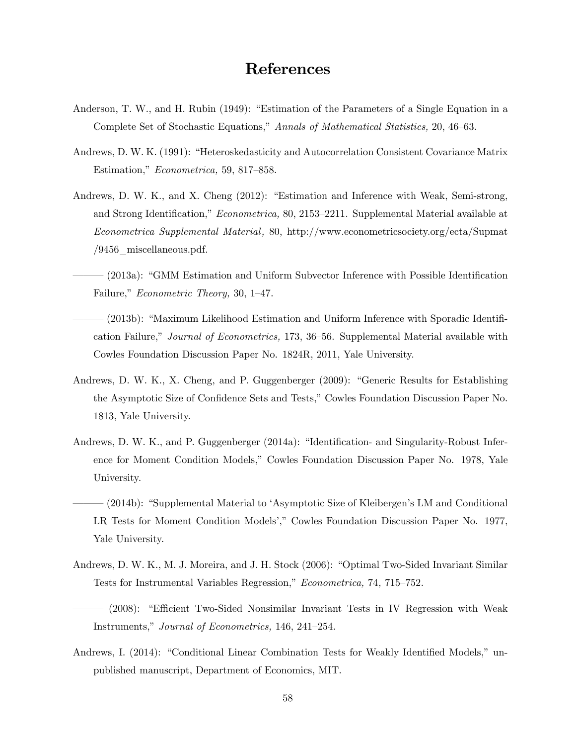# References

Anderson, T. W., and H. Rubin (1949): "Estimation of the Parameters of a Single Equation in a Complete Set of Stochastic Equations," *Annals of Mathematical Statistics,* 20, 46–63.

Andrews, D. W. K. (1991): "Heteroskedasticity and Autocorrelation Consistent Covariance Matrix Estimation," *Econometrica,* 59, 817–858.

Andrews, D. W. K., and X. Cheng (2012): "Estimation and Inference with Weak, Semi-strong, and Strong Identification," *Econometrica,* 80, 2153–2211. Supplemental Material available at *Econometrica Supplemental Material,* 80, http://www.econometricsociety.org/ecta/Supmat/9456_miscellaneous.pdf.

——— (2013a): "GMM Estimation and Uniform Subvector Inference with Possible Identification Failure," *Econometric Theory,* 30, 1–47.

——— (2013b): "Maximum Likelihood Estimation and Uniform Inference with Sporadic Identification Failure," *Journal of Econometrics,* 173, 36–56. Supplemental Material available with Cowles Foundation Discussion Paper No. 1824R, 2011, Yale University.

Andrews, D. W. K., X. Cheng, and P. Guggenberger (2009): "Generic Results for Establishing the Asymptotic Size of Confidence Sets and Tests," Cowles Foundation Discussion Paper No. 1813, Yale University.

Andrews, D. W. K., and P. Guggenberger (2014a): "Identification- and Singularity-Robust Inference for Moment Condition Models," Cowles Foundation Discussion Paper No. 1978, Yale University.

——— (2014b): "Supplemental Material to 'Asymptotic Size of Kleibergen's LM and Conditional LR Tests for Moment Condition Models'," Cowles Foundation Discussion Paper No. 1977, Yale University.

Andrews, D. W. K., M. J. Moreira, and J. H. Stock (2006): "Optimal Two-Sided Invariant Similar Tests for Instrumental Variables Regression," *Econometrica,* 74, 715–752.

——— (2008): "Efficient Two-Sided Nonsimilar Invariant Tests in IV Regression with Weak Instruments," *Journal of Econometrics,* 146, 241–254.

Andrews, I. (2014): "Conditional Linear Combination Tests for Weakly Identified Models," unpublished manuscript, Department of Economics, MIT.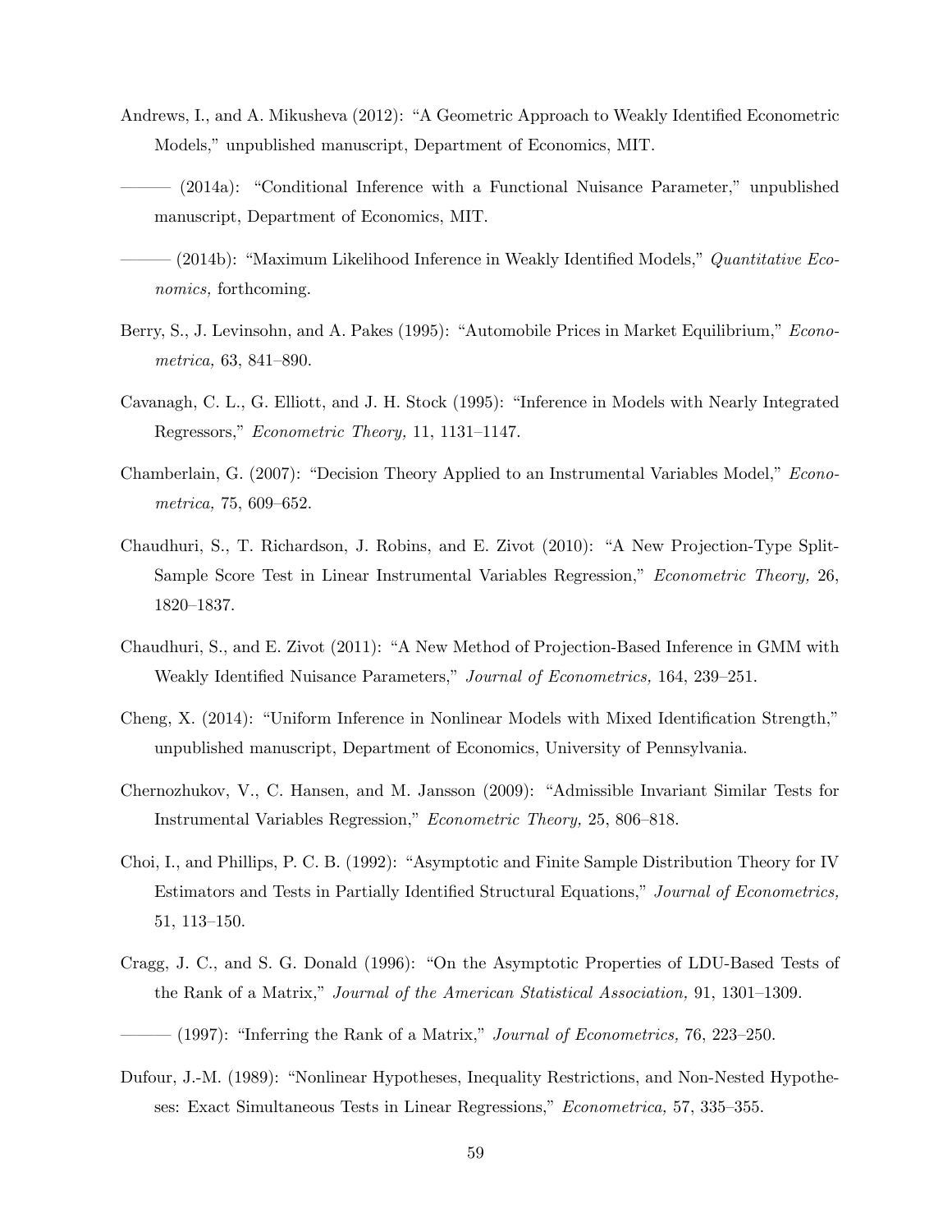Andrews, I., and A. Mikusheva (2012): "A Geometric Approach to Weakly Identified Econometric Models," unpublished manuscript, Department of Economics, MIT.

——— (2014a): "Conditional Inference with a Functional Nuisance Parameter," unpublished manuscript, Department of Economics, MIT.

——— (2014b): "Maximum Likelihood Inference in Weakly Identified Models," *Quantitative Economics,* forthcoming.

Berry, S., J. Levinsohn, and A. Pakes (1995): "Automobile Prices in Market Equilibrium," *Econometrica,* 63, 841–890.

Cavanagh, C. L., G. Elliott, and J. H. Stock (1995): "Inference in Models with Nearly Integrated Regressors," *Econometric Theory,* 11, 1131–1147.

Chamberlain, G. (2007): "Decision Theory Applied to an Instrumental Variables Model," *Econometrica,* 75, 609–652.

Chaudhuri, S., T. Richardson, J. Robins, and E. Zivot (2010): "A New Projection-Type Split-Sample Score Test in Linear Instrumental Variables Regression," *Econometric Theory,* 26, 1820–1837.

Chaudhuri, S., and E. Zivot (2011): "A New Method of Projection-Based Inference in GMM with Weakly Identified Nuisance Parameters," *Journal of Econometrics,* 164, 239–251.

Cheng, X. (2014): "Uniform Inference in Nonlinear Models with Mixed Identification Strength," unpublished manuscript, Department of Economics, University of Pennsylvania.

Chernozhukov, V., C. Hansen, and M. Jansson (2009): "Admissible Invariant Similar Tests for Instrumental Variables Regression," *Econometric Theory,* 25, 806–818.

Choi, I., and Phillips, P. C. B. (1992): "Asymptotic and Finite Sample Distribution Theory for IV Estimators and Tests in Partially Identified Structural Equations," *Journal of Econometrics,* 51, 113–150.

Cragg, J. C., and S. G. Donald (1996): "On the Asymptotic Properties of LDU-Based Tests of the Rank of a Matrix," *Journal of the American Statistical Association,* 91, 1301–1309.

——— (1997): "Inferring the Rank of a Matrix," *Journal of Econometrics,* 76, 223–250.

Dufour, J.-M. (1989): "Nonlinear Hypotheses, Inequality Restrictions, and Non-Nested Hypotheses: Exact Simultaneous Tests in Linear Regressions," *Econometrica,* 57, 335–355.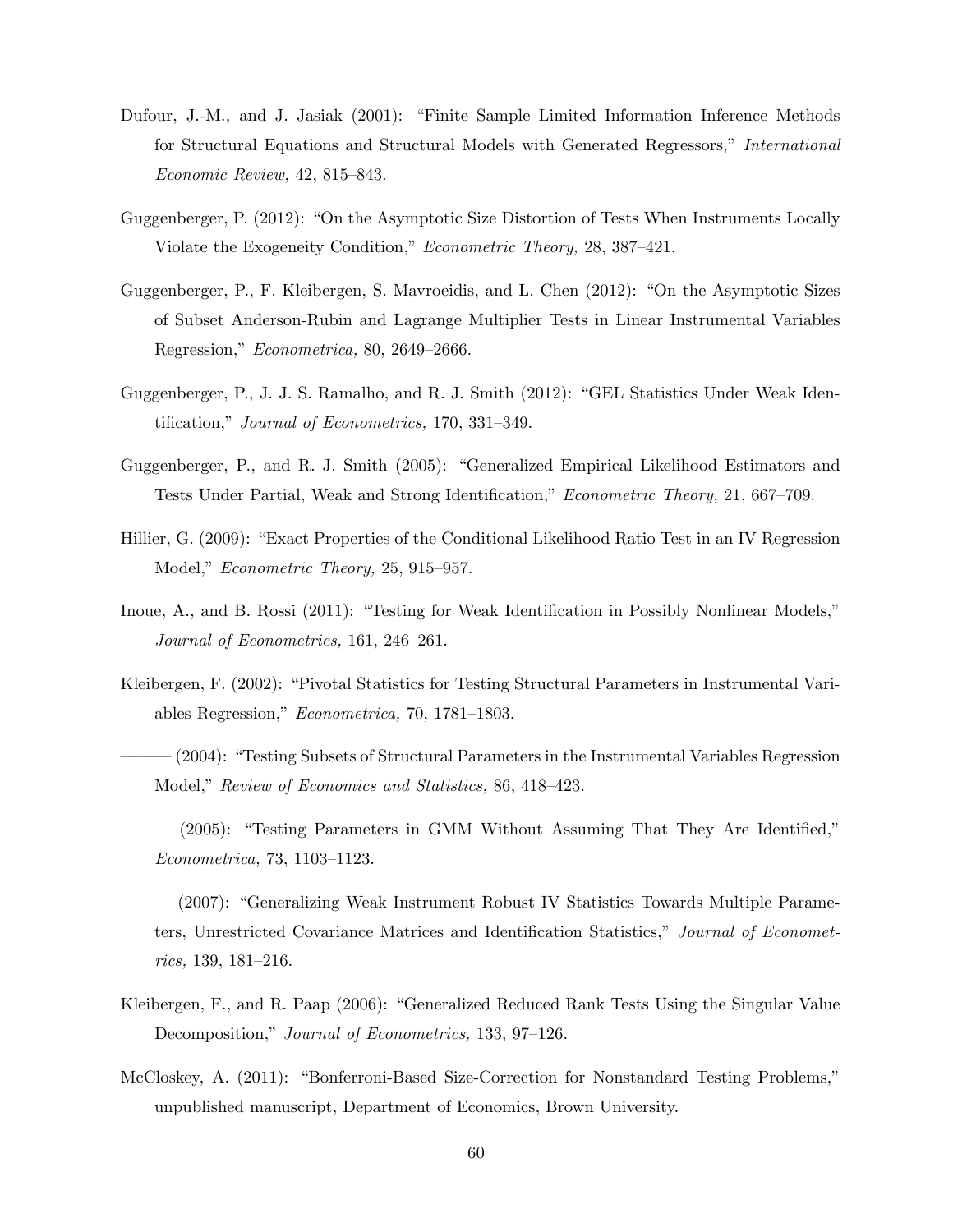Dufour, J.-M., and J. Jasiak (2001): "Finite Sample Limited Information Inference Methods for Structural Equations and Structural Models with Generated Regressors," *International Economic Review,* 42, 815–843.

Guggenberger, P. (2012): "On the Asymptotic Size Distortion of Tests When Instruments Locally Violate the Exogeneity Condition," *Econometric Theory,* 28, 387–421.

Guggenberger, P., F. Kleibergen, S. Mavroeidis, and L. Chen (2012): "On the Asymptotic Sizes of Subset Anderson-Rubin and Lagrange Multiplier Tests in Linear Instrumental Variables Regression," *Econometrica,* 80, 2649–2666.

Guggenberger, P., J. J. S. Ramalho, and R. J. Smith (2012): "GEL Statistics Under Weak Identification," *Journal of Econometrics,* 170, 331–349.

Guggenberger, P., and R. J. Smith (2005): "Generalized Empirical Likelihood Estimators and Tests Under Partial, Weak and Strong Identification," *Econometric Theory,* 21, 667–709.

Hillier, G. (2009): "Exact Properties of the Conditional Likelihood Ratio Test in an IV Regression Model," *Econometric Theory,* 25, 915–957.

Inoue, A., and B. Rossi (2011): "Testing for Weak Identification in Possibly Nonlinear Models," *Journal of Econometrics,* 161, 246–261.

Kleibergen, F. (2002): "Pivotal Statistics for Testing Structural Parameters in Instrumental Variables Regression," *Econometrica,* 70, 1781–1803.

——— (2004): "Testing Subsets of Structural Parameters in the Instrumental Variables Regression Model," *Review of Economics and Statistics,* 86, 418–423.

——— (2005): "Testing Parameters in GMM Without Assuming That They Are Identified," *Econometrica,* 73, 1103–1123.

——— (2007): "Generalizing Weak Instrument Robust IV Statistics Towards Multiple Parameters, Unrestricted Covariance Matrices and Identification Statistics," *Journal of Econometrics,* 139, 181–216.

Kleibergen, F., and R. Paap (2006): "Generalized Reduced Rank Tests Using the Singular Value Decomposition," *Journal of Econometrics,* 133, 97–126.

McCloskey, A. (2011): "Bonferroni-Based Size-Correction for Nonstandard Testing Problems," unpublished manuscript, Department of Economics, Brown University.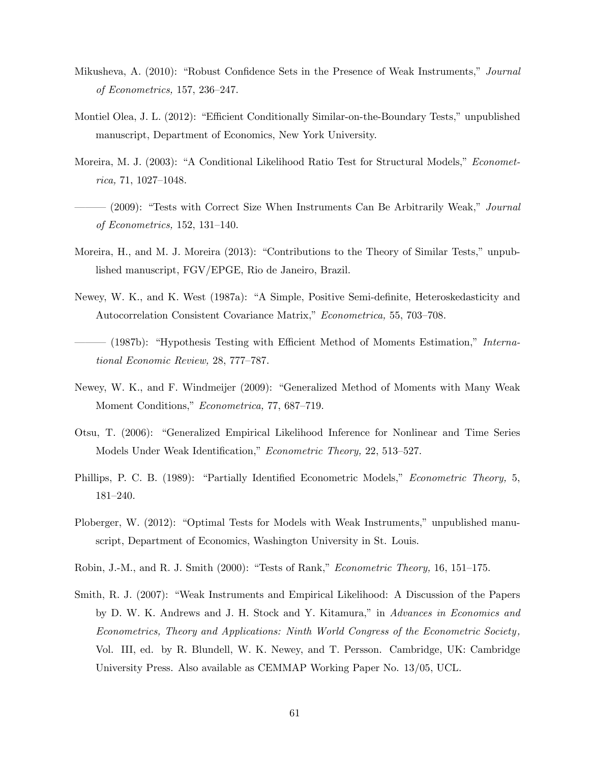Mikusheva, A. (2010): "Robust Confidence Sets in the Presence of Weak Instruments," *Journal of Econometrics,* 157, 236–247.

Montiel Olea, J. L. (2012): "Efficient Conditionally Similar-on-the-Boundary Tests," unpublished manuscript, Department of Economics, New York University.

Moreira, M. J. (2003): "A Conditional Likelihood Ratio Test for Structural Models," *Econometrica,* 71, 1027–1048.

——— (2009): "Tests with Correct Size When Instruments Can Be Arbitrarily Weak," *Journal of Econometrics,* 152, 131–140.

Moreira, H., and M. J. Moreira (2013): "Contributions to the Theory of Similar Tests," unpublished manuscript, FGV/EPGE, Rio de Janeiro, Brazil.

Newey, W. K., and K. West (1987a): "A Simple, Positive Semi-definite, Heteroskedasticity and Autocorrelation Consistent Covariance Matrix," *Econometrica,* 55, 703–708.

——— (1987b): "Hypothesis Testing with Efficient Method of Moments Estimation," *International Economic Review,* 28, 777–787.

Newey, W. K., and F. Windmeijer (2009): "Generalized Method of Moments with Many Weak Moment Conditions," *Econometrica,* 77, 687–719.

Otsu, T. (2006): "Generalized Empirical Likelihood Inference for Nonlinear and Time Series Models Under Weak Identification," *Econometric Theory,* 22, 513–527.

Phillips, P. C. B. (1989): "Partially Identified Econometric Models," *Econometric Theory,* 5, 181–240.

Ploberger, W. (2012): "Optimal Tests for Models with Weak Instruments," unpublished manuscript, Department of Economics, Washington University in St. Louis.

Robin, J.-M., and R. J. Smith (2000): "Tests of Rank," *Econometric Theory,* 16, 151–175.

Smith, R. J. (2007): "Weak Instruments and Empirical Likelihood: A Discussion of the Papers by D. W. K. Andrews and J. H. Stock and Y. Kitamura," in *Advances in Economics and Econometrics, Theory and Applications: Ninth World Congress of the Econometric Society,* Vol. III, ed. by R. Blundell, W. K. Newey, and T. Persson. Cambridge, UK: Cambridge University Press. Also available as CEMMAP Working Paper No. 13/05, UCL.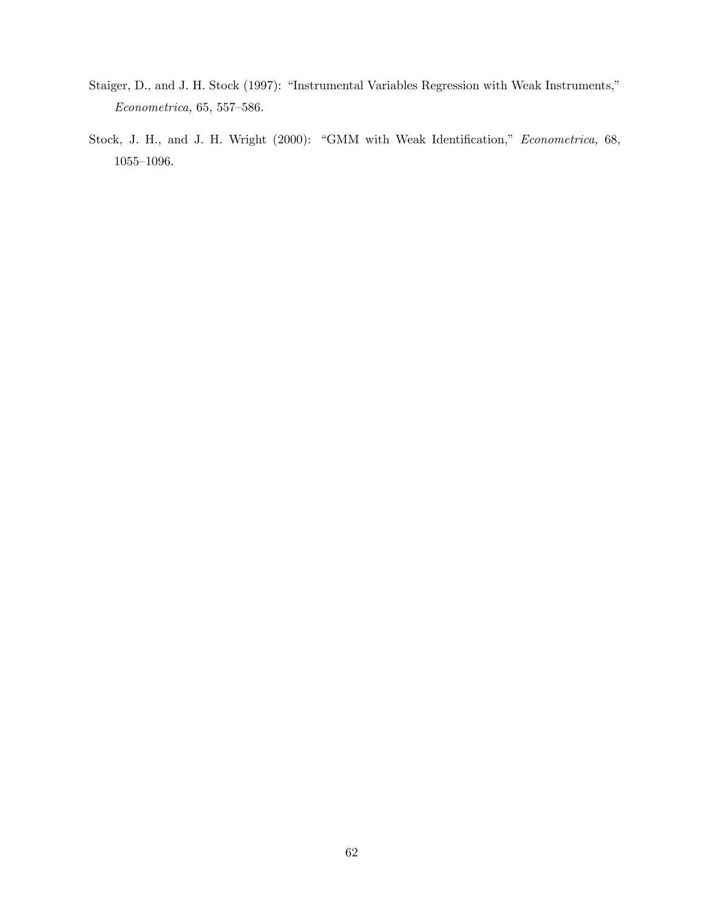Staiger, D., and J. H. Stock (1997): "Instrumental Variables Regression with Weak Instruments," *Econometrica,* 65, 557–586.

Stock, J. H., and J. H. Wright (2000): "GMM with Weak Identification," *Econometrica,* 68, 1055–1096.